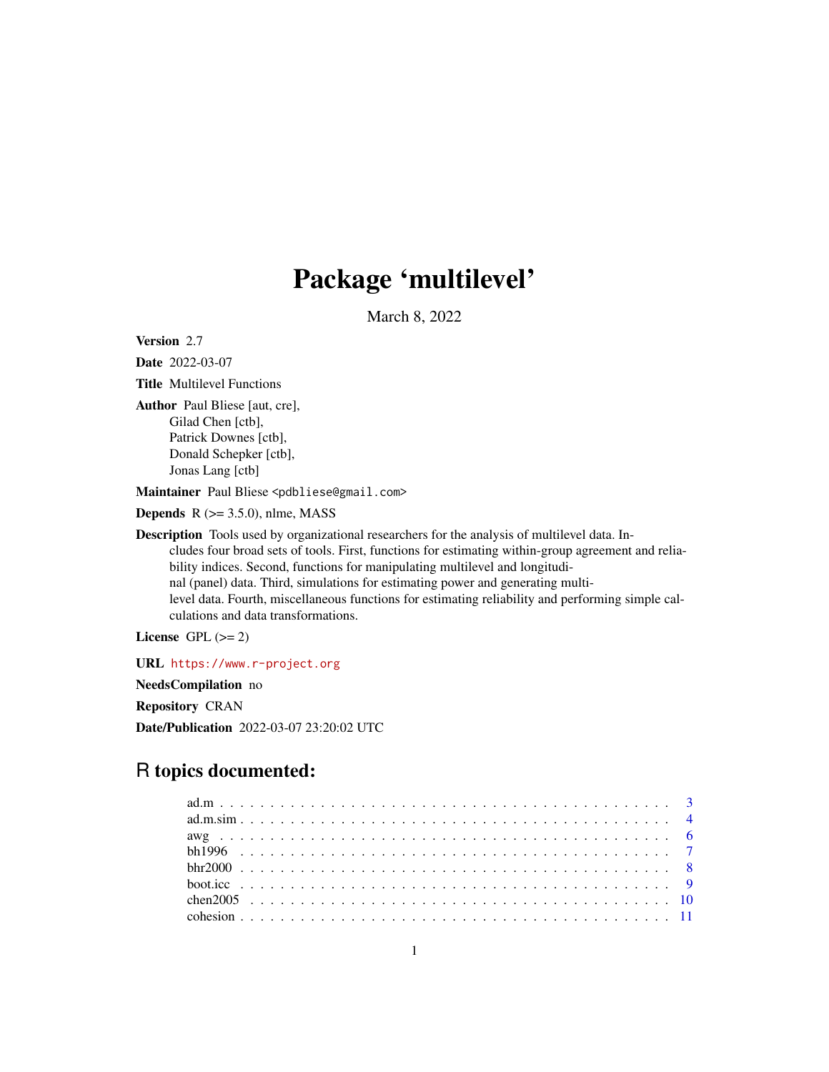# Package 'multilevel'

March 8, 2022

**Version** 2.7

**Date** 2022-03-07

**Title** Multilevel Functions

**Author** Paul Bliese [aut, cre],
Gilad Chen [ctb],
Patrick Downes [ctb],
Donald Schepker [ctb],
Jonas Lang [ctb]

**Maintainer** Paul Bliese <pdbliese@gmail.com>

**Depends** R (>= 3.5.0), nlme, MASS

**Description** Tools used by organizational researchers for the analysis of multilevel data. Includes four broad sets of tools. First, functions for estimating within-group agreement and reliability indices. Second, functions for manipulating multilevel and longitudinal (panel) data. Third, simulations for estimating power and generating multilevel data. Fourth, miscellaneous functions for estimating reliability and performing simple calculations and data transformations.

**License** GPL (>= 2)

**URL** https://www.r-project.org

**NeedsCompilation** no

**Repository** CRAN

**Date/Publication** 2022-03-07 23:20:02 UTC

## R topics documented:

- ad.m . . . 3
- ad.m.sim . . . 4
- awg . . . 6
- bh1996 . . . 7
- bhr2000 . . . 8
- boot.icc . . . 9
- chen2005 . . . 10
- cohesion . . . 11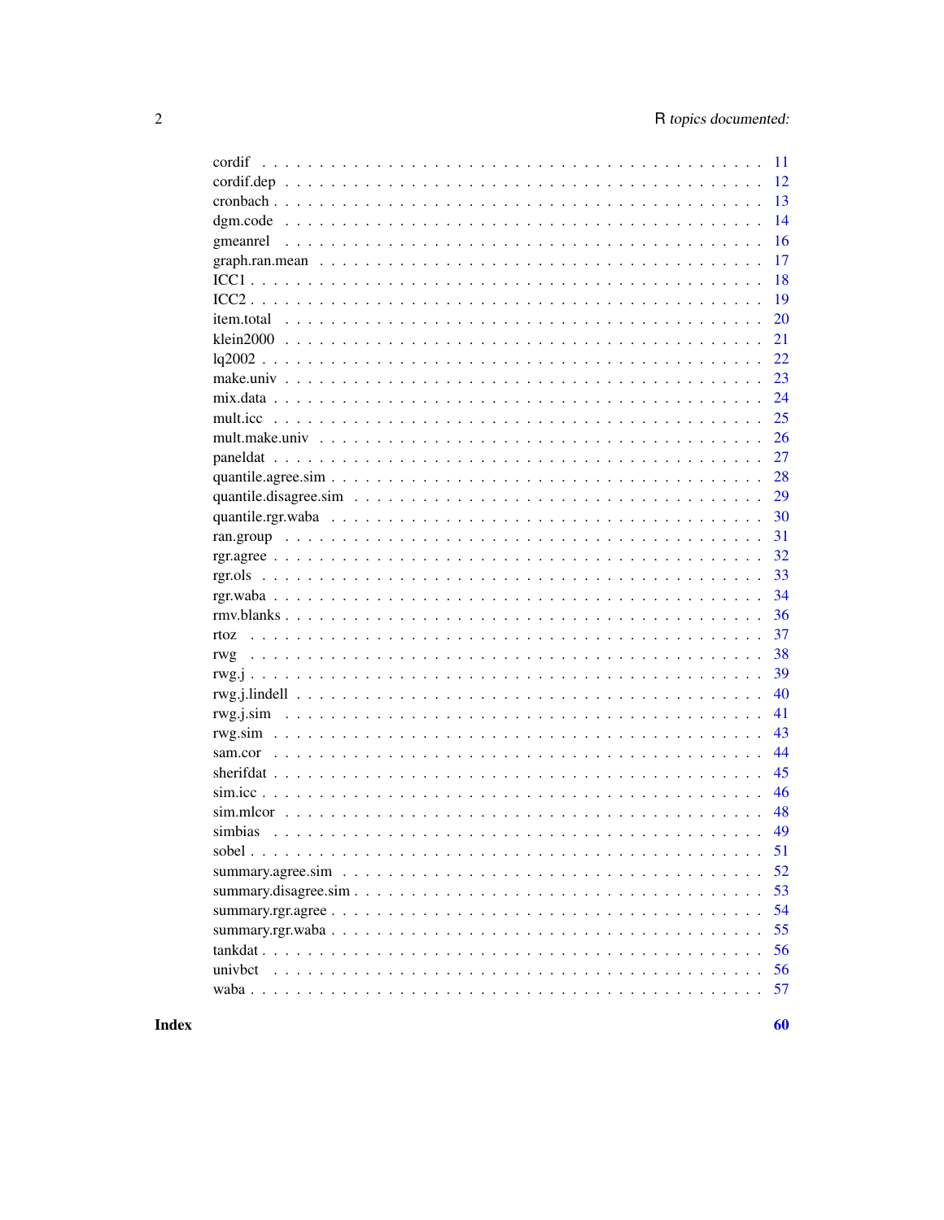| | |
|---|---|
| cordif | 11 |
| cordif.dep | 12 |
| cronbach | 13 |
| dgm.code | 14 |
| gmeanrel | 16 |
| graph.ran.mean | 17 |
| ICC1 | 18 |
| ICC2 | 19 |
| item.total | 20 |
| klein2000 | 21 |
| lq2002 | 22 |
| make.univ | 23 |
| mix.data | 24 |
| mult.icc | 25 |
| mult.make.univ | 26 |
| paneldat | 27 |
| quantile.agree.sim | 28 |
| quantile.disagree.sim | 29 |
| quantile.rgr.waba | 30 |
| ran.group | 31 |
| rgr.agree | 32 |
| rgr.ols | 33 |
| rgr.waba | 34 |
| rmv.blanks | 36 |
| rtoz | 37 |
| rwg | 38 |
| rwg.j | 39 |
| rwg.j.lindell | 40 |
| rwg.j.sim | 41 |
| rwg.sim | 43 |
| sam.cor | 44 |
| sherifdat | 45 |
| sim.icc | 46 |
| sim.mlcor | 48 |
| simbias | 49 |
| sobel | 51 |
| summary.agree.sim | 52 |
| summary.disagree.sim | 53 |
| summary.rgr.agree | 54 |
| summary.rgr.waba | 55 |
| tankdat | 56 |
| univbct | 56 |
| waba | 57 |

**Index** **60**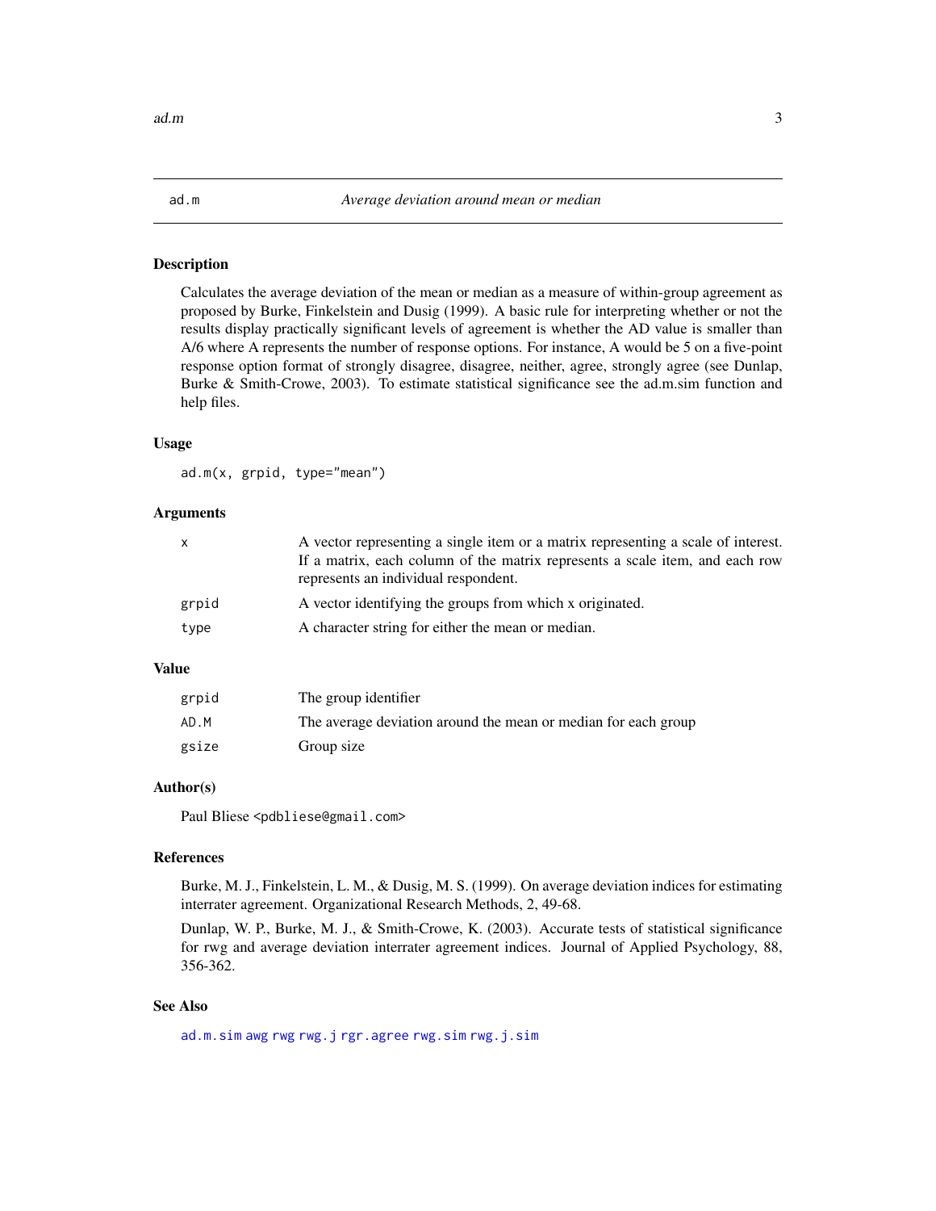## ad.m *Average deviation around mean or median*

### Description

Calculates the average deviation of the mean or median as a measure of within-group agreement as proposed by Burke, Finkelstein and Dusig (1999). A basic rule for interpreting whether or not the results display practically significant levels of agreement is whether the AD value is smaller than A/6 where A represents the number of response options. For instance, A would be 5 on a five-point response option format of strongly disagree, disagree, neither, agree, strongly agree (see Dunlap, Burke & Smith-Crowe, 2003). To estimate statistical significance see the ad.m.sim function and help files.

### Usage

```
ad.m(x, grpid, type="mean")
```

### Arguments

| | |
|---|---|
| `x` | A vector representing a single item or a matrix representing a scale of interest. If a matrix, each column of the matrix represents a scale item, and each row represents an individual respondent. |
| `grpid` | A vector identifying the groups from which x originated. |
| `type` | A character string for either the mean or median. |

### Value

| | |
|---|---|
| `grpid` | The group identifier |
| `AD.M` | The average deviation around the mean or median for each group |
| `gsize` | Group size |

### Author(s)

Paul Bliese <pdbliese@gmail.com>

### References

Burke, M. J., Finkelstein, L. M., & Dusig, M. S. (1999). On average deviation indices for estimating interrater agreement. Organizational Research Methods, 2, 49-68.

Dunlap, W. P., Burke, M. J., & Smith-Crowe, K. (2003). Accurate tests of statistical significance for rwg and average deviation interrater agreement indices. Journal of Applied Psychology, 88, 356-362.

### See Also

`ad.m.sim` `awg` `rwg` `rwg.j` `rgr.agree` `rwg.sim` `rwg.j.sim`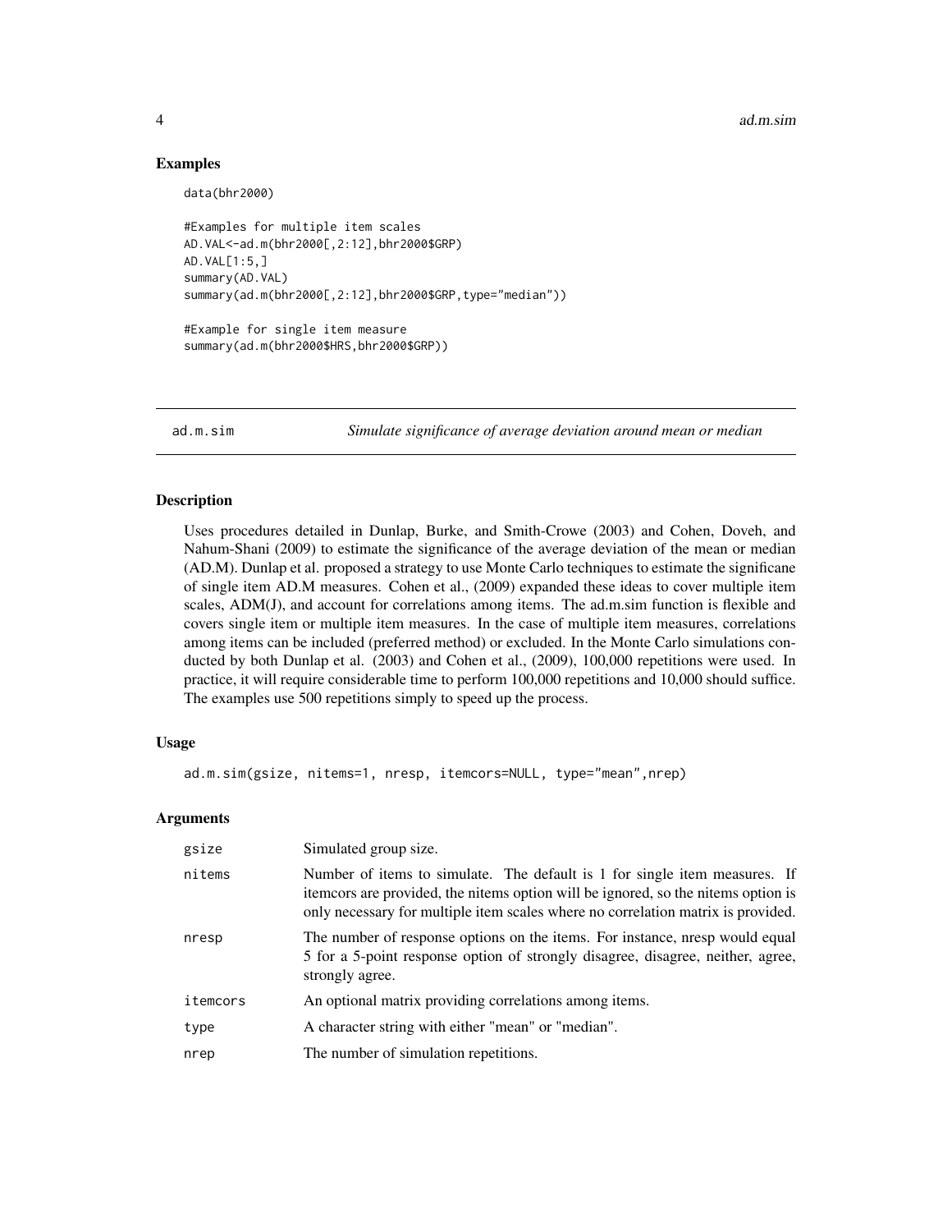## Examples

```
data(bhr2000)

#Examples for multiple item scales
AD.VAL<-ad.m(bhr2000[,2:12],bhr2000$GRP)
AD.VAL[1:5,]
summary(AD.VAL)
summary(ad.m(bhr2000[,2:12],bhr2000$GRP,type="median"))

#Example for single item measure
summary(ad.m(bhr2000$HRS,bhr2000$GRP))
```

---

# ad.m.sim — *Simulate significance of average deviation around mean or median*

## Description

Uses procedures detailed in Dunlap, Burke, and Smith-Crowe (2003) and Cohen, Doveh, and Nahum-Shani (2009) to estimate the significance of the average deviation of the mean or median (AD.M). Dunlap et al. proposed a strategy to use Monte Carlo techniques to estimate the significane of single item AD.M measures. Cohen et al., (2009) expanded these ideas to cover multiple item scales, ADM(J), and account for correlations among items. The ad.m.sim function is flexible and covers single item or multiple item measures. In the case of multiple item measures, correlations among items can be included (preferred method) or excluded. In the Monte Carlo simulations conducted by both Dunlap et al. (2003) and Cohen et al., (2009), 100,000 repetitions were used. In practice, it will require considerable time to perform 100,000 repetitions and 10,000 should suffice. The examples use 500 repetitions simply to speed up the process.

## Usage

```
ad.m.sim(gsize, nitems=1, nresp, itemcors=NULL, type="mean",nrep)
```

## Arguments

| | |
|---|---|
| gsize | Simulated group size. |
| nitems | Number of items to simulate. The default is 1 for single item measures. If itemcors are provided, the nitems option will be ignored, so the nitems option is only necessary for multiple item scales where no correlation matrix is provided. |
| nresp | The number of response options on the items. For instance, nresp would equal 5 for a 5-point response option of strongly disagree, disagree, neither, agree, strongly agree. |
| itemcors | An optional matrix providing correlations among items. |
| type | A character string with either "mean" or "median". |
| nrep | The number of simulation repetitions. |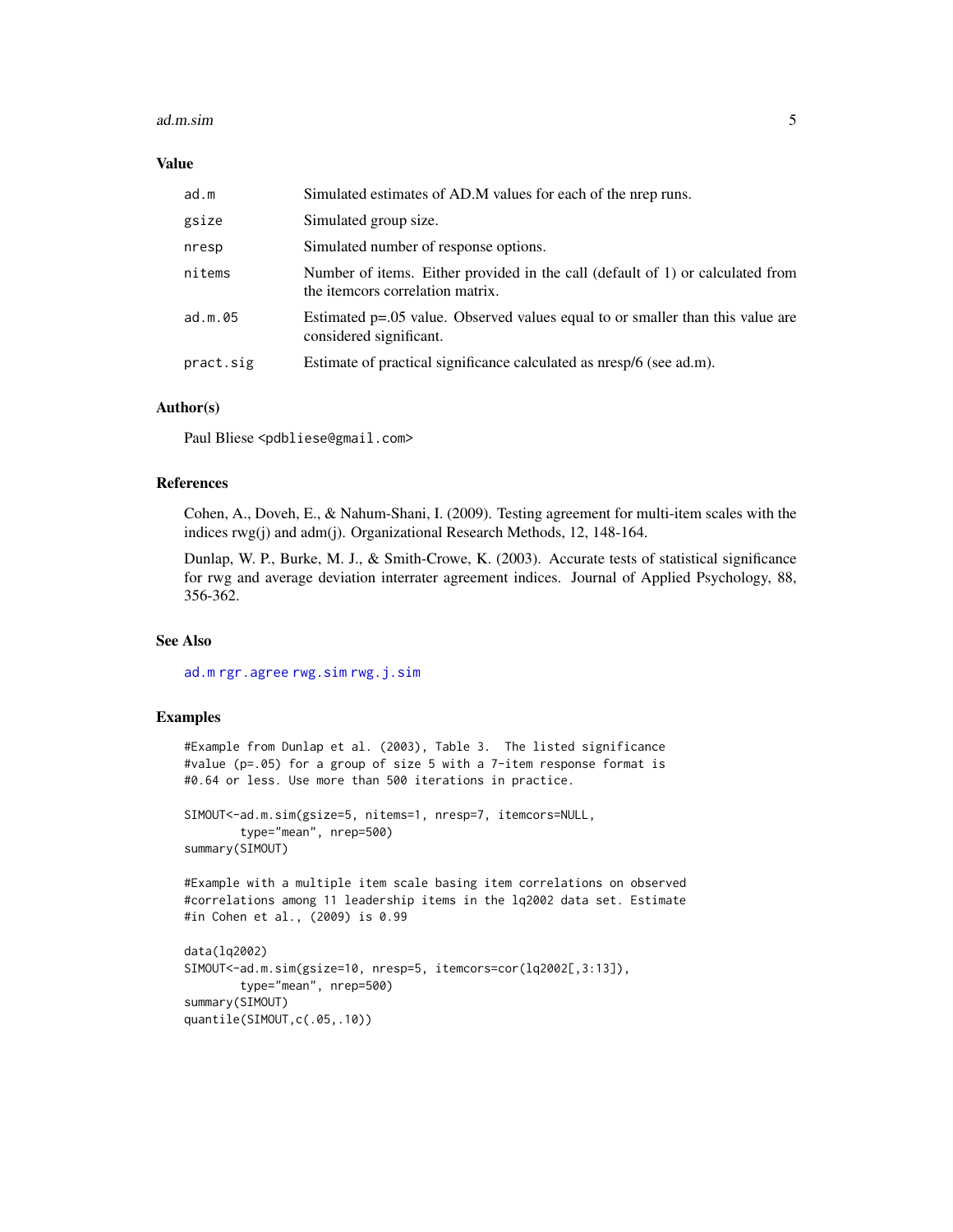## Value

| | |
|---|---|
| ad.m | Simulated estimates of AD.M values for each of the nrep runs. |
| gsize | Simulated group size. |
| nresp | Simulated number of response options. |
| nitems | Number of items. Either provided in the call (default of 1) or calculated from the itemcors correlation matrix. |
| ad.m.05 | Estimated p=.05 value. Observed values equal to or smaller than this value are considered significant. |
| pract.sig | Estimate of practical significance calculated as nresp/6 (see ad.m). |

## Author(s)

Paul Bliese <pdbliese@gmail.com>

## References

Cohen, A., Doveh, E., & Nahum-Shani, I. (2009). Testing agreement for multi-item scales with the indices rwg(j) and adm(j). Organizational Research Methods, 12, 148-164.

Dunlap, W. P., Burke, M. J., & Smith-Crowe, K. (2003). Accurate tests of statistical significance for rwg and average deviation interrater agreement indices. Journal of Applied Psychology, 88, 356-362.

## See Also

ad.m rgr.agree rwg.sim rwg.j.sim

## Examples

```
#Example from Dunlap et al. (2003), Table 3.  The listed significance
#value (p=.05) for a group of size 5 with a 7-item response format is
#0.64 or less. Use more than 500 iterations in practice.

SIMOUT<-ad.m.sim(gsize=5, nitems=1, nresp=7, itemcors=NULL,
        type="mean", nrep=500)
summary(SIMOUT)

#Example with a multiple item scale basing item correlations on observed
#correlations among 11 leadership items in the lq2002 data set. Estimate
#in Cohen et al., (2009) is 0.99

data(lq2002)
SIMOUT<-ad.m.sim(gsize=10, nresp=5, itemcors=cor(lq2002[,3:13]),
        type="mean", nrep=500)
summary(SIMOUT)
quantile(SIMOUT,c(.05,.10))
```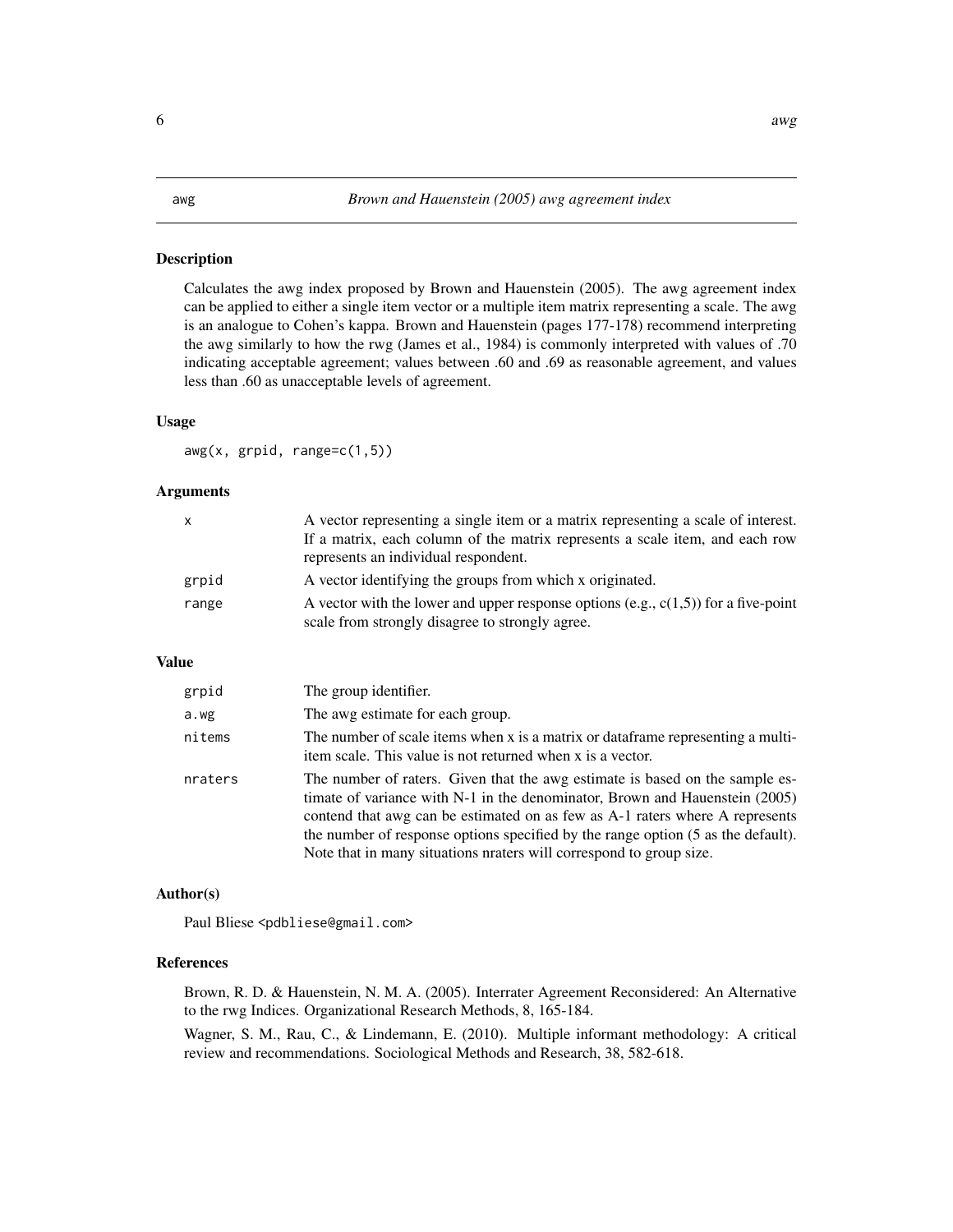awg *Brown and Hauenstein (2005) awg agreement index*

## Description

Calculates the awg index proposed by Brown and Hauenstein (2005). The awg agreement index can be applied to either a single item vector or a multiple item matrix representing a scale. The awg is an analogue to Cohen's kappa. Brown and Hauenstein (pages 177-178) recommend interpreting the awg similarly to how the rwg (James et al., 1984) is commonly interpreted with values of .70 indicating acceptable agreement; values between .60 and .69 as reasonable agreement, and values less than .60 as unacceptable levels of agreement.

## Usage

```
awg(x, grpid, range=c(1,5))
```

## Arguments

| | |
|---|---|
| x | A vector representing a single item or a matrix representing a scale of interest. If a matrix, each column of the matrix represents a scale item, and each row represents an individual respondent. |
| grpid | A vector identifying the groups from which x originated. |
| range | A vector with the lower and upper response options (e.g., c(1,5)) for a five-point scale from strongly disagree to strongly agree. |

## Value

| | |
|---|---|
| grpid | The group identifier. |
| a.wg | The awg estimate for each group. |
| nitems | The number of scale items when x is a matrix or dataframe representing a multi-item scale. This value is not returned when x is a vector. |
| nraters | The number of raters. Given that the awg estimate is based on the sample estimate of variance with N-1 in the denominator, Brown and Hauenstein (2005) contend that awg can be estimated on as few as A-1 raters where A represents the number of response options specified by the range option (5 as the default). Note that in many situations nraters will correspond to group size. |

## Author(s)

Paul Bliese <pdbliese@gmail.com>

## References

Brown, R. D. & Hauenstein, N. M. A. (2005). Interrater Agreement Reconsidered: An Alternative to the rwg Indices. Organizational Research Methods, 8, 165-184.

Wagner, S. M., Rau, C., & Lindemann, E. (2010). Multiple informant methodology: A critical review and recommendations. Sociological Methods and Research, 38, 582-618.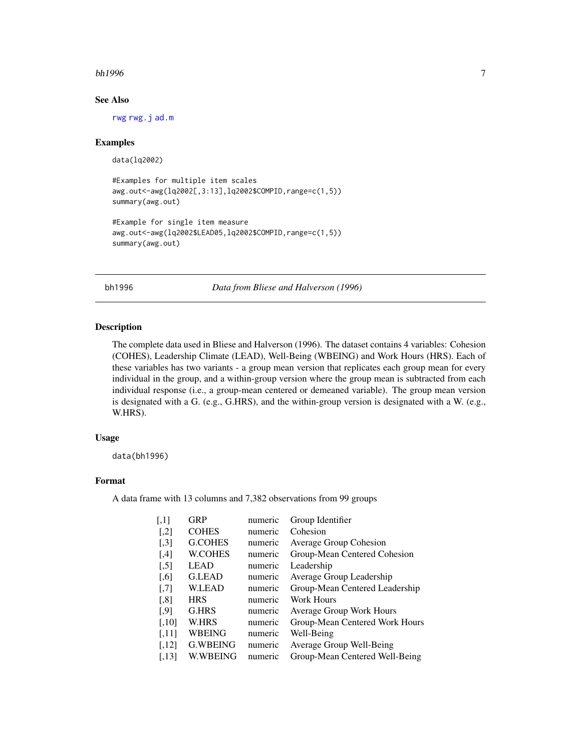### See Also

rwg rwg.j ad.m

### Examples

```
data(lq2002)

#Examples for multiple item scales
awg.out<-awg(lq2002[,3:13],lq2002$COMPID,range=c(1,5))
summary(awg.out)

#Example for single item measure
awg.out<-awg(lq2002$LEAD05,lq2002$COMPID,range=c(1,5))
summary(awg.out)
```

---

## bh1996 — *Data from Bliese and Halverson (1996)*

### Description

The complete data used in Bliese and Halverson (1996). The dataset contains 4 variables: Cohesion (COHES), Leadership Climate (LEAD), Well-Being (WBEING) and Work Hours (HRS). Each of these variables has two variants - a group mean version that replicates each group mean for every individual in the group, and a within-group version where the group mean is subtracted from each individual response (i.e., a group-mean centered or demeaned variable). The group mean version is designated with a G. (e.g., G.HRS), and the within-group version is designated with a W. (e.g., W.HRS).

### Usage

```
data(bh1996)
```

### Format

A data frame with 13 columns and 7,382 observations from 99 groups

| | | | |
|---|---|---|---|
| [,1] | GRP | numeric | Group Identifier |
| [,2] | COHES | numeric | Cohesion |
| [,3] | G.COHES | numeric | Average Group Cohesion |
| [,4] | W.COHES | numeric | Group-Mean Centered Cohesion |
| [,5] | LEAD | numeric | Leadership |
| [,6] | G.LEAD | numeric | Average Group Leadership |
| [,7] | W.LEAD | numeric | Group-Mean Centered Leadership |
| [,8] | HRS | numeric | Work Hours |
| [,9] | G.HRS | numeric | Average Group Work Hours |
| [,10] | W.HRS | numeric | Group-Mean Centered Work Hours |
| [,11] | WBEING | numeric | Well-Being |
| [,12] | G.WBEING | numeric | Average Group Well-Being |
| [,13] | W.WBEING | numeric | Group-Mean Centered Well-Being |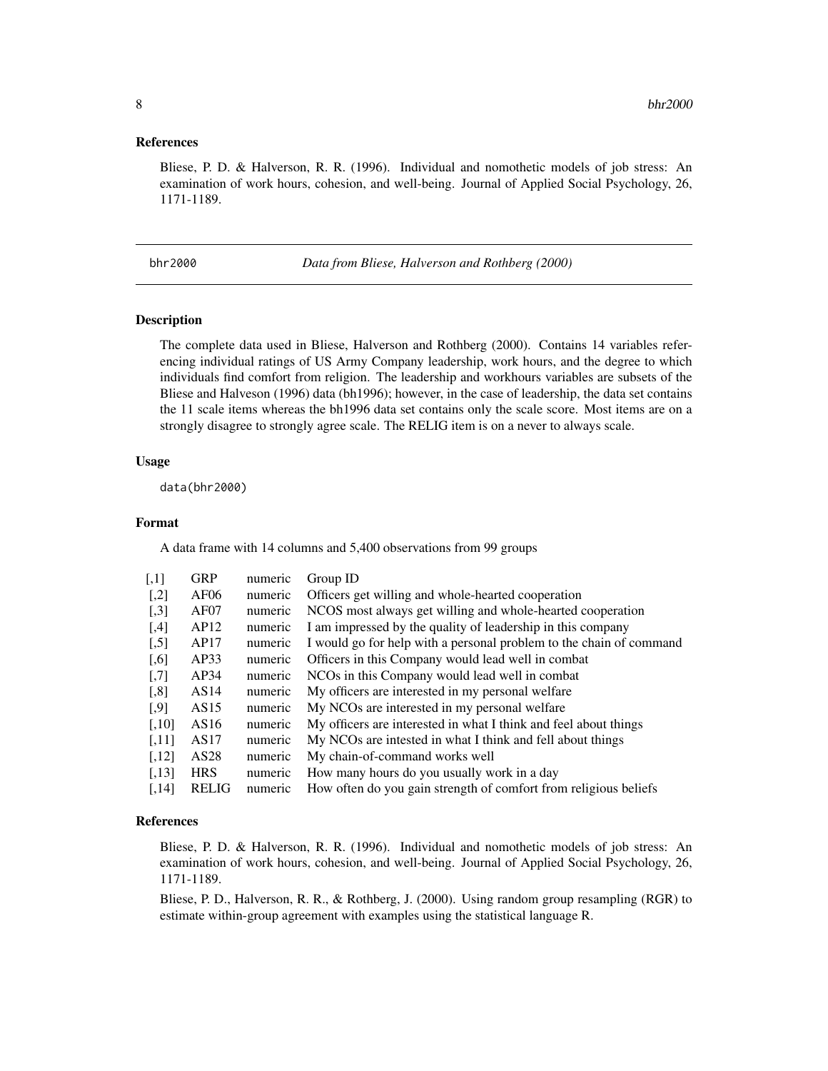### References

Bliese, P. D. & Halverson, R. R. (1996). Individual and nomothetic models of job stress: An examination of work hours, cohesion, and well-being. Journal of Applied Social Psychology, 26, 1171-1189.

---

## bhr2000 — *Data from Bliese, Halverson and Rothberg (2000)*

---

### Description

The complete data used in Bliese, Halverson and Rothberg (2000). Contains 14 variables referencing individual ratings of US Army Company leadership, work hours, and the degree to which individuals find comfort from religion. The leadership and workhours variables are subsets of the Bliese and Halveson (1996) data (bh1996); however, in the case of leadership, the data set contains the 11 scale items whereas the bh1996 data set contains only the scale score. Most items are on a strongly disagree to strongly agree scale. The RELIG item is on a never to always scale.

### Usage

```
data(bhr2000)
```

### Format

A data frame with 14 columns and 5,400 observations from 99 groups

| | | | |
|---|---|---|---|
| [,1] | GRP | numeric | Group ID |
| [,2] | AF06 | numeric | Officers get willing and whole-hearted cooperation |
| [,3] | AF07 | numeric | NCOS most always get willing and whole-hearted cooperation |
| [,4] | AP12 | numeric | I am impressed by the quality of leadership in this company |
| [,5] | AP17 | numeric | I would go for help with a personal problem to the chain of command |
| [,6] | AP33 | numeric | Officers in this Company would lead well in combat |
| [,7] | AP34 | numeric | NCOs in this Company would lead well in combat |
| [,8] | AS14 | numeric | My officers are interested in my personal welfare |
| [,9] | AS15 | numeric | My NCOs are interested in my personal welfare |
| [,10] | AS16 | numeric | My officers are interested in what I think and feel about things |
| [,11] | AS17 | numeric | My NCOs are intested in what I think and fell about things |
| [,12] | AS28 | numeric | My chain-of-command works well |
| [,13] | HRS | numeric | How many hours do you usually work in a day |
| [,14] | RELIG | numeric | How often do you gain strength of comfort from religious beliefs |

### References

Bliese, P. D. & Halverson, R. R. (1996). Individual and nomothetic models of job stress: An examination of work hours, cohesion, and well-being. Journal of Applied Social Psychology, 26, 1171-1189.

Bliese, P. D., Halverson, R. R., & Rothberg, J. (2000). Using random group resampling (RGR) to estimate within-group agreement with examples using the statistical language R.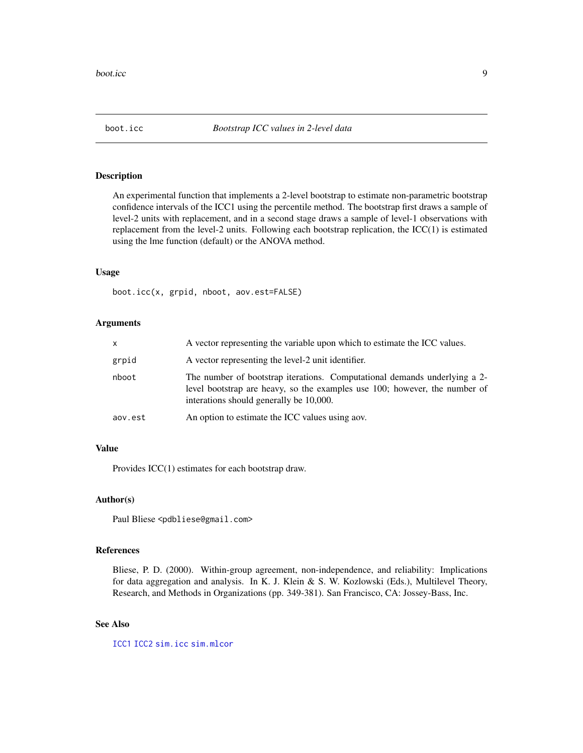# boot.icc — *Bootstrap ICC values in 2-level data*

## Description

An experimental function that implements a 2-level bootstrap to estimate non-parametric bootstrap confidence intervals of the ICC1 using the percentile method. The bootstrap first draws a sample of level-2 units with replacement, and in a second stage draws a sample of level-1 observations with replacement from the level-2 units. Following each bootstrap replication, the ICC(1) is estimated using the lme function (default) or the ANOVA method.

## Usage

```
boot.icc(x, grpid, nboot, aov.est=FALSE)
```

## Arguments

| | |
|---|---|
| x | A vector representing the variable upon which to estimate the ICC values. |
| grpid | A vector representing the level-2 unit identifier. |
| nboot | The number of bootstrap iterations. Computational demands underlying a 2-level bootstrap are heavy, so the examples use 100; however, the number of interations should generally be 10,000. |
| aov.est | An option to estimate the ICC values using aov. |

## Value

Provides ICC(1) estimates for each bootstrap draw.

## Author(s)

Paul Bliese <pdbliese@gmail.com>

## References

Bliese, P. D. (2000). Within-group agreement, non-independence, and reliability: Implications for data aggregation and analysis. In K. J. Klein & S. W. Kozlowski (Eds.), Multilevel Theory, Research, and Methods in Organizations (pp. 349-381). San Francisco, CA: Jossey-Bass, Inc.

## See Also

ICC1 ICC2 sim.icc sim.mlcor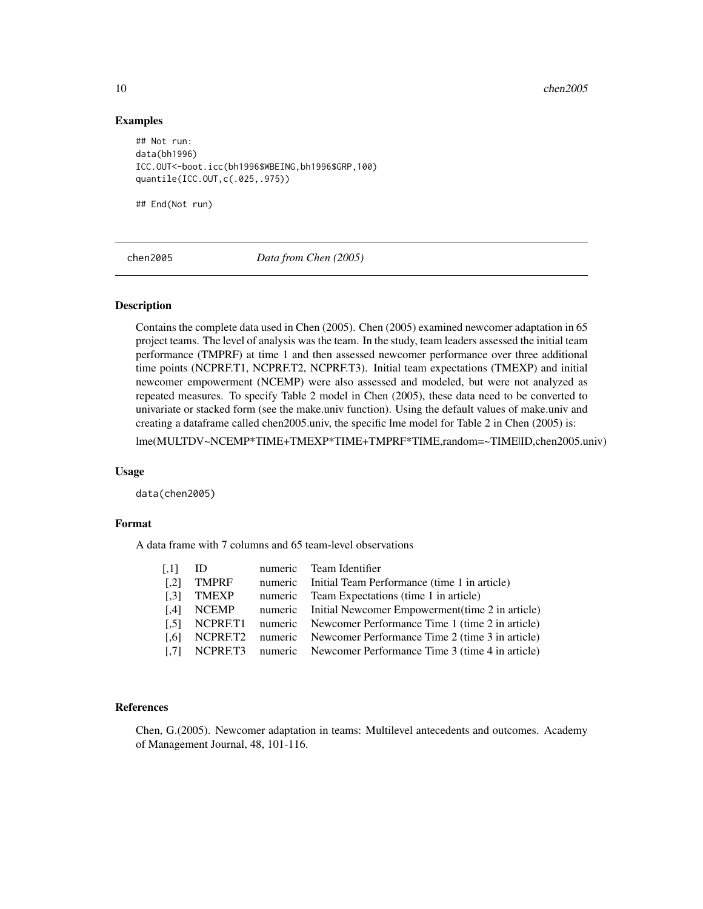### Examples

```
## Not run:
data(bh1996)
ICC.OUT<-boot.icc(bh1996$WBEING,bh1996$GRP,100)
quantile(ICC.OUT,c(.025,.975))

## End(Not run)
```

---

## chen2005 — *Data from Chen (2005)*

---

### Description

Contains the complete data used in Chen (2005). Chen (2005) examined newcomer adaptation in 65 project teams. The level of analysis was the team. In the study, team leaders assessed the initial team performance (TMPRF) at time 1 and then assessed newcomer performance over three additional time points (NCPRF.T1, NCPRF.T2, NCPRF.T3). Initial team expectations (TMEXP) and initial newcomer empowerment (NCEMP) were also assessed and modeled, but were not analyzed as repeated measures. To specify Table 2 model in Chen (2005), these data need to be converted to univariate or stacked form (see the make.univ function). Using the default values of make.univ and creating a dataframe called chen2005.univ, the specific lme model for Table 2 in Chen (2005) is:

lme(MULTDV~NCEMP*TIME+TMEXP*TIME+TMPRF*TIME,random=~TIME|ID,chen2005.univ)

### Usage

```
data(chen2005)
```

### Format

A data frame with 7 columns and 65 team-level observations

| | | | |
|---|---|---|---|
| [,1] | ID | numeric | Team Identifier |
| [,2] | TMPRF | numeric | Initial Team Performance (time 1 in article) |
| [,3] | TMEXP | numeric | Team Expectations (time 1 in article) |
| [,4] | NCEMP | numeric | Initial Newcomer Empowerment(time 2 in article) |
| [,5] | NCPRF.T1 | numeric | Newcomer Performance Time 1 (time 2 in article) |
| [,6] | NCPRF.T2 | numeric | Newcomer Performance Time 2 (time 3 in article) |
| [,7] | NCPRF.T3 | numeric | Newcomer Performance Time 3 (time 4 in article) |

### References

Chen, G.(2005). Newcomer adaptation in teams: Multilevel antecedents and outcomes. Academy of Management Journal, 48, 101-116.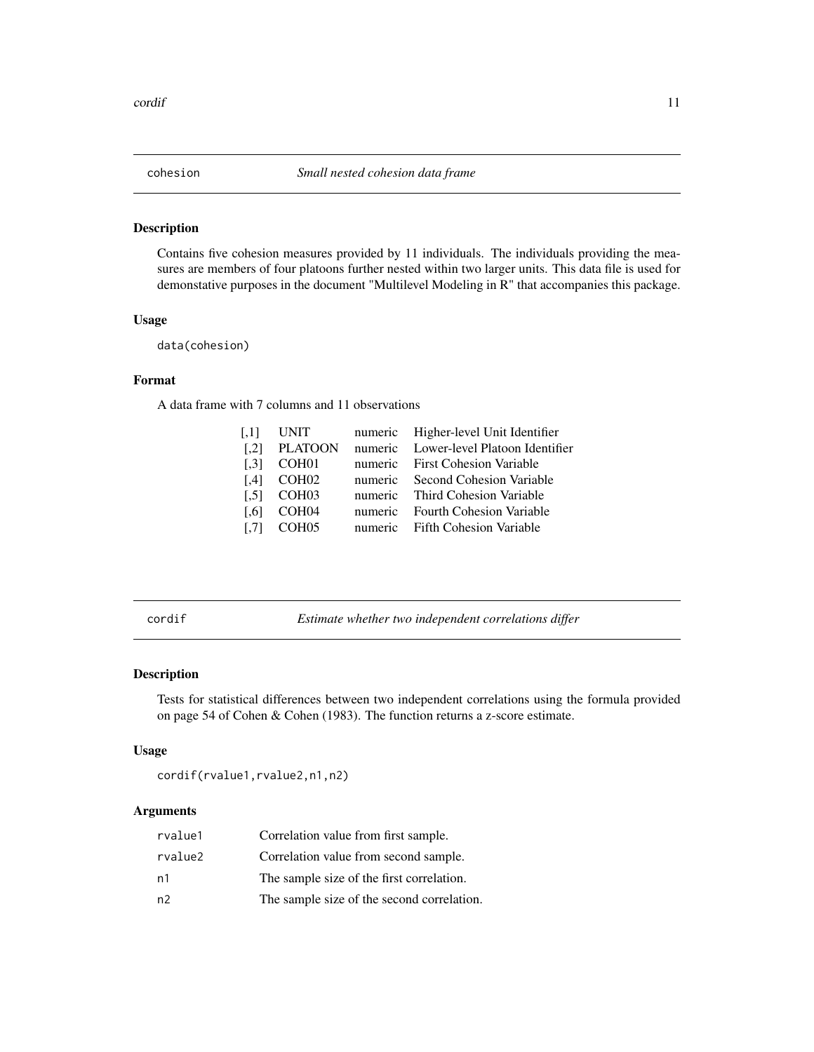## cohesion — *Small nested cohesion data frame*

### Description

Contains five cohesion measures provided by 11 individuals. The individuals providing the measures are members of four platoons further nested within two larger units. This data file is used for demonstative purposes in the document "Multilevel Modeling in R" that accompanies this package.

### Usage

```
data(cohesion)
```

### Format

A data frame with 7 columns and 11 observations

| | | | |
|---|---|---|---|
| [,1] | UNIT | numeric | Higher-level Unit Identifier |
| [,2] | PLATOON | numeric | Lower-level Platoon Identifier |
| [,3] | COH01 | numeric | First Cohesion Variable |
| [,4] | COH02 | numeric | Second Cohesion Variable |
| [,5] | COH03 | numeric | Third Cohesion Variable |
| [,6] | COH04 | numeric | Fourth Cohesion Variable |
| [,7] | COH05 | numeric | Fifth Cohesion Variable |

## cordif — *Estimate whether two independent correlations differ*

### Description

Tests for statistical differences between two independent correlations using the formula provided on page 54 of Cohen & Cohen (1983). The function returns a z-score estimate.

### Usage

```
cordif(rvalue1,rvalue2,n1,n2)
```

### Arguments

| | |
|---|---|
| rvalue1 | Correlation value from first sample. |
| rvalue2 | Correlation value from second sample. |
| n1 | The sample size of the first correlation. |
| n2 | The sample size of the second correlation. |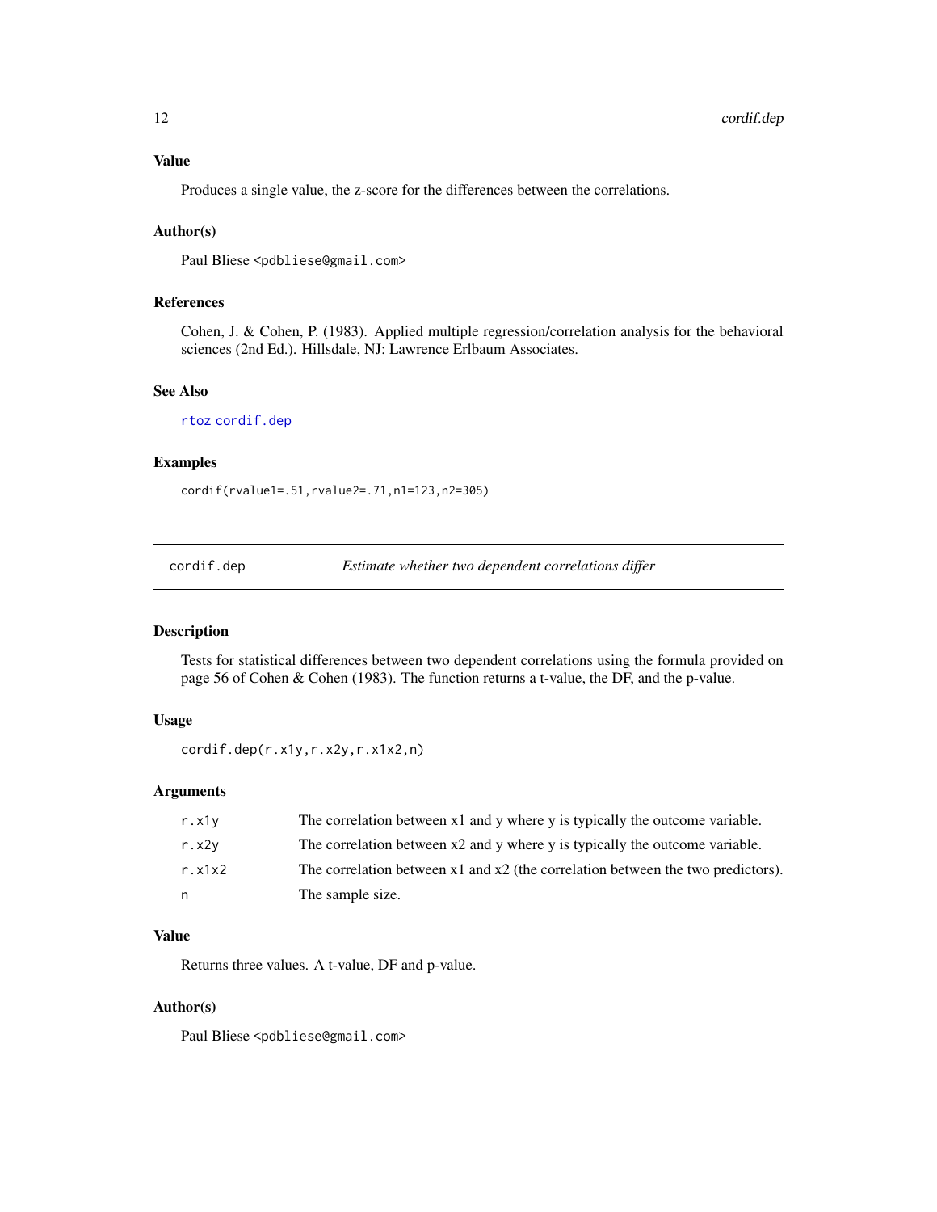### Value

Produces a single value, the z-score for the differences between the correlations.

### Author(s)

Paul Bliese <pdbliese@gmail.com>

### References

Cohen, J. & Cohen, P. (1983). Applied multiple regression/correlation analysis for the behavioral sciences (2nd Ed.). Hillsdale, NJ: Lawrence Erlbaum Associates.

### See Also

rtoz cordif.dep

### Examples

```
cordif(rvalue1=.51,rvalue2=.71,n1=123,n2=305)
```

---

## cordif.dep — *Estimate whether two dependent correlations differ*

### Description

Tests for statistical differences between two dependent correlations using the formula provided on page 56 of Cohen & Cohen (1983). The function returns a t-value, the DF, and the p-value.

### Usage

```
cordif.dep(r.x1y,r.x2y,r.x1x2,n)
```

### Arguments

| | |
|---|---|
| r.x1y | The correlation between x1 and y where y is typically the outcome variable. |
| r.x2y | The correlation between x2 and y where y is typically the outcome variable. |
| r.x1x2 | The correlation between x1 and x2 (the correlation between the two predictors). |
| n | The sample size. |

### Value

Returns three values. A t-value, DF and p-value.

### Author(s)

Paul Bliese <pdbliese@gmail.com>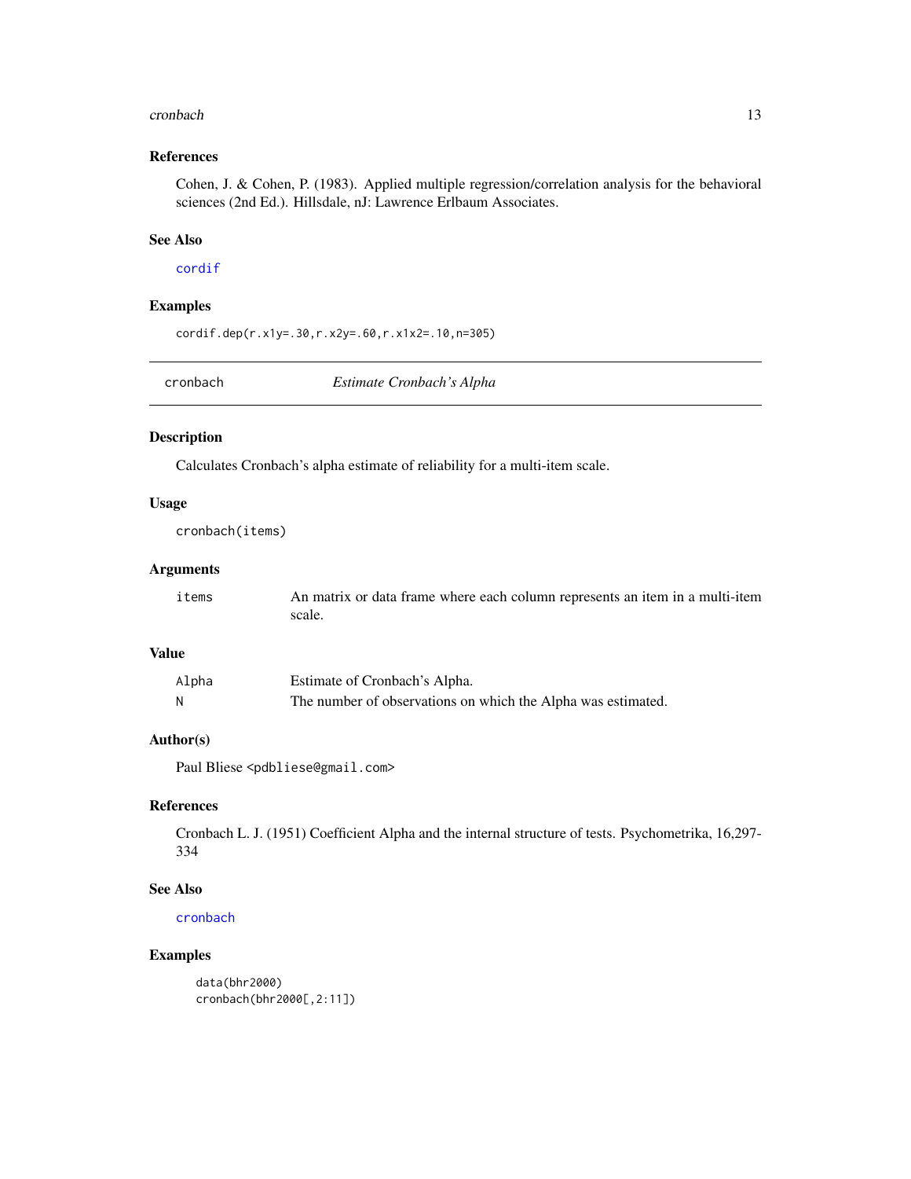### References

Cohen, J. & Cohen, P. (1983). Applied multiple regression/correlation analysis for the behavioral sciences (2nd Ed.). Hillsdale, nJ: Lawrence Erlbaum Associates.

### See Also

cordif

### Examples

```
cordif.dep(r.x1y=.30,r.x2y=.60,r.x1x2=.10,n=305)
```

---

## cronbach — *Estimate Cronbach's Alpha*

---

### Description

Calculates Cronbach's alpha estimate of reliability for a multi-item scale.

### Usage

```
cronbach(items)
```

### Arguments

| | |
|---|---|
| items | An matrix or data frame where each column represents an item in a multi-item scale. |

### Value

| | |
|---|---|
| Alpha | Estimate of Cronbach's Alpha. |
| N | The number of observations on which the Alpha was estimated. |

### Author(s)

Paul Bliese <pdbliese@gmail.com>

### References

Cronbach L. J. (1951) Coefficient Alpha and the internal structure of tests. Psychometrika, 16,297-334

### See Also

cronbach

### Examples

```
data(bhr2000)
cronbach(bhr2000[,2:11])
```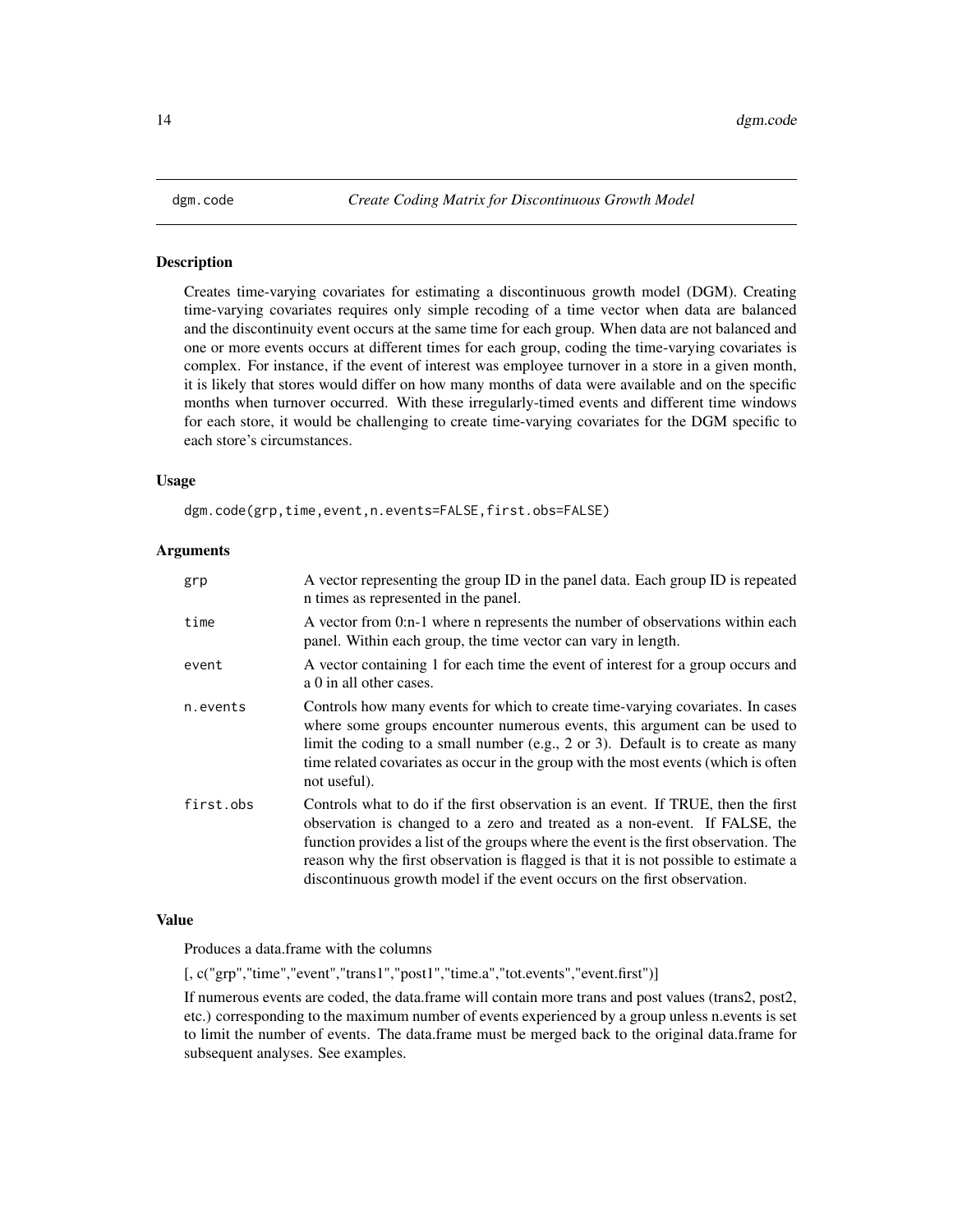## dgm.code *Create Coding Matrix for Discontinuous Growth Model*

### Description

Creates time-varying covariates for estimating a discontinuous growth model (DGM). Creating time-varying covariates requires only simple recoding of a time vector when data are balanced and the discontinuity event occurs at the same time for each group. When data are not balanced and one or more events occurs at different times for each group, coding the time-varying covariates is complex. For instance, if the event of interest was employee turnover in a store in a given month, it is likely that stores would differ on how many months of data were available and on the specific months when turnover occurred. With these irregularly-timed events and different time windows for each store, it would be challenging to create time-varying covariates for the DGM specific to each store's circumstances.

### Usage

```
dgm.code(grp,time,event,n.events=FALSE,first.obs=FALSE)
```

### Arguments

| | |
|---|---|
| `grp` | A vector representing the group ID in the panel data. Each group ID is repeated n times as represented in the panel. |
| `time` | A vector from 0:n-1 where n represents the number of observations within each panel. Within each group, the time vector can vary in length. |
| `event` | A vector containing 1 for each time the event of interest for a group occurs and a 0 in all other cases. |
| `n.events` | Controls how many events for which to create time-varying covariates. In cases where some groups encounter numerous events, this argument can be used to limit the coding to a small number (e.g., 2 or 3). Default is to create as many time related covariates as occur in the group with the most events (which is often not useful). |
| `first.obs` | Controls what to do if the first observation is an event. If TRUE, then the first observation is changed to a zero and treated as a non-event. If FALSE, the function provides a list of the groups where the event is the first observation. The reason why the first observation is flagged is that it is not possible to estimate a discontinuous growth model if the event occurs on the first observation. |

### Value

Produces a data.frame with the columns

[, c("grp","time","event","trans1","post1","time.a","tot.events","event.first")]

If numerous events are coded, the data.frame will contain more trans and post values (trans2, post2, etc.) corresponding to the maximum number of events experienced by a group unless n.events is set to limit the number of events. The data.frame must be merged back to the original data.frame for subsequent analyses. See examples.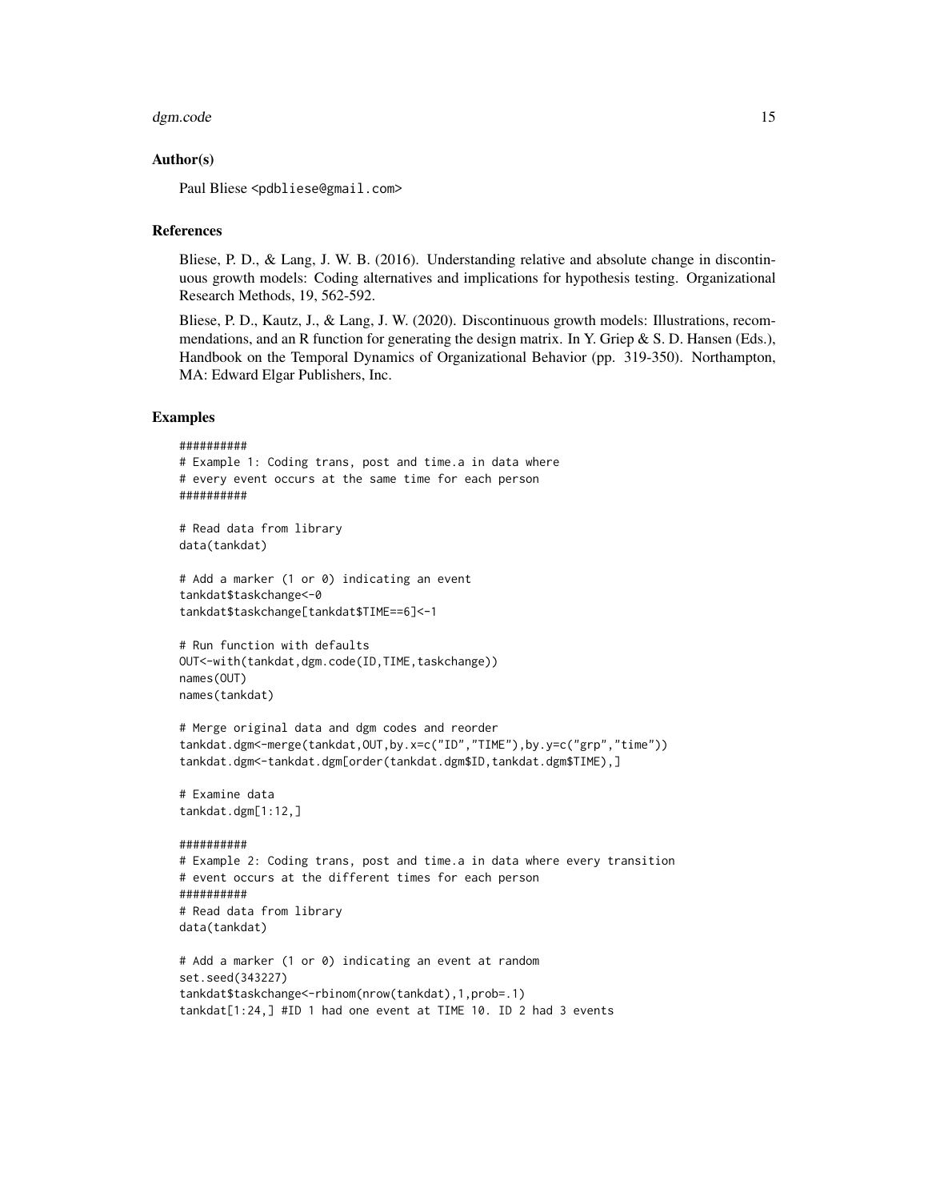## Author(s)

Paul Bliese <pdbliese@gmail.com>

## References

Bliese, P. D., & Lang, J. W. B. (2016). Understanding relative and absolute change in discontinuous growth models: Coding alternatives and implications for hypothesis testing. Organizational Research Methods, 19, 562-592.

Bliese, P. D., Kautz, J., & Lang, J. W. (2020). Discontinuous growth models: Illustrations, recommendations, and an R function for generating the design matrix. In Y. Griep & S. D. Hansen (Eds.), Handbook on the Temporal Dynamics of Organizational Behavior (pp. 319-350). Northampton, MA: Edward Elgar Publishers, Inc.

## Examples

```
##########
# Example 1: Coding trans, post and time.a in data where
# every event occurs at the same time for each person
##########

# Read data from library
data(tankdat)

# Add a marker (1 or 0) indicating an event
tankdat$taskchange<-0
tankdat$taskchange[tankdat$TIME==6]<-1

# Run function with defaults
OUT<-with(tankdat,dgm.code(ID,TIME,taskchange))
names(OUT)
names(tankdat)

# Merge original data and dgm codes and reorder
tankdat.dgm<-merge(tankdat,OUT,by.x=c("ID","TIME"),by.y=c("grp","time"))
tankdat.dgm<-tankdat.dgm[order(tankdat.dgm$ID,tankdat.dgm$TIME),]

# Examine data
tankdat.dgm[1:12,]

##########
# Example 2: Coding trans, post and time.a in data where every transition
# event occurs at the different times for each person
##########
# Read data from library
data(tankdat)

# Add a marker (1 or 0) indicating an event at random
set.seed(343227)
tankdat$taskchange<-rbinom(nrow(tankdat),1,prob=.1)
tankdat[1:24,] #ID 1 had one event at TIME 10. ID 2 had 3 events
```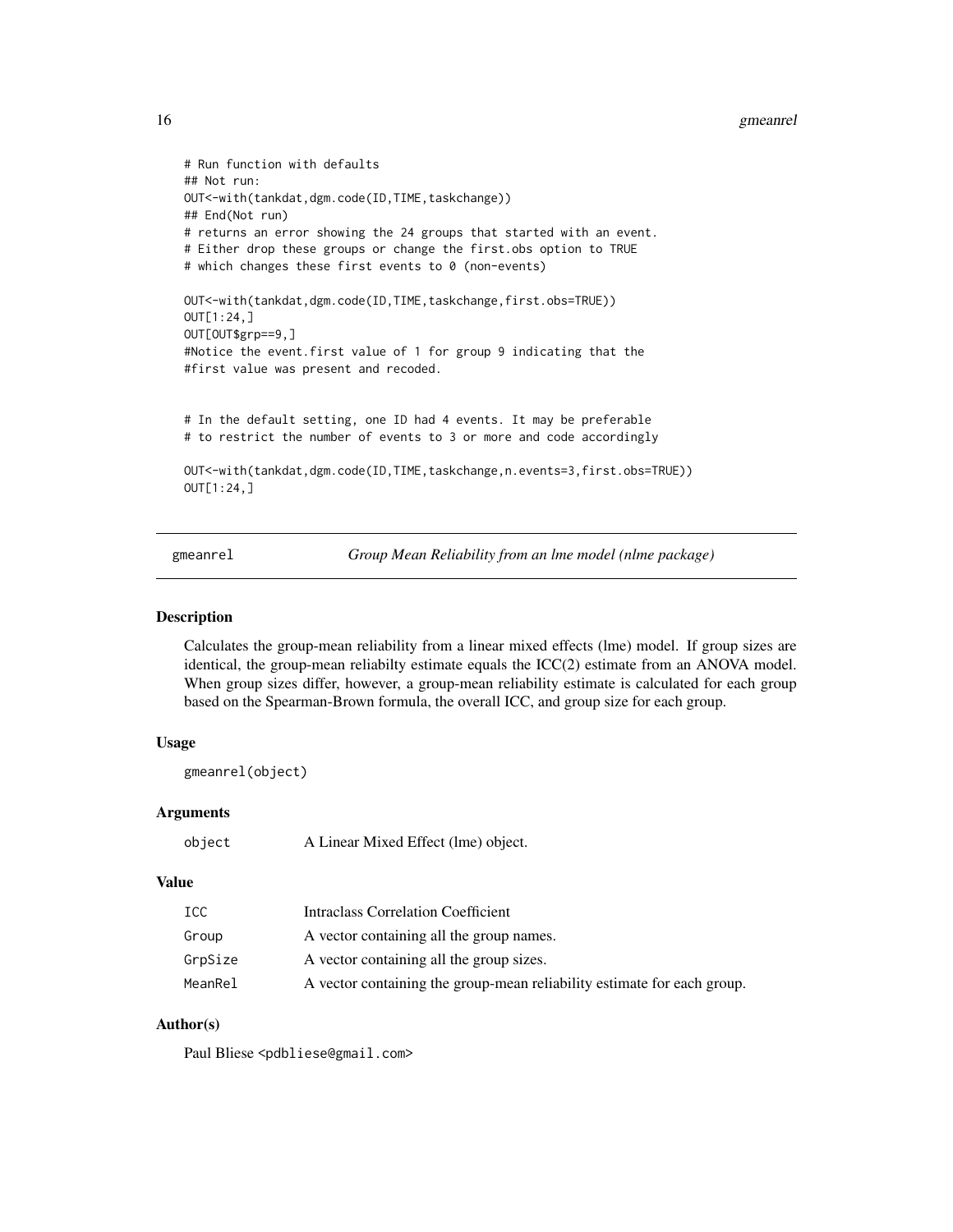```
# Run function with defaults
## Not run:
OUT<-with(tankdat,dgm.code(ID,TIME,taskchange))
## End(Not run)
# returns an error showing the 24 groups that started with an event.
# Either drop these groups or change the first.obs option to TRUE
# which changes these first events to 0 (non-events)

OUT<-with(tankdat,dgm.code(ID,TIME,taskchange,first.obs=TRUE))
OUT[1:24,]
OUT[OUT$grp==9,]
#Notice the event.first value of 1 for group 9 indicating that the
#first value was present and recoded.


# In the default setting, one ID had 4 events. It may be preferable
# to restrict the number of events to 3 or more and code accordingly

OUT<-with(tankdat,dgm.code(ID,TIME,taskchange,n.events=3,first.obs=TRUE))
OUT[1:24,]
```

---

## gmeanrel — *Group Mean Reliability from an lme model (nlme package)*

### Description

Calculates the group-mean reliability from a linear mixed effects (lme) model. If group sizes are identical, the group-mean reliabilty estimate equals the ICC(2) estimate from an ANOVA model. When group sizes differ, however, a group-mean reliability estimate is calculated for each group based on the Spearman-Brown formula, the overall ICC, and group size for each group.

### Usage

```
gmeanrel(object)
```

### Arguments

| | |
|---|---|
| `object` | A Linear Mixed Effect (lme) object. |

### Value

| | |
|---|---|
| `ICC` | Intraclass Correlation Coefficient |
| `Group` | A vector containing all the group names. |
| `GrpSize` | A vector containing all the group sizes. |
| `MeanRel` | A vector containing the group-mean reliability estimate for each group. |

### Author(s)

Paul Bliese <pdbliese@gmail.com>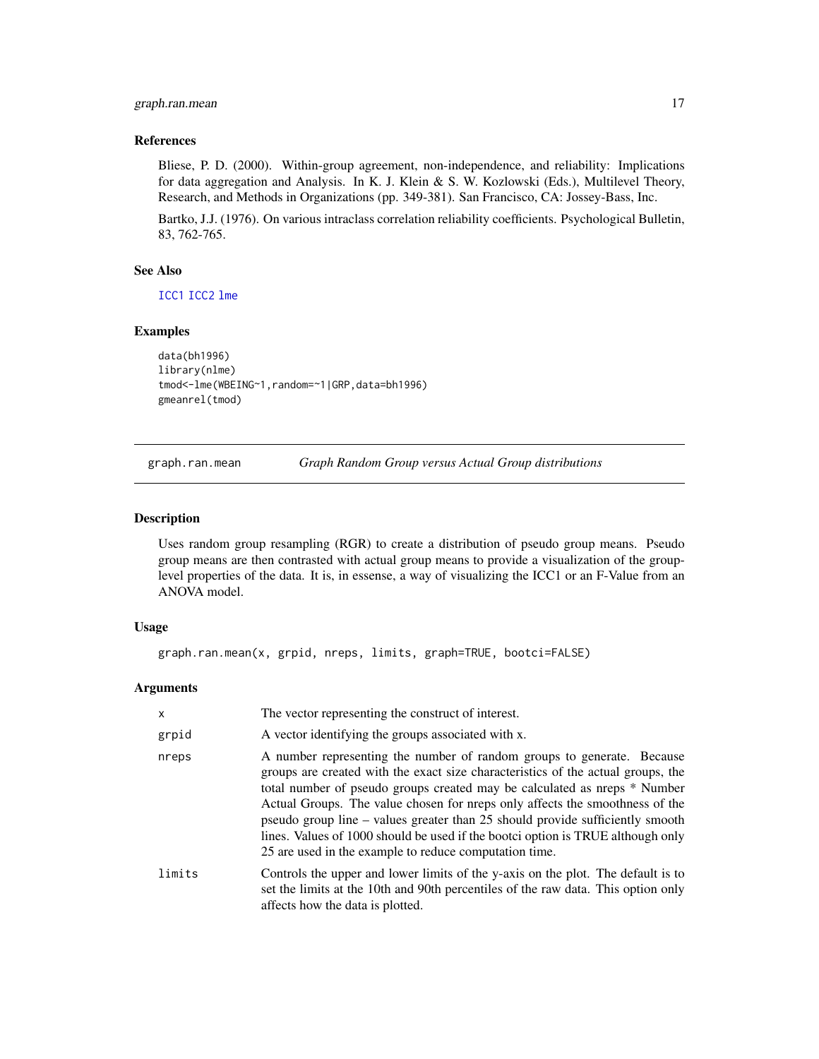### References

Bliese, P. D. (2000). Within-group agreement, non-independence, and reliability: Implications for data aggregation and Analysis. In K. J. Klein & S. W. Kozlowski (Eds.), Multilevel Theory, Research, and Methods in Organizations (pp. 349-381). San Francisco, CA: Jossey-Bass, Inc.

Bartko, J.J. (1976). On various intraclass correlation reliability coefficients. Psychological Bulletin, 83, 762-765.

### See Also

ICC1 ICC2 lme

### Examples

```
data(bh1996)
library(nlme)
tmod<-lme(WBEING~1,random=~1|GRP,data=bh1996)
gmeanrel(tmod)
```

---

## graph.ran.mean — *Graph Random Group versus Actual Group distributions*

### Description

Uses random group resampling (RGR) to create a distribution of pseudo group means. Pseudo group means are then contrasted with actual group means to provide a visualization of the group-level properties of the data. It is, in essense, a way of visualizing the ICC1 or an F-Value from an ANOVA model.

### Usage

```
graph.ran.mean(x, grpid, nreps, limits, graph=TRUE, bootci=FALSE)
```

### Arguments

| | |
|---|---|
| x | The vector representing the construct of interest. |
| grpid | A vector identifying the groups associated with x. |
| nreps | A number representing the number of random groups to generate. Because groups are created with the exact size characteristics of the actual groups, the total number of pseudo groups created may be calculated as nreps * Number Actual Groups. The value chosen for nreps only affects the smoothness of the pseudo group line – values greater than 25 should provide sufficiently smooth lines. Values of 1000 should be used if the bootci option is TRUE although only 25 are used in the example to reduce computation time. |
| limits | Controls the upper and lower limits of the y-axis on the plot. The default is to set the limits at the 10th and 90th percentiles of the raw data. This option only affects how the data is plotted. |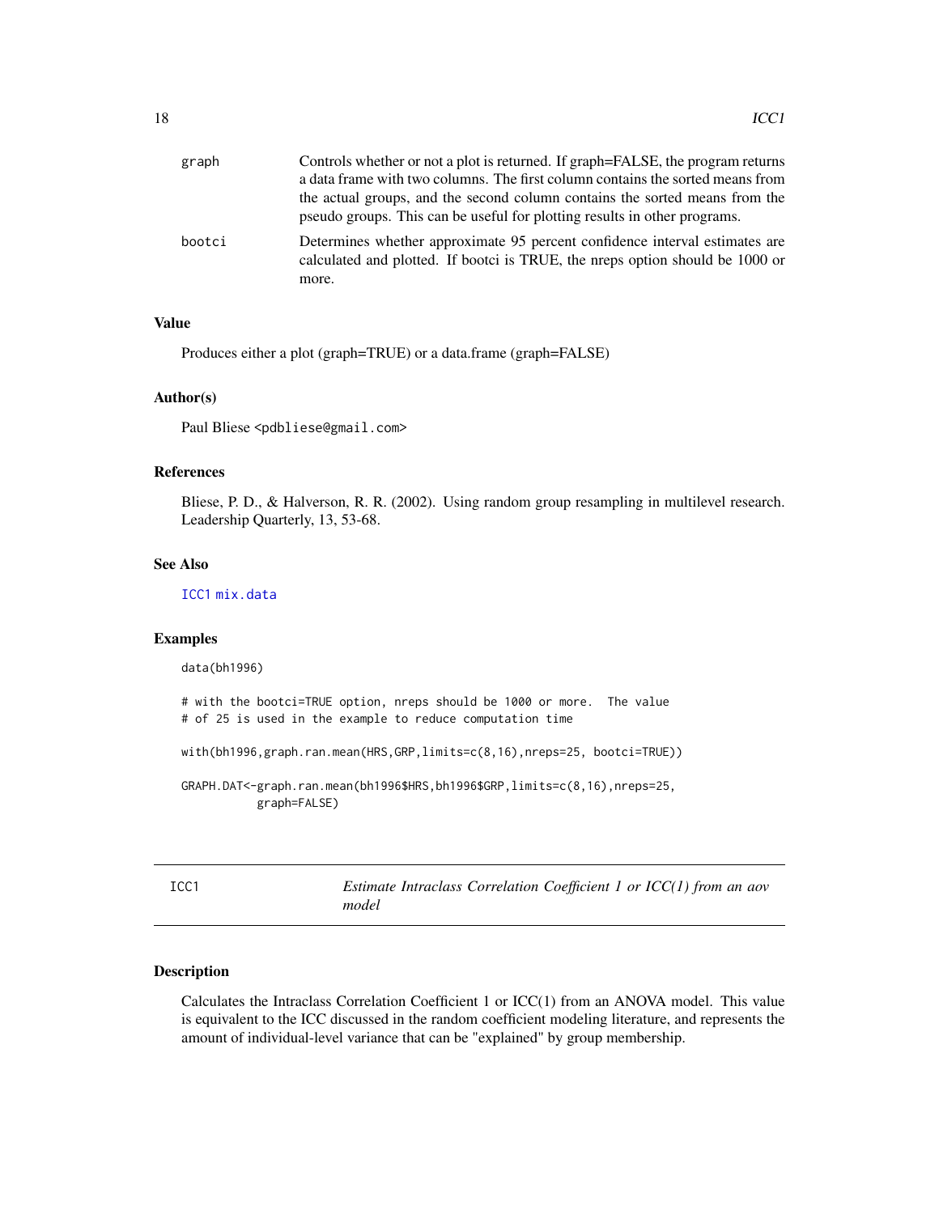| | |
|---|---|
| graph | Controls whether or not a plot is returned. If graph=FALSE, the program returns a data frame with two columns. The first column contains the sorted means from the actual groups, and the second column contains the sorted means from the pseudo groups. This can be useful for plotting results in other programs. |
| bootci | Determines whether approximate 95 percent confidence interval estimates are calculated and plotted. If bootci is TRUE, the nreps option should be 1000 or more. |

### Value

Produces either a plot (graph=TRUE) or a data.frame (graph=FALSE)

### Author(s)

Paul Bliese <pdbliese@gmail.com>

### References

Bliese, P. D., & Halverson, R. R. (2002). Using random group resampling in multilevel research. Leadership Quarterly, 13, 53-68.

### See Also

ICC1 mix.data

### Examples

```
data(bh1996)

# with the bootci=TRUE option, nreps should be 1000 or more.  The value
# of 25 is used in the example to reduce computation time

with(bh1996,graph.ran.mean(HRS,GRP,limits=c(8,16),nreps=25, bootci=TRUE))

GRAPH.DAT<-graph.ran.mean(bh1996$HRS,bh1996$GRP,limits=c(8,16),nreps=25,
           graph=FALSE)
```

## ICC1 — *Estimate Intraclass Correlation Coefficient 1 or ICC(1) from an aov model*

### Description

Calculates the Intraclass Correlation Coefficient 1 or ICC(1) from an ANOVA model. This value is equivalent to the ICC discussed in the random coefficient modeling literature, and represents the amount of individual-level variance that can be "explained" by group membership.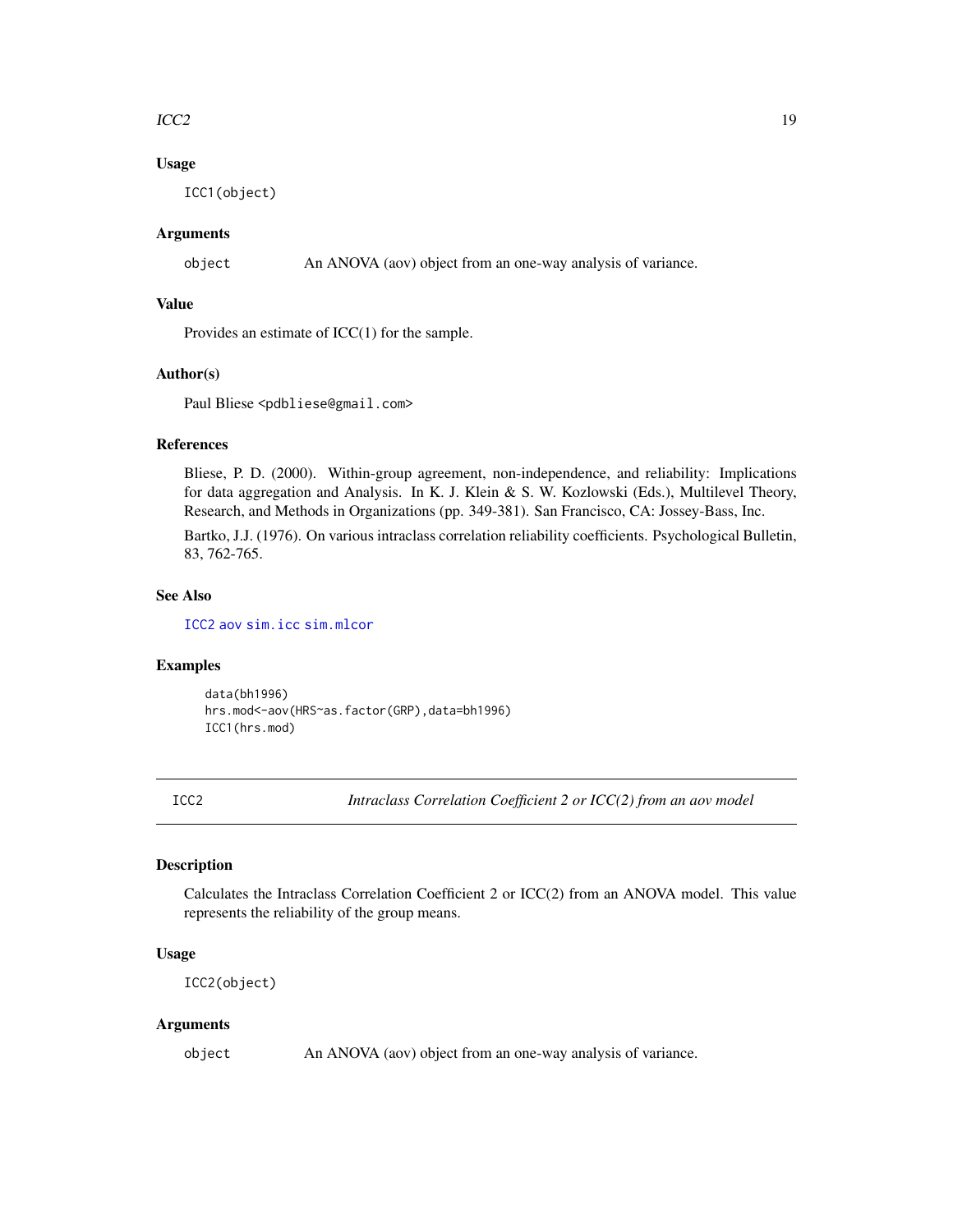### Usage

```
ICC1(object)
```

### Arguments

| | |
|---|---|
| object | An ANOVA (aov) object from an one-way analysis of variance. |

### Value

Provides an estimate of ICC(1) for the sample.

### Author(s)

Paul Bliese <pdbliese@gmail.com>

### References

Bliese, P. D. (2000). Within-group agreement, non-independence, and reliability: Implications for data aggregation and Analysis. In K. J. Klein & S. W. Kozlowski (Eds.), Multilevel Theory, Research, and Methods in Organizations (pp. 349-381). San Francisco, CA: Jossey-Bass, Inc.

Bartko, J.J. (1976). On various intraclass correlation reliability coefficients. Psychological Bulletin, 83, 762-765.

### See Also

ICC2 aov sim.icc sim.mlcor

### Examples

```
data(bh1996)
hrs.mod<-aov(HRS~as.factor(GRP),data=bh1996)
ICC1(hrs.mod)
```

---

## ICC2 *Intraclass Correlation Coefficient 2 or ICC(2) from an aov model*

---

### Description

Calculates the Intraclass Correlation Coefficient 2 or ICC(2) from an ANOVA model. This value represents the reliability of the group means.

### Usage

```
ICC2(object)
```

### Arguments

| | |
|---|---|
| object | An ANOVA (aov) object from an one-way analysis of variance. |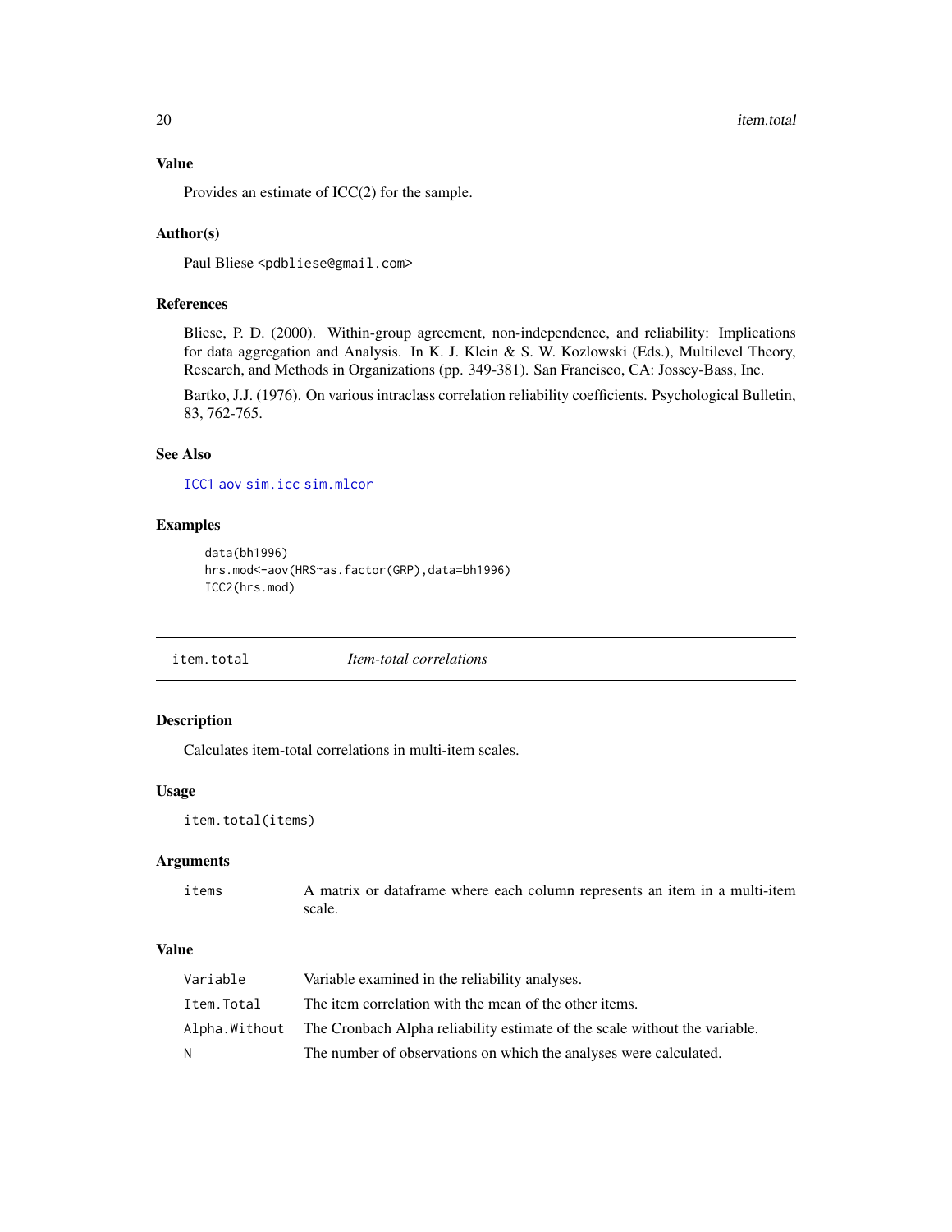### Value

Provides an estimate of ICC(2) for the sample.

### Author(s)

Paul Bliese <pdbliese@gmail.com>

### References

Bliese, P. D. (2000). Within-group agreement, non-independence, and reliability: Implications for data aggregation and Analysis. In K. J. Klein & S. W. Kozlowski (Eds.), Multilevel Theory, Research, and Methods in Organizations (pp. 349-381). San Francisco, CA: Jossey-Bass, Inc.

Bartko, J.J. (1976). On various intraclass correlation reliability coefficients. Psychological Bulletin, 83, 762-765.

### See Also

ICC1 aov sim.icc sim.mlcor

### Examples

```
data(bh1996)
hrs.mod<-aov(HRS~as.factor(GRP),data=bh1996)
ICC2(hrs.mod)
```

---

## item.total — *Item-total correlations*

---

### Description

Calculates item-total correlations in multi-item scales.

### Usage

```
item.total(items)
```

### Arguments

| | |
|---|---|
| items | A matrix or dataframe where each column represents an item in a multi-item scale. |

### Value

| | |
|---|---|
| Variable | Variable examined in the reliability analyses. |
| Item.Total | The item correlation with the mean of the other items. |
| Alpha.Without | The Cronbach Alpha reliability estimate of the scale without the variable. |
| N | The number of observations on which the analyses were calculated. |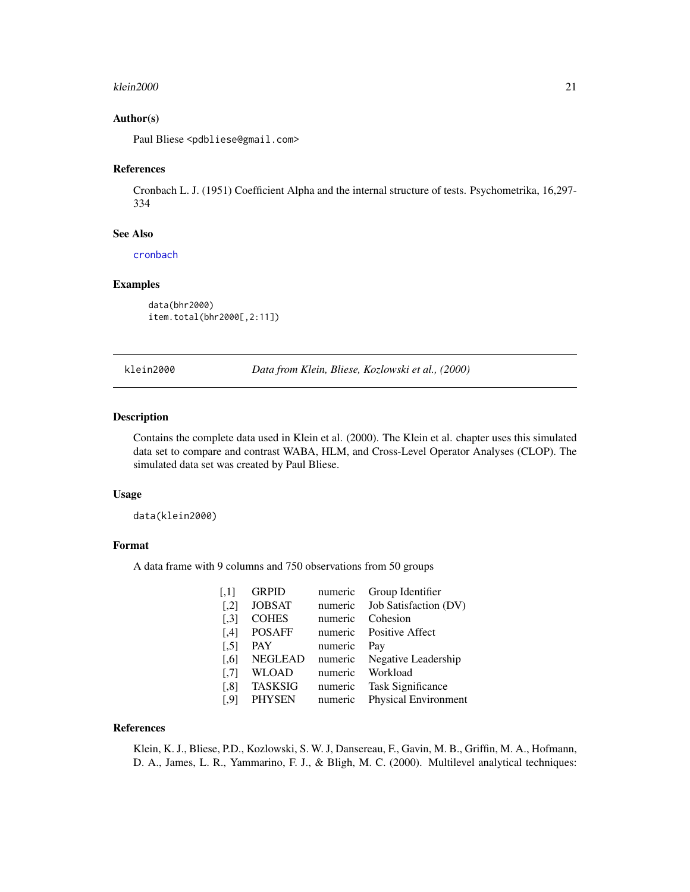### Author(s)

Paul Bliese <pdbliese@gmail.com>

### References

Cronbach L. J. (1951) Coefficient Alpha and the internal structure of tests. Psychometrika, 16,297-334

### See Also

cronbach

### Examples

```
data(bhr2000)
item.total(bhr2000[,2:11])
```

---

## klein2000 — *Data from Klein, Bliese, Kozlowski et al., (2000)*

### Description

Contains the complete data used in Klein et al. (2000). The Klein et al. chapter uses this simulated data set to compare and contrast WABA, HLM, and Cross-Level Operator Analyses (CLOP). The simulated data set was created by Paul Bliese.

### Usage

```
data(klein2000)
```

### Format

A data frame with 9 columns and 750 observations from 50 groups

| | | | |
|---|---|---|---|
| [,1] | GRPID | numeric | Group Identifier |
| [,2] | JOBSAT | numeric | Job Satisfaction (DV) |
| [,3] | COHES | numeric | Cohesion |
| [,4] | POSAFF | numeric | Positive Affect |
| [,5] | PAY | numeric | Pay |
| [,6] | NEGLEAD | numeric | Negative Leadership |
| [,7] | WLOAD | numeric | Workload |
| [,8] | TASKSIG | numeric | Task Significance |
| [,9] | PHYSEN | numeric | Physical Environment |

### References

Klein, K. J., Bliese, P.D., Kozlowski, S. W. J, Dansereau, F., Gavin, M. B., Griffin, M. A., Hofmann, D. A., James, L. R., Yammarino, F. J., & Bligh, M. C. (2000). Multilevel analytical techniques: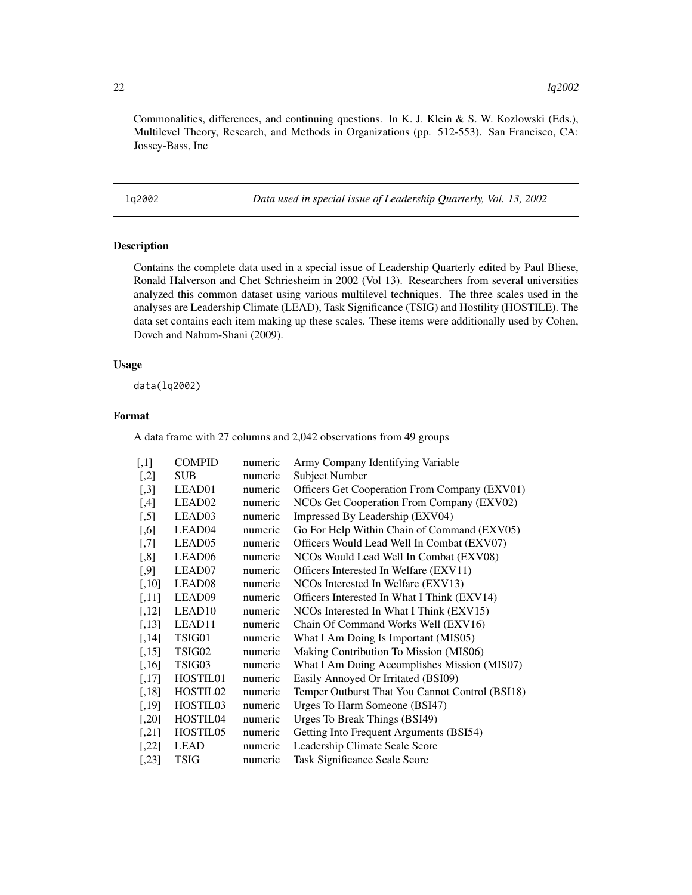Commonalities, differences, and continuing questions. In K. J. Klein & S. W. Kozlowski (Eds.), Multilevel Theory, Research, and Methods in Organizations (pp. 512-553). San Francisco, CA: Jossey-Bass, Inc

## lq2002 — *Data used in special issue of Leadership Quarterly, Vol. 13, 2002*

### Description

Contains the complete data used in a special issue of Leadership Quarterly edited by Paul Bliese, Ronald Halverson and Chet Schriesheim in 2002 (Vol 13). Researchers from several universities analyzed this common dataset using various multilevel techniques. The three scales used in the analyses are Leadership Climate (LEAD), Task Significance (TSIG) and Hostility (HOSTILE). The data set contains each item making up these scales. These items were additionally used by Cohen, Doveh and Nahum-Shani (2009).

### Usage

```
data(lq2002)
```

### Format

A data frame with 27 columns and 2,042 observations from 49 groups

| | | | |
|---|---|---|---|
| [,1] | COMPID | numeric | Army Company Identifying Variable |
| [,2] | SUB | numeric | Subject Number |
| [,3] | LEAD01 | numeric | Officers Get Cooperation From Company (EXV01) |
| [,4] | LEAD02 | numeric | NCOs Get Cooperation From Company (EXV02) |
| [,5] | LEAD03 | numeric | Impressed By Leadership (EXV04) |
| [,6] | LEAD04 | numeric | Go For Help Within Chain of Command (EXV05) |
| [,7] | LEAD05 | numeric | Officers Would Lead Well In Combat (EXV07) |
| [,8] | LEAD06 | numeric | NCOs Would Lead Well In Combat (EXV08) |
| [,9] | LEAD07 | numeric | Officers Interested In Welfare (EXV11) |
| [,10] | LEAD08 | numeric | NCOs Interested In Welfare (EXV13) |
| [,11] | LEAD09 | numeric | Officers Interested In What I Think (EXV14) |
| [,12] | LEAD10 | numeric | NCOs Interested In What I Think (EXV15) |
| [,13] | LEAD11 | numeric | Chain Of Command Works Well (EXV16) |
| [,14] | TSIG01 | numeric | What I Am Doing Is Important (MIS05) |
| [,15] | TSIG02 | numeric | Making Contribution To Mission (MIS06) |
| [,16] | TSIG03 | numeric | What I Am Doing Accomplishes Mission (MIS07) |
| [,17] | HOSTIL01 | numeric | Easily Annoyed Or Irritated (BSI09) |
| [,18] | HOSTIL02 | numeric | Temper Outburst That You Cannot Control (BSI18) |
| [,19] | HOSTIL03 | numeric | Urges To Harm Someone (BSI47) |
| [,20] | HOSTIL04 | numeric | Urges To Break Things (BSI49) |
| [,21] | HOSTIL05 | numeric | Getting Into Frequent Arguments (BSI54) |
| [,22] | LEAD | numeric | Leadership Climate Scale Score |
| [,23] | TSIG | numeric | Task Significance Scale Score |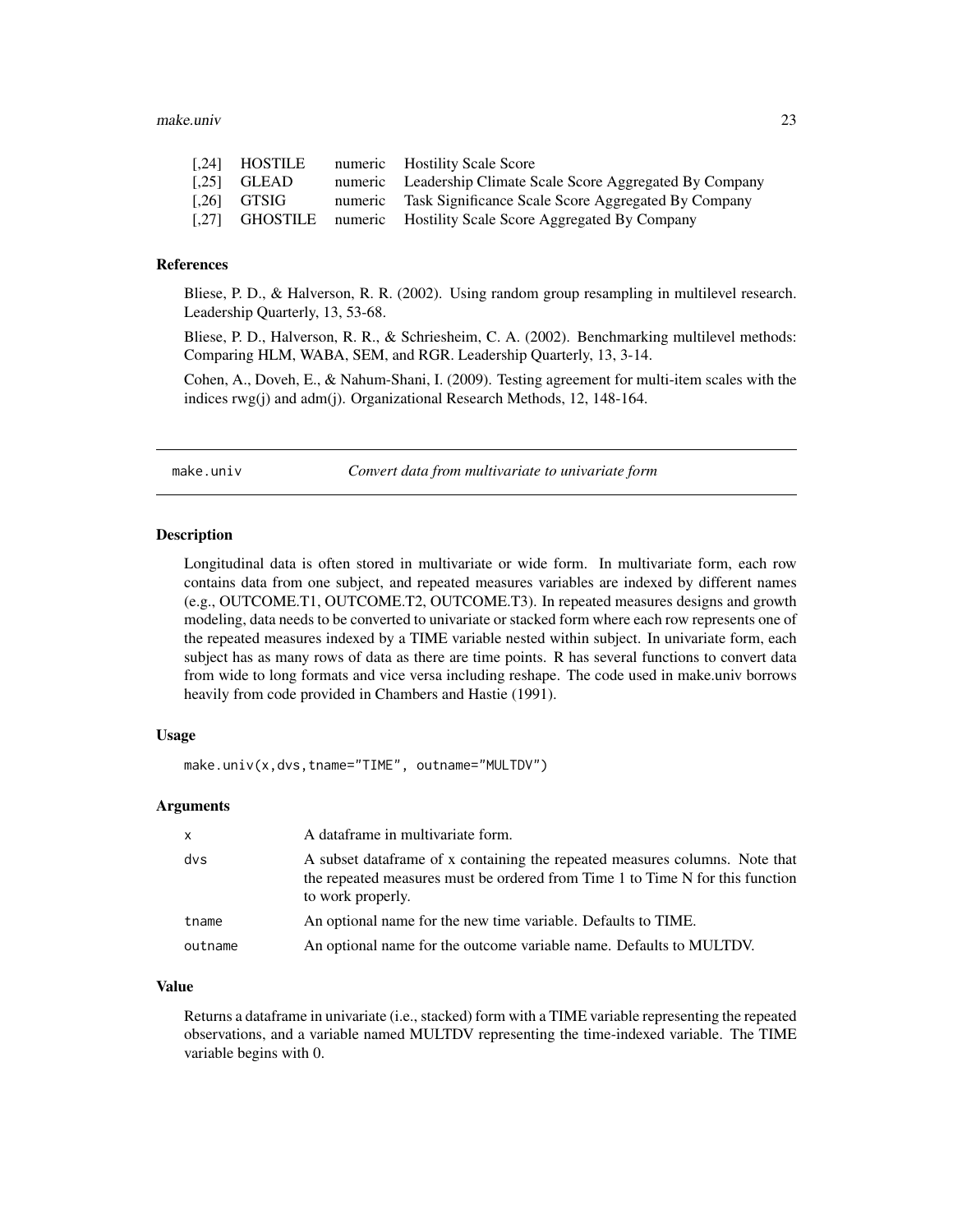| | | | |
|---|---|---|---|
| [,24] | HOSTILE | numeric | Hostility Scale Score |
| [,25] | GLEAD | numeric | Leadership Climate Scale Score Aggregated By Company |
| [,26] | GTSIG | numeric | Task Significance Scale Score Aggregated By Company |
| [,27] | GHOSTILE | numeric | Hostility Scale Score Aggregated By Company |

### References

Bliese, P. D., & Halverson, R. R. (2002). Using random group resampling in multilevel research. Leadership Quarterly, 13, 53-68.

Bliese, P. D., Halverson, R. R., & Schriesheim, C. A. (2002). Benchmarking multilevel methods: Comparing HLM, WABA, SEM, and RGR. Leadership Quarterly, 13, 3-14.

Cohen, A., Doveh, E., & Nahum-Shani, I. (2009). Testing agreement for multi-item scales with the indices rwg(j) and adm(j). Organizational Research Methods, 12, 148-164.

---

## make.univ — *Convert data from multivariate to univariate form*

---

### Description

Longitudinal data is often stored in multivariate or wide form. In multivariate form, each row contains data from one subject, and repeated measures variables are indexed by different names (e.g., OUTCOME.T1, OUTCOME.T2, OUTCOME.T3). In repeated measures designs and growth modeling, data needs to be converted to univariate or stacked form where each row represents one of the repeated measures indexed by a TIME variable nested within subject. In univariate form, each subject has as many rows of data as there are time points. R has several functions to convert data from wide to long formats and vice versa including reshape. The code used in make.univ borrows heavily from code provided in Chambers and Hastie (1991).

### Usage

```
make.univ(x,dvs,tname="TIME", outname="MULTDV")
```

### Arguments

| | |
|---|---|
| x | A dataframe in multivariate form. |
| dvs | A subset dataframe of x containing the repeated measures columns. Note that the repeated measures must be ordered from Time 1 to Time N for this function to work properly. |
| tname | An optional name for the new time variable. Defaults to TIME. |
| outname | An optional name for the outcome variable name. Defaults to MULTDV. |

### Value

Returns a dataframe in univariate (i.e., stacked) form with a TIME variable representing the repeated observations, and a variable named MULTDV representing the time-indexed variable. The TIME variable begins with 0.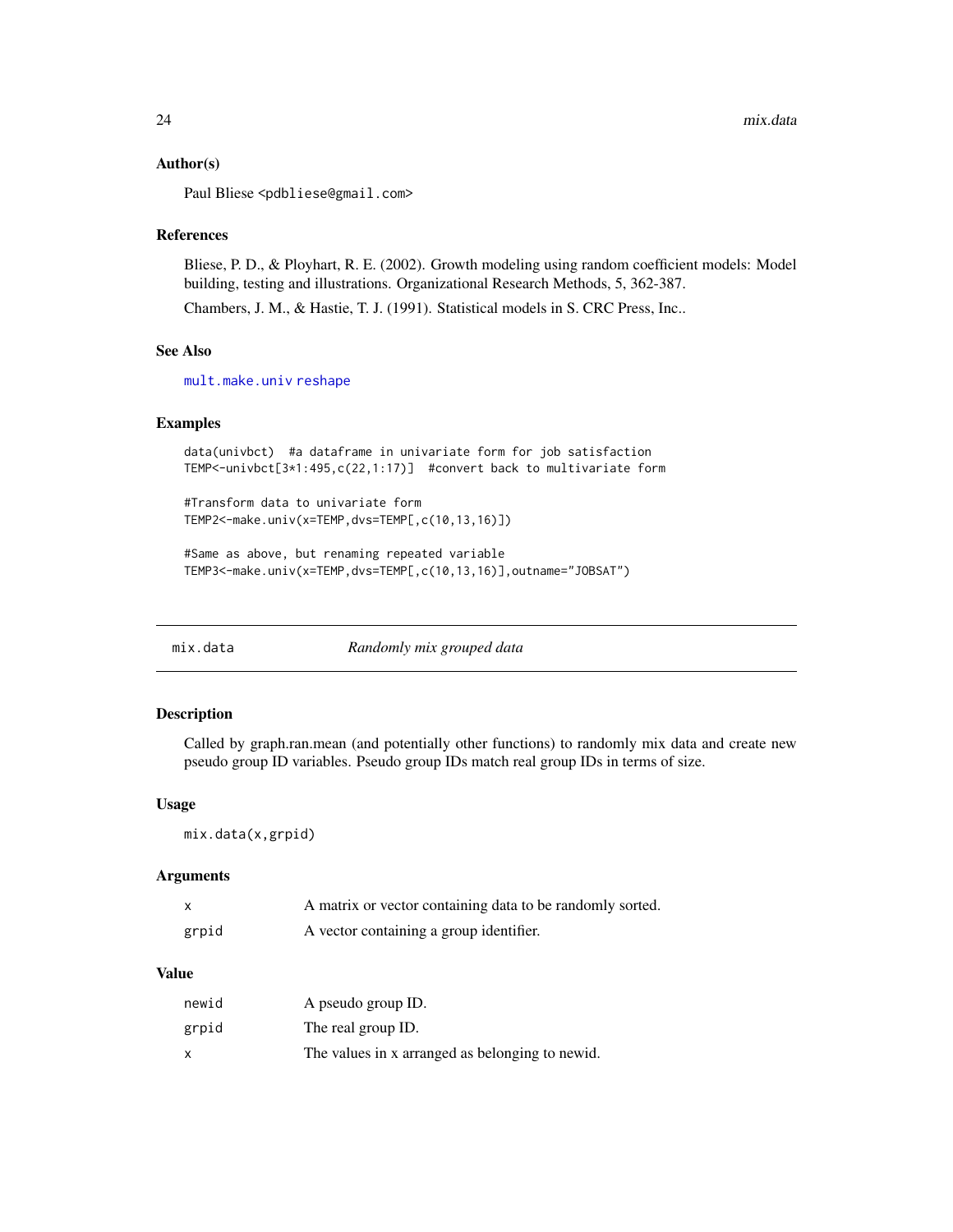### Author(s)

Paul Bliese <pdbliese@gmail.com>

### References

Bliese, P. D., & Ployhart, R. E. (2002). Growth modeling using random coefficient models: Model building, testing and illustrations. Organizational Research Methods, 5, 362-387.

Chambers, J. M., & Hastie, T. J. (1991). Statistical models in S. CRC Press, Inc..

### See Also

mult.make.univ reshape

### Examples

```
data(univbct)  #a dataframe in univariate form for job satisfaction
TEMP<-univbct[3*1:495,c(22,1:17)]  #convert back to multivariate form

#Transform data to univariate form
TEMP2<-make.univ(x=TEMP,dvs=TEMP[,c(10,13,16)])

#Same as above, but renaming repeated variable
TEMP3<-make.univ(x=TEMP,dvs=TEMP[,c(10,13,16)],outname="JOBSAT")
```

---

## mix.data — *Randomly mix grouped data*

### Description

Called by graph.ran.mean (and potentially other functions) to randomly mix data and create new pseudo group ID variables. Pseudo group IDs match real group IDs in terms of size.

### Usage

```
mix.data(x,grpid)
```

### Arguments

| | |
|---|---|
| x | A matrix or vector containing data to be randomly sorted. |
| grpid | A vector containing a group identifier. |

### Value

| | |
|---|---|
| newid | A pseudo group ID. |
| grpid | The real group ID. |
| x | The values in x arranged as belonging to newid. |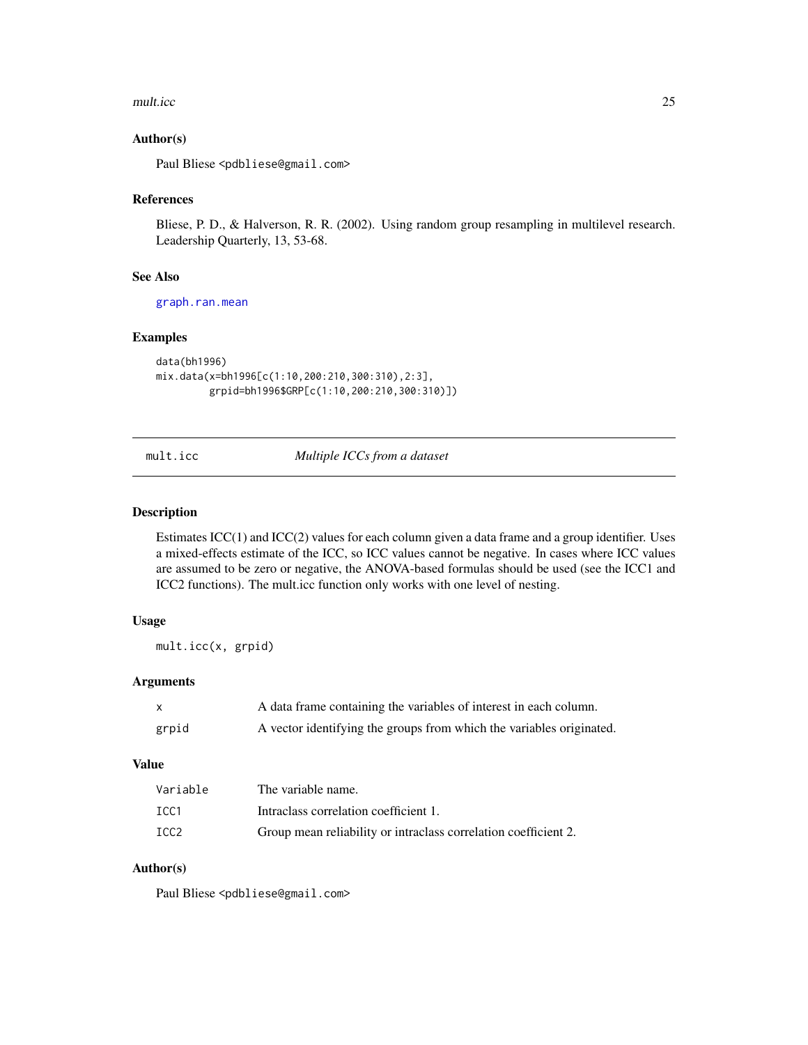### Author(s)

Paul Bliese <pdbliese@gmail.com>

### References

Bliese, P. D., & Halverson, R. R. (2002). Using random group resampling in multilevel research. Leadership Quarterly, 13, 53-68.

### See Also

graph.ran.mean

### Examples

```
data(bh1996)
mix.data(x=bh1996[c(1:10,200:210,300:310),2:3],
         grpid=bh1996$GRP[c(1:10,200:210,300:310)])
```

---

## mult.icc *Multiple ICCs from a dataset*

---

### Description

Estimates ICC(1) and ICC(2) values for each column given a data frame and a group identifier. Uses a mixed-effects estimate of the ICC, so ICC values cannot be negative. In cases where ICC values are assumed to be zero or negative, the ANOVA-based formulas should be used (see the ICC1 and ICC2 functions). The mult.icc function only works with one level of nesting.

### Usage

```
mult.icc(x, grpid)
```

### Arguments

| | |
|---|---|
| x | A data frame containing the variables of interest in each column. |
| grpid | A vector identifying the groups from which the variables originated. |

### Value

| | |
|---|---|
| Variable | The variable name. |
| ICC1 | Intraclass correlation coefficient 1. |
| ICC2 | Group mean reliability or intraclass correlation coefficient 2. |

### Author(s)

Paul Bliese <pdbliese@gmail.com>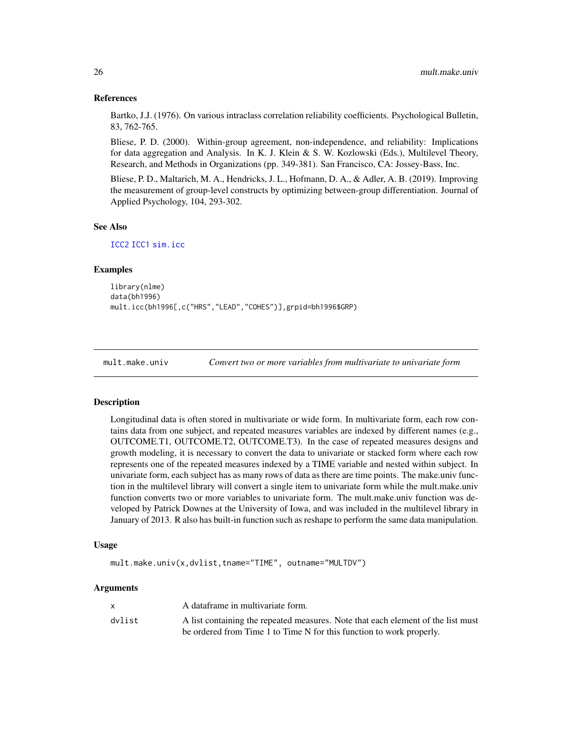### References

Bartko, J.J. (1976). On various intraclass correlation reliability coefficients. Psychological Bulletin, 83, 762-765.

Bliese, P. D. (2000). Within-group agreement, non-independence, and reliability: Implications for data aggregation and Analysis. In K. J. Klein & S. W. Kozlowski (Eds.), Multilevel Theory, Research, and Methods in Organizations (pp. 349-381). San Francisco, CA: Jossey-Bass, Inc.

Bliese, P. D., Maltarich, M. A., Hendricks, J. L., Hofmann, D. A., & Adler, A. B. (2019). Improving the measurement of group-level constructs by optimizing between-group differentiation. Journal of Applied Psychology, 104, 293-302.

### See Also

ICC2 ICC1 sim.icc

### Examples

```
library(nlme)
data(bh1996)
mult.icc(bh1996[,c("HRS","LEAD","COHES")],grpid=bh1996$GRP)
```

---

## mult.make.univ — *Convert two or more variables from multivariate to univariate form*

### Description

Longitudinal data is often stored in multivariate or wide form. In multivariate form, each row contains data from one subject, and repeated measures variables are indexed by different names (e.g., OUTCOME.T1, OUTCOME.T2, OUTCOME.T3). In the case of repeated measures designs and growth modeling, it is necessary to convert the data to univariate or stacked form where each row represents one of the repeated measures indexed by a TIME variable and nested within subject. In univariate form, each subject has as many rows of data as there are time points. The make.univ function in the multilevel library will convert a single item to univariate form while the mult.make.univ function converts two or more variables to univariate form. The mult.make.univ function was developed by Patrick Downes at the University of Iowa, and was included in the multilevel library in January of 2013. R also has built-in function such as reshape to perform the same data manipulation.

### Usage

```
mult.make.univ(x,dvlist,tname="TIME", outname="MULTDV")
```

### Arguments

| | |
|---|---|
| x | A dataframe in multivariate form. |
| dvlist | A list containing the repeated measures. Note that each element of the list must be ordered from Time 1 to Time N for this function to work properly. |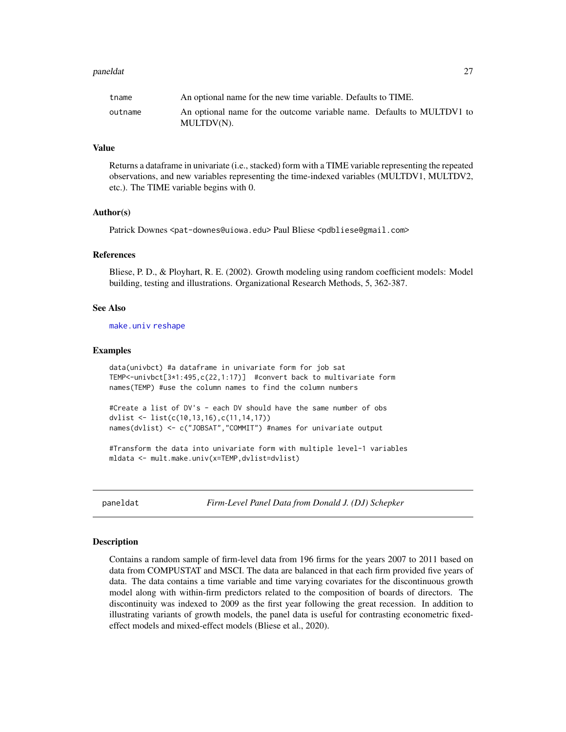| | |
|---|---|
| tname | An optional name for the new time variable. Defaults to TIME. |
| outname | An optional name for the outcome variable name. Defaults to MULTDV1 to MULTDV(N). |

### Value

Returns a dataframe in univariate (i.e., stacked) form with a TIME variable representing the repeated observations, and new variables representing the time-indexed variables (MULTDV1, MULTDV2, etc.). The TIME variable begins with 0.

### Author(s)

Patrick Downes <pat-downes@uiowa.edu> Paul Bliese <pdbliese@gmail.com>

### References

Bliese, P. D., & Ployhart, R. E. (2002). Growth modeling using random coefficient models: Model building, testing and illustrations. Organizational Research Methods, 5, 362-387.

### See Also

make.univ reshape

### Examples

```
data(univbct) #a dataframe in univariate form for job sat
TEMP<-univbct[3*1:495,c(22,1:17)]  #convert back to multivariate form
names(TEMP) #use the column names to find the column numbers

#Create a list of DV's - each DV should have the same number of obs
dvlist <- list(c(10,13,16),c(11,14,17))
names(dvlist) <- c("JOBSAT","COMMIT") #names for univariate output

#Transform the data into univariate form with multiple level-1 variables
mldata <- mult.make.univ(x=TEMP,dvlist=dvlist)
```

---

## paneldat — *Firm-Level Panel Data from Donald J. (DJ) Schepker*

### Description

Contains a random sample of firm-level data from 196 firms for the years 2007 to 2011 based on data from COMPUSTAT and MSCI. The data are balanced in that each firm provided five years of data. The data contains a time variable and time varying covariates for the discontinuous growth model along with within-firm predictors related to the composition of boards of directors. The discontinuity was indexed to 2009 as the first year following the great recession. In addition to illustrating variants of growth models, the panel data is useful for contrasting econometric fixed-effect models and mixed-effect models (Bliese et al., 2020).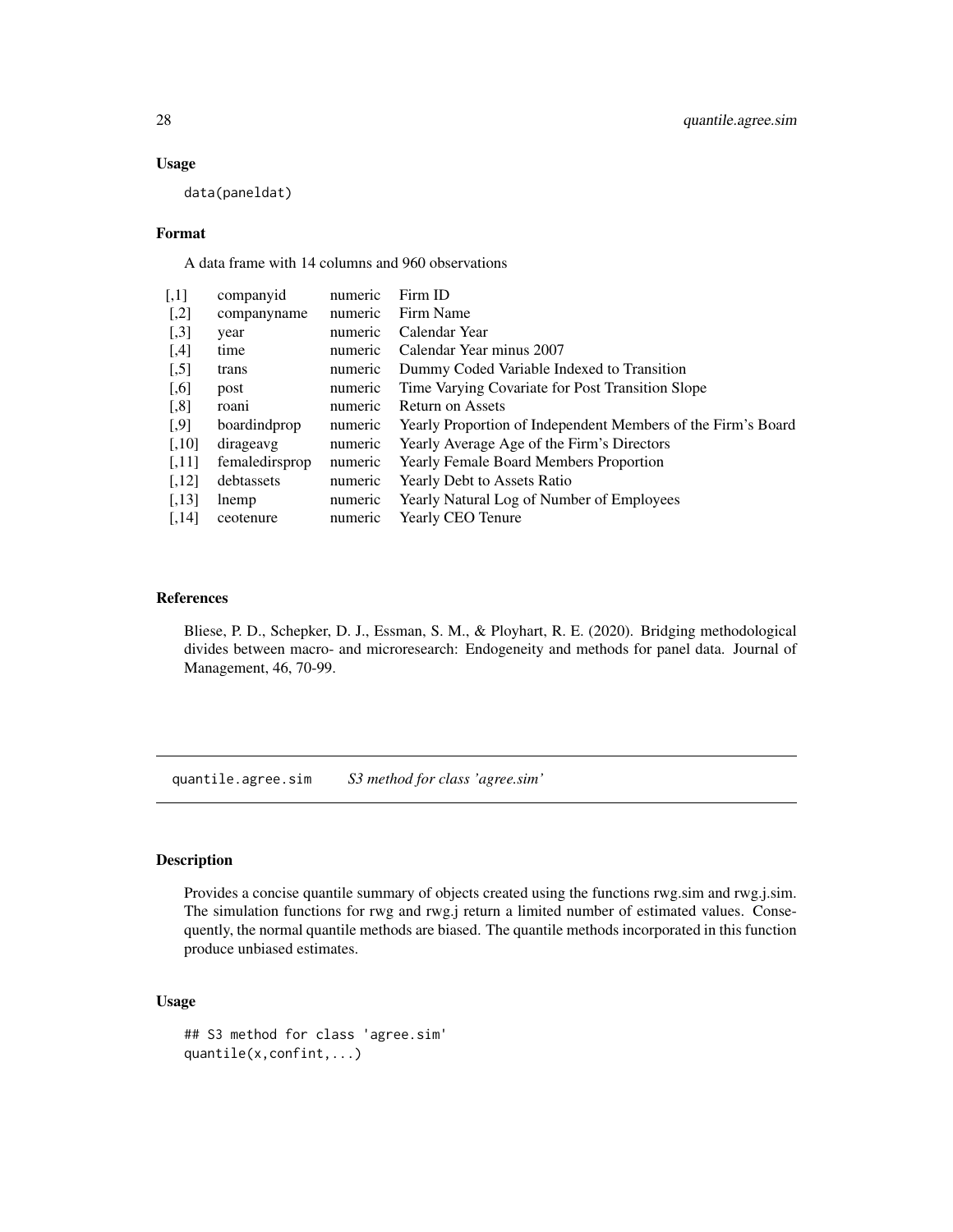### Usage

```
data(paneldat)
```

### Format

A data frame with 14 columns and 960 observations

| | | | |
|---|---|---|---|
| [,1] | companyid | numeric | Firm ID |
| [,2] | companyname | numeric | Firm Name |
| [,3] | year | numeric | Calendar Year |
| [,4] | time | numeric | Calendar Year minus 2007 |
| [,5] | trans | numeric | Dummy Coded Variable Indexed to Transition |
| [,6] | post | numeric | Time Varying Covariate for Post Transition Slope |
| [,8] | roani | numeric | Return on Assets |
| [,9] | boardindprop | numeric | Yearly Proportion of Independent Members of the Firm's Board |
| [,10] | dirageavg | numeric | Yearly Average Age of the Firm's Directors |
| [,11] | femaledirsprop | numeric | Yearly Female Board Members Proportion |
| [,12] | debtassets | numeric | Yearly Debt to Assets Ratio |
| [,13] | lnemp | numeric | Yearly Natural Log of Number of Employees |
| [,14] | ceotenure | numeric | Yearly CEO Tenure |

### References

Bliese, P. D., Schepker, D. J., Essman, S. M., & Ployhart, R. E. (2020). Bridging methodological divides between macro- and microresearch: Endogeneity and methods for panel data. Journal of Management, 46, 70-99.

---

## quantile.agree.sim — *S3 method for class 'agree.sim'*

### Description

Provides a concise quantile summary of objects created using the functions rwg.sim and rwg.j.sim. The simulation functions for rwg and rwg.j return a limited number of estimated values. Consequently, the normal quantile methods are biased. The quantile methods incorporated in this function produce unbiased estimates.

### Usage

```
## S3 method for class 'agree.sim'
quantile(x,confint,...)
```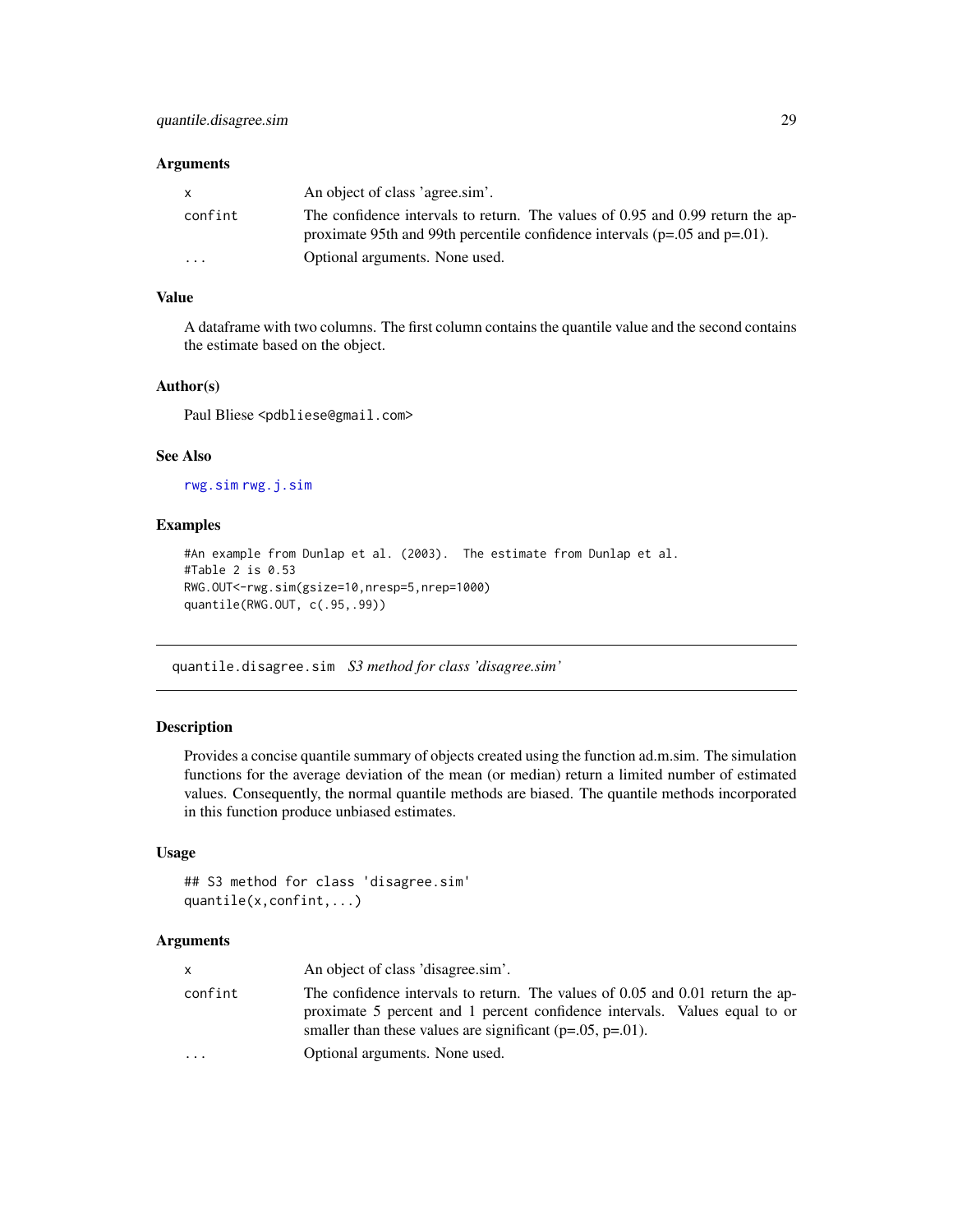### Arguments

| | |
|---|---|
| x | An object of class 'agree.sim'. |
| confint | The confidence intervals to return. The values of 0.95 and 0.99 return the approximate 95th and 99th percentile confidence intervals (p=.05 and p=.01). |
| ... | Optional arguments. None used. |

### Value

A dataframe with two columns. The first column contains the quantile value and the second contains the estimate based on the object.

### Author(s)

Paul Bliese <pdbliese@gmail.com>

### See Also

rwg.sim rwg.j.sim

### Examples

```
#An example from Dunlap et al. (2003).  The estimate from Dunlap et al.
#Table 2 is 0.53
RWG.OUT<-rwg.sim(gsize=10,nresp=5,nrep=1000)
quantile(RWG.OUT, c(.95,.99))
```

---

## quantile.disagree.sim *S3 method for class 'disagree.sim'*

### Description

Provides a concise quantile summary of objects created using the function ad.m.sim. The simulation functions for the average deviation of the mean (or median) return a limited number of estimated values. Consequently, the normal quantile methods are biased. The quantile methods incorporated in this function produce unbiased estimates.

### Usage

```
## S3 method for class 'disagree.sim'
quantile(x,confint,...)
```

### Arguments

| | |
|---|---|
| x | An object of class 'disagree.sim'. |
| confint | The confidence intervals to return. The values of 0.05 and 0.01 return the approximate 5 percent and 1 percent confidence intervals. Values equal to or smaller than these values are significant (p=.05, p=.01). |
| ... | Optional arguments. None used. |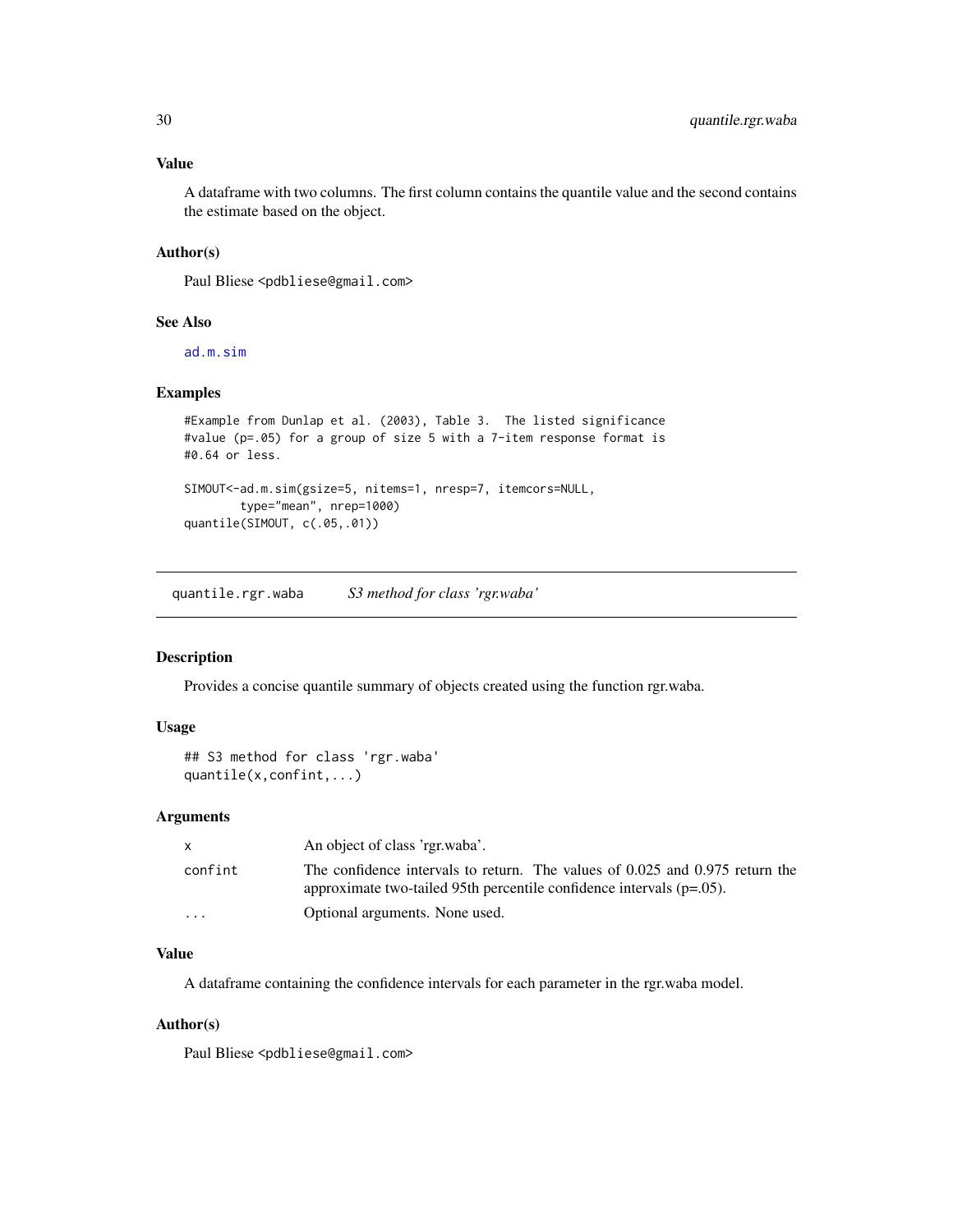### Value

A dataframe with two columns. The first column contains the quantile value and the second contains the estimate based on the object.

### Author(s)

Paul Bliese <pdbliese@gmail.com>

### See Also

ad.m.sim

### Examples

```
#Example from Dunlap et al. (2003), Table 3.  The listed significance
#value (p=.05) for a group of size 5 with a 7-item response format is
#0.64 or less.

SIMOUT<-ad.m.sim(gsize=5, nitems=1, nresp=7, itemcors=NULL,
        type="mean", nrep=1000)
quantile(SIMOUT, c(.05,.01))
```

---

## quantile.rgr.waba &nbsp;&nbsp;&nbsp; *S3 method for class 'rgr.waba'*

### Description

Provides a concise quantile summary of objects created using the function rgr.waba.

### Usage

```
## S3 method for class 'rgr.waba'
quantile(x,confint,...)
```

### Arguments

| | |
|---|---|
| x | An object of class 'rgr.waba'. |
| confint | The confidence intervals to return. The values of 0.025 and 0.975 return the approximate two-tailed 95th percentile confidence intervals (p=.05). |
| ... | Optional arguments. None used. |

### Value

A dataframe containing the confidence intervals for each parameter in the rgr.waba model.

### Author(s)

Paul Bliese <pdbliese@gmail.com>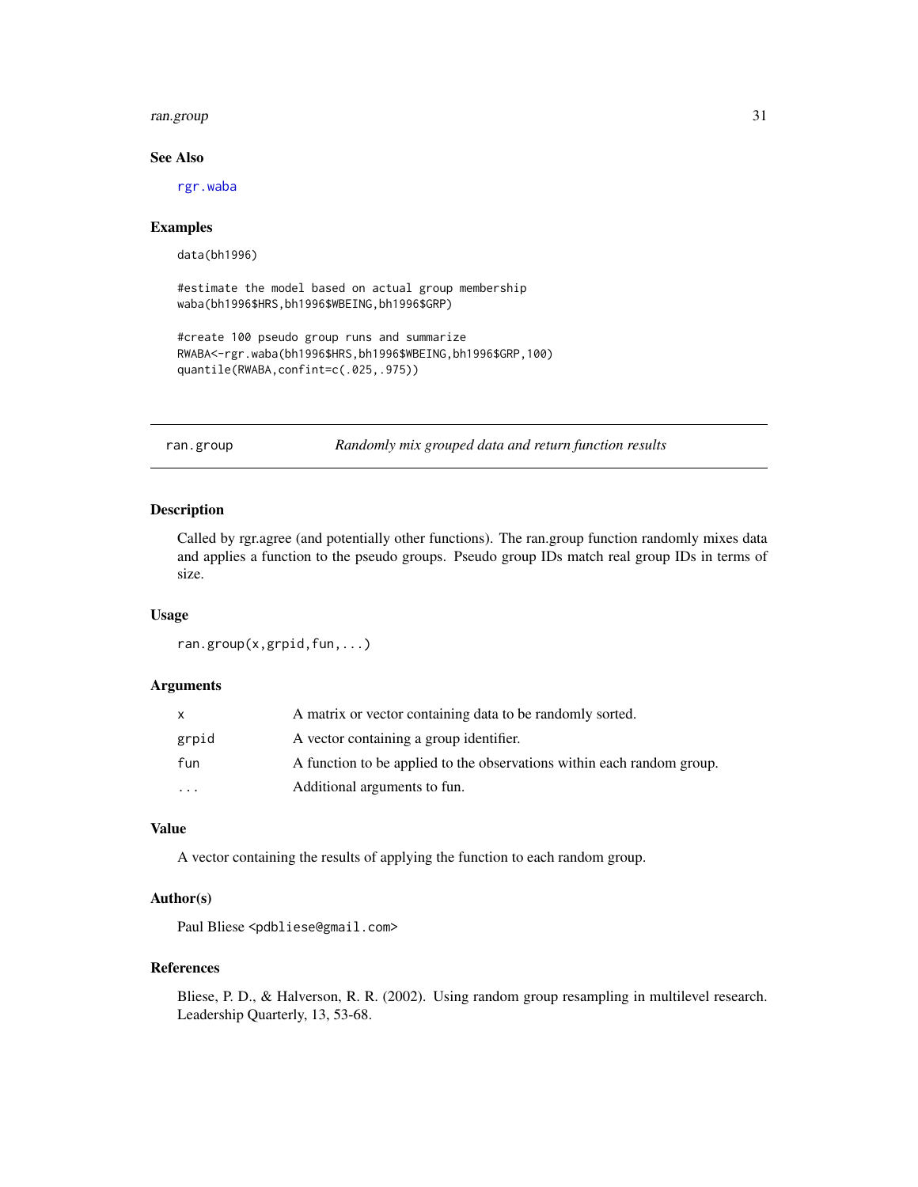### See Also

rgr.waba

### Examples

```
data(bh1996)

#estimate the model based on actual group membership
waba(bh1996$HRS,bh1996$WBEING,bh1996$GRP)

#create 100 pseudo group runs and summarize
RWABA<-rgr.waba(bh1996$HRS,bh1996$WBEING,bh1996$GRP,100)
quantile(RWABA,confint=c(.025,.975))
```

---

## ran.group — *Randomly mix grouped data and return function results*

### Description

Called by rgr.agree (and potentially other functions). The ran.group function randomly mixes data and applies a function to the pseudo groups. Pseudo group IDs match real group IDs in terms of size.

### Usage

```
ran.group(x,grpid,fun,...)
```

### Arguments

| | |
|---|---|
| x | A matrix or vector containing data to be randomly sorted. |
| grpid | A vector containing a group identifier. |
| fun | A function to be applied to the observations within each random group. |
| ... | Additional arguments to fun. |

### Value

A vector containing the results of applying the function to each random group.

### Author(s)

Paul Bliese <pdbliese@gmail.com>

### References

Bliese, P. D., & Halverson, R. R. (2002). Using random group resampling in multilevel research. Leadership Quarterly, 13, 53-68.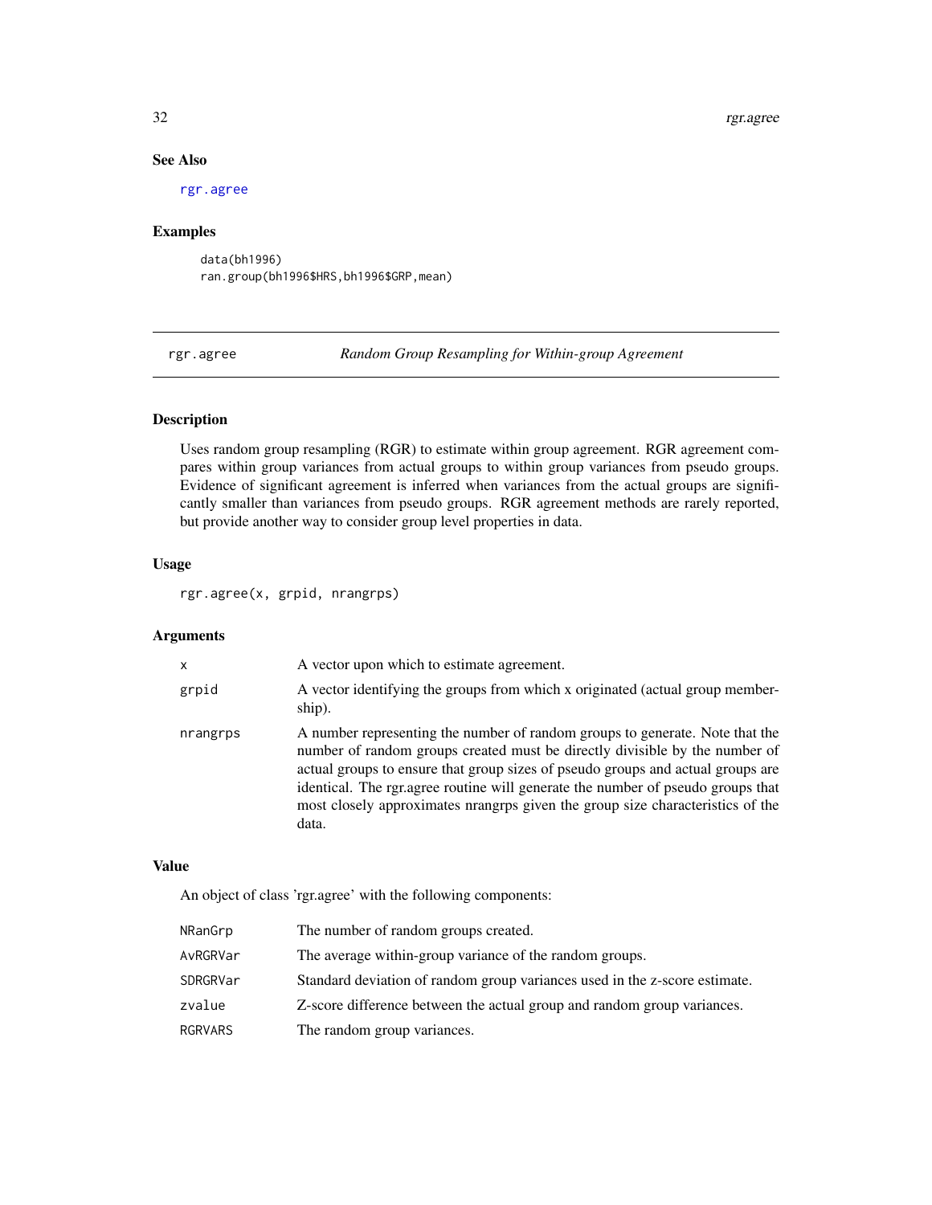### See Also

rgr.agree

### Examples

```
data(bh1996)
ran.group(bh1996$HRS,bh1996$GRP,mean)
```

---

## rgr.agree — *Random Group Resampling for Within-group Agreement*

### Description

Uses random group resampling (RGR) to estimate within group agreement. RGR agreement compares within group variances from actual groups to within group variances from pseudo groups. Evidence of significant agreement is inferred when variances from the actual groups are significantly smaller than variances from pseudo groups. RGR agreement methods are rarely reported, but provide another way to consider group level properties in data.

### Usage

```
rgr.agree(x, grpid, nrangrps)
```

### Arguments

| | |
|---|---|
| x | A vector upon which to estimate agreement. |
| grpid | A vector identifying the groups from which x originated (actual group membership). |
| nrangrps | A number representing the number of random groups to generate. Note that the number of random groups created must be directly divisible by the number of actual groups to ensure that group sizes of pseudo groups and actual groups are identical. The rgr.agree routine will generate the number of pseudo groups that most closely approximates nrangrps given the group size characteristics of the data. |

### Value

An object of class 'rgr.agree' with the following components:

| | |
|---|---|
| NRanGrp | The number of random groups created. |
| AvRGRVar | The average within-group variance of the random groups. |
| SDRGRVar | Standard deviation of random group variances used in the z-score estimate. |
| zvalue | Z-score difference between the actual group and random group variances. |
| RGRVARS | The random group variances. |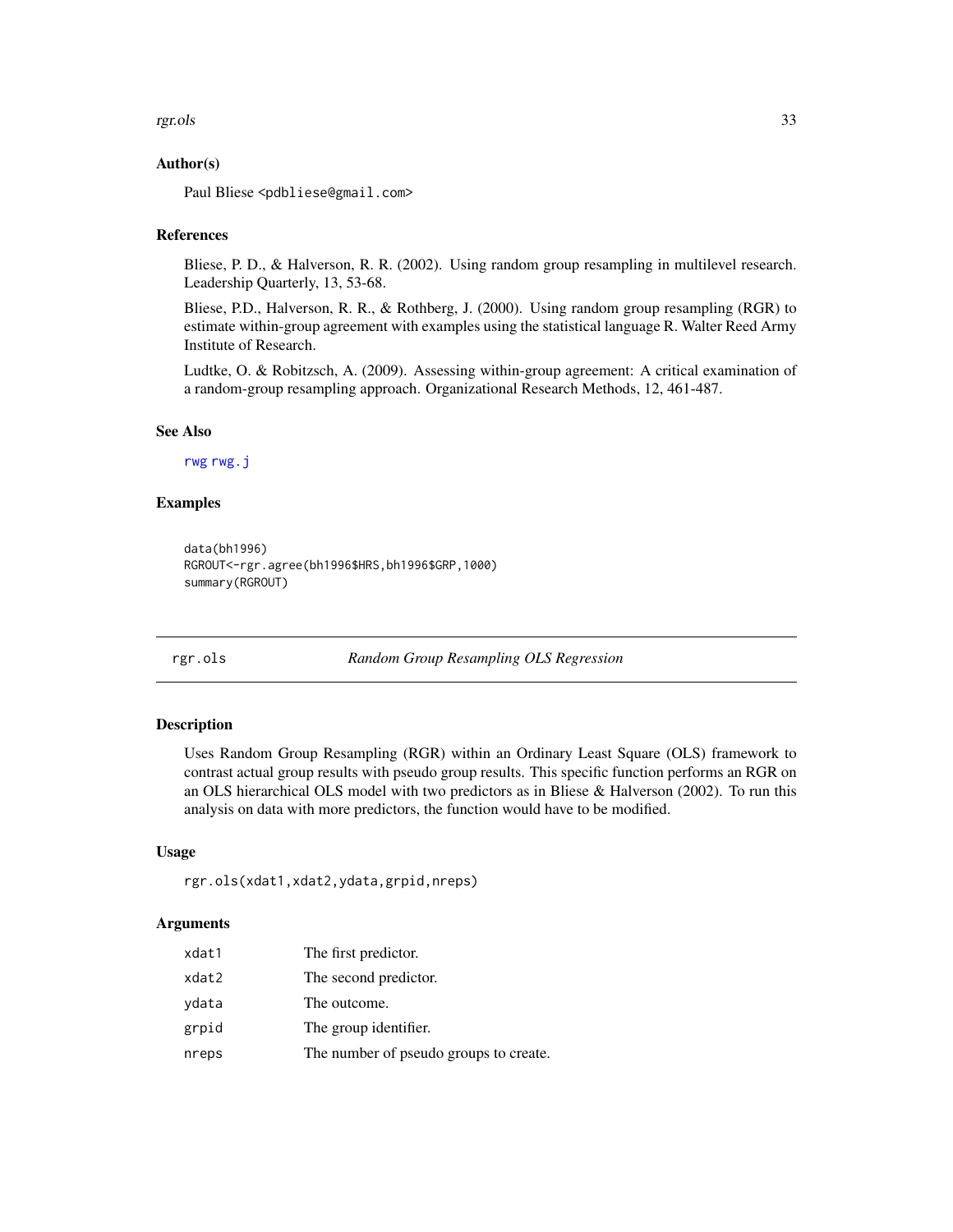## Author(s)

Paul Bliese <pdbliese@gmail.com>

## References

Bliese, P. D., & Halverson, R. R. (2002). Using random group resampling in multilevel research. Leadership Quarterly, 13, 53-68.

Bliese, P.D., Halverson, R. R., & Rothberg, J. (2000). Using random group resampling (RGR) to estimate within-group agreement with examples using the statistical language R. Walter Reed Army Institute of Research.

Ludtke, O. & Robitzsch, A. (2009). Assessing within-group agreement: A critical examination of a random-group resampling approach. Organizational Research Methods, 12, 461-487.

## See Also

rwg rwg.j

## Examples

```
data(bh1996)
RGROUT<-rgr.agree(bh1996$HRS,bh1996$GRP,1000)
summary(RGROUT)
```

---

# rgr.ols *Random Group Resampling OLS Regression*

## Description

Uses Random Group Resampling (RGR) within an Ordinary Least Square (OLS) framework to contrast actual group results with pseudo group results. This specific function performs an RGR on an OLS hierarchical OLS model with two predictors as in Bliese & Halverson (2002). To run this analysis on data with more predictors, the function would have to be modified.

## Usage

```
rgr.ols(xdat1,xdat2,ydata,grpid,nreps)
```

## Arguments

| | |
|---|---|
| xdat1 | The first predictor. |
| xdat2 | The second predictor. |
| ydata | The outcome. |
| grpid | The group identifier. |
| nreps | The number of pseudo groups to create. |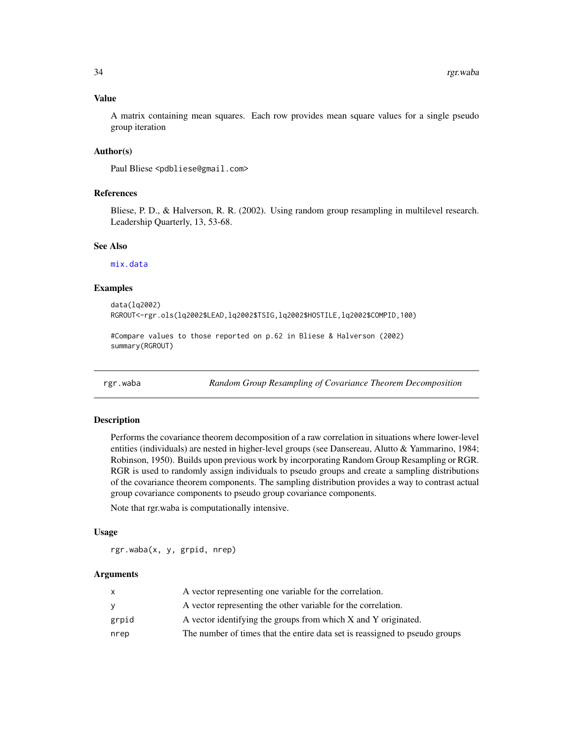### Value

A matrix containing mean squares. Each row provides mean square values for a single pseudo group iteration

### Author(s)

Paul Bliese <pdbliese@gmail.com>

### References

Bliese, P. D., & Halverson, R. R. (2002). Using random group resampling in multilevel research. Leadership Quarterly, 13, 53-68.

### See Also

mix.data

### Examples

```
data(lq2002)
RGROUT<-rgr.ols(lq2002$LEAD,lq2002$TSIG,lq2002$HOSTILE,lq2002$COMPID,100)

#Compare values to those reported on p.62 in Bliese & Halverson (2002)
summary(RGROUT)
```

---

## rgr.waba — *Random Group Resampling of Covariance Theorem Decomposition*

---

### Description

Performs the covariance theorem decomposition of a raw correlation in situations where lower-level entities (individuals) are nested in higher-level groups (see Dansereau, Alutto & Yammarino, 1984; Robinson, 1950). Builds upon previous work by incorporating Random Group Resampling or RGR. RGR is used to randomly assign individuals to pseudo groups and create a sampling distributions of the covariance theorem components. The sampling distribution provides a way to contrast actual group covariance components to pseudo group covariance components.

Note that rgr.waba is computationally intensive.

### Usage

```
rgr.waba(x, y, grpid, nrep)
```

### Arguments

| | |
|---|---|
| x | A vector representing one variable for the correlation. |
| y | A vector representing the other variable for the correlation. |
| grpid | A vector identifying the groups from which X and Y originated. |
| nrep | The number of times that the entire data set is reassigned to pseudo groups |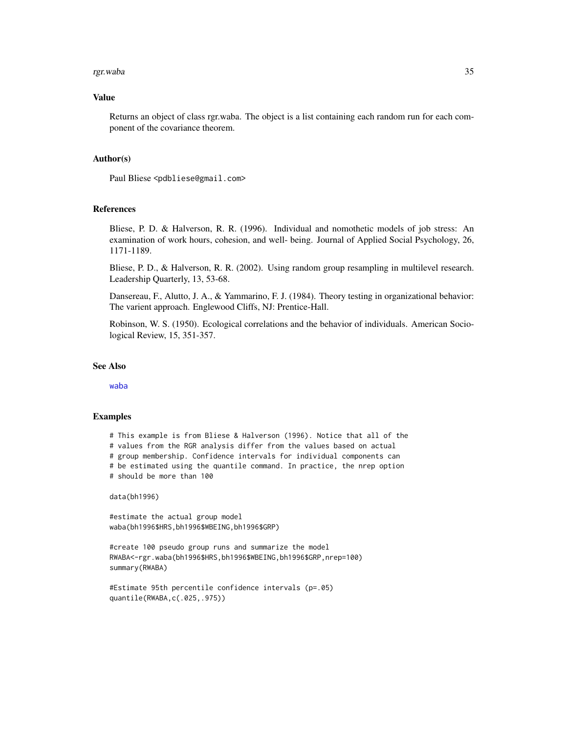## Value

Returns an object of class rgr.waba. The object is a list containing each random run for each component of the covariance theorem.

## Author(s)

Paul Bliese <pdbliese@gmail.com>

## References

Bliese, P. D. & Halverson, R. R. (1996). Individual and nomothetic models of job stress: An examination of work hours, cohesion, and well- being. Journal of Applied Social Psychology, 26, 1171-1189.

Bliese, P. D., & Halverson, R. R. (2002). Using random group resampling in multilevel research. Leadership Quarterly, 13, 53-68.

Dansereau, F., Alutto, J. A., & Yammarino, F. J. (1984). Theory testing in organizational behavior: The varient approach. Englewood Cliffs, NJ: Prentice-Hall.

Robinson, W. S. (1950). Ecological correlations and the behavior of individuals. American Sociological Review, 15, 351-357.

## See Also

waba

## Examples

```
# This example is from Bliese & Halverson (1996). Notice that all of the
# values from the RGR analysis differ from the values based on actual
# group membership. Confidence intervals for individual components can
# be estimated using the quantile command. In practice, the nrep option
# should be more than 100

data(bh1996)

#estimate the actual group model
waba(bh1996$HRS,bh1996$WBEING,bh1996$GRP)

#create 100 pseudo group runs and summarize the model
RWABA<-rgr.waba(bh1996$HRS,bh1996$WBEING,bh1996$GRP,nrep=100)
summary(RWABA)

#Estimate 95th percentile confidence intervals (p=.05)
quantile(RWABA,c(.025,.975))
```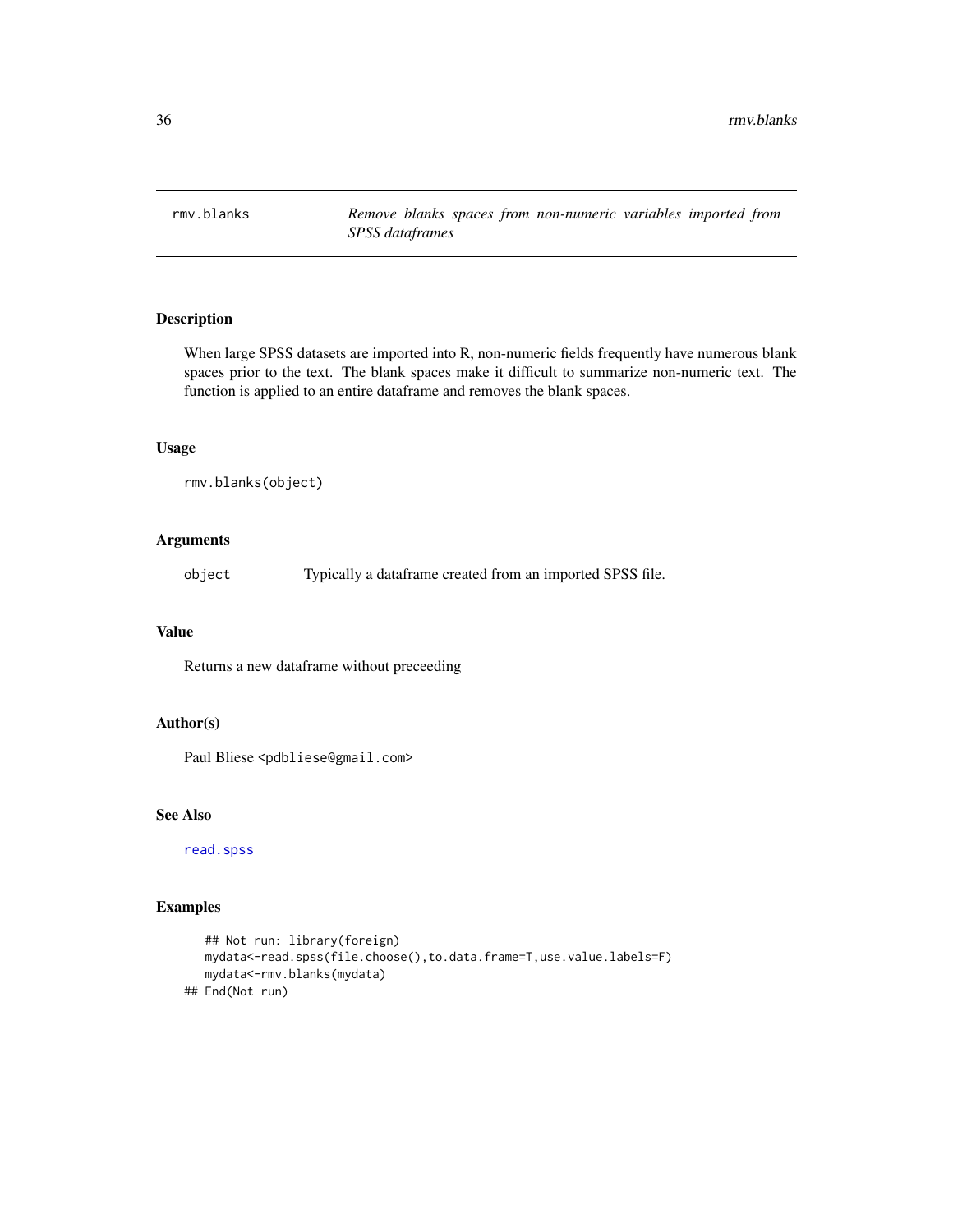## rmv.blanks — *Remove blanks spaces from non-numeric variables imported from SPSS dataframes*

### Description

When large SPSS datasets are imported into R, non-numeric fields frequently have numerous blank spaces prior to the text. The blank spaces make it difficult to summarize non-numeric text. The function is applied to an entire dataframe and removes the blank spaces.

### Usage

```
rmv.blanks(object)
```

### Arguments

| | |
|---|---|
| object | Typically a dataframe created from an imported SPSS file. |

### Value

Returns a new dataframe without preceeding

### Author(s)

Paul Bliese <pdbliese@gmail.com>

### See Also

read.spss

### Examples

```
   ## Not run: library(foreign)
   mydata<-read.spss(file.choose(),to.data.frame=T,use.value.labels=F)
   mydata<-rmv.blanks(mydata)
## End(Not run)
```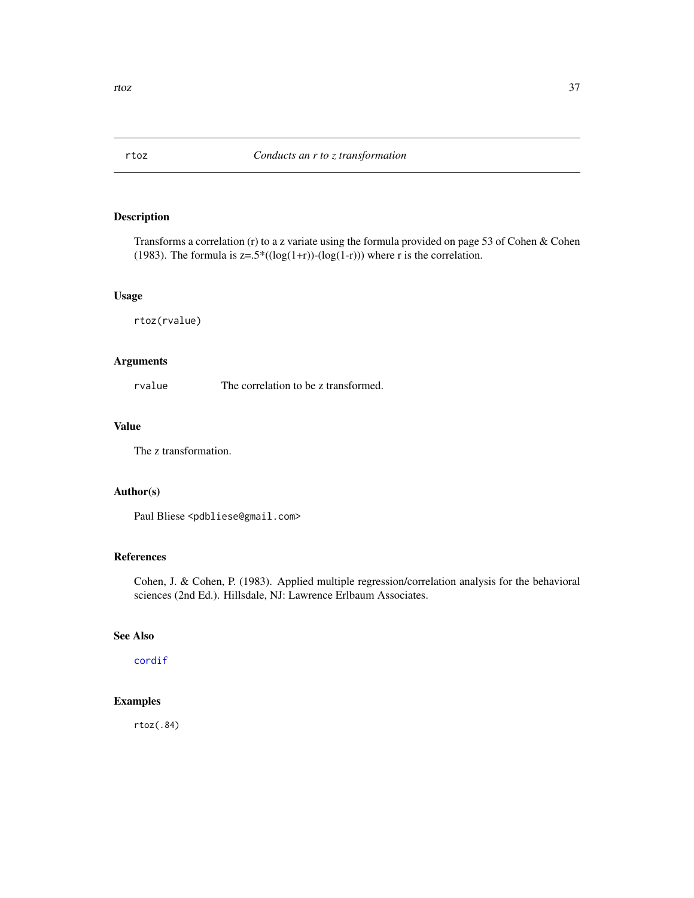## rtoz — *Conducts an r to z transformation*

### Description

Transforms a correlation (r) to a z variate using the formula provided on page 53 of Cohen & Cohen (1983). The formula is z=.5*((log(1+r))-(log(1-r))) where r is the correlation.

### Usage

```
rtoz(rvalue)
```

### Arguments

| | |
|---|---|
| `rvalue` | The correlation to be z transformed. |

### Value

The z transformation.

### Author(s)

Paul Bliese <pdbliese@gmail.com>

### References

Cohen, J. & Cohen, P. (1983). Applied multiple regression/correlation analysis for the behavioral sciences (2nd Ed.). Hillsdale, NJ: Lawrence Erlbaum Associates.

### See Also

`cordif`

### Examples

```
rtoz(.84)
```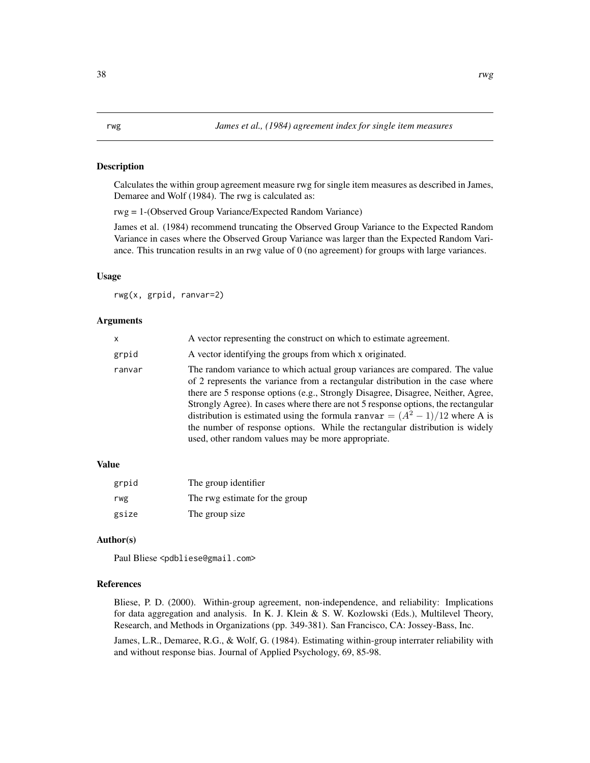# rwg — *James et al., (1984) agreement index for single item measures*

## Description

Calculates the within group agreement measure rwg for single item measures as described in James, Demaree and Wolf (1984). The rwg is calculated as:

rwg = 1-(Observed Group Variance/Expected Random Variance)

James et al. (1984) recommend truncating the Observed Group Variance to the Expected Random Variance in cases where the Observed Group Variance was larger than the Expected Random Variance. This truncation results in an rwg value of 0 (no agreement) for groups with large variances.

## Usage

```
rwg(x, grpid, ranvar=2)
```

## Arguments

| | |
|---|---|
| x | A vector representing the construct on which to estimate agreement. |
| grpid | A vector identifying the groups from which x originated. |
| ranvar | The random variance to which actual group variances are compared. The value of 2 represents the variance from a rectangular distribution in the case where there are 5 response options (e.g., Strongly Disagree, Disagree, Neither, Agree, Strongly Agree). In cases where there are not 5 response options, the rectangular distribution is estimated using the formula `ranvar` $= (A^2 - 1)/12$ where A is the number of response options. While the rectangular distribution is widely used, other random values may be more appropriate. |

## Value

| | |
|---|---|
| grpid | The group identifier |
| rwg | The rwg estimate for the group |
| gsize | The group size |

## Author(s)

Paul Bliese <pdbliese@gmail.com>

## References

Bliese, P. D. (2000). Within-group agreement, non-independence, and reliability: Implications for data aggregation and analysis. In K. J. Klein & S. W. Kozlowski (Eds.), Multilevel Theory, Research, and Methods in Organizations (pp. 349-381). San Francisco, CA: Jossey-Bass, Inc.

James, L.R., Demaree, R.G., & Wolf, G. (1984). Estimating within-group interrater reliability with and without response bias. Journal of Applied Psychology, 69, 85-98.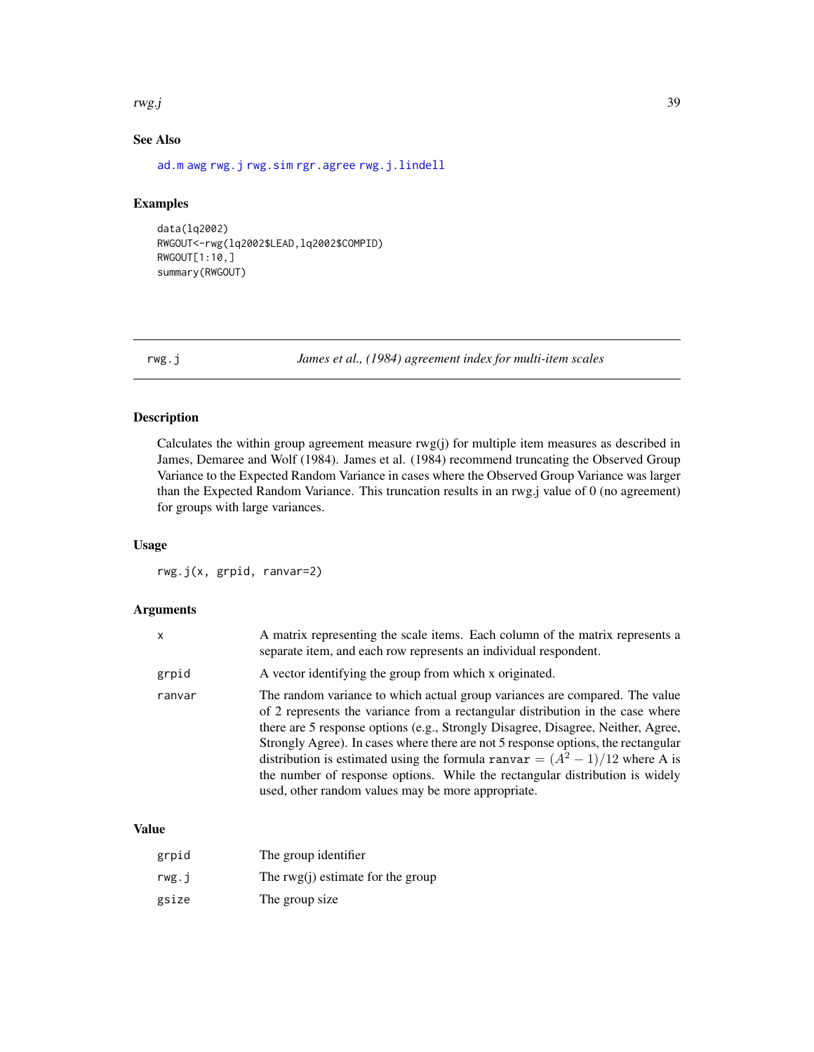### See Also

ad.m awg rwg.j rwg.sim rgr.agree rwg.j.lindell

### Examples

```
data(lq2002)
RWGOUT<-rwg(lq2002$LEAD,lq2002$COMPID)
RWGOUT[1:10,]
summary(RWGOUT)
```

---

## rwg.j — *James et al., (1984) agreement index for multi-item scales*

### Description

Calculates the within group agreement measure rwg(j) for multiple item measures as described in James, Demaree and Wolf (1984). James et al. (1984) recommend truncating the Observed Group Variance to the Expected Random Variance in cases where the Observed Group Variance was larger than the Expected Random Variance. This truncation results in an rwg.j value of 0 (no agreement) for groups with large variances.

### Usage

```
rwg.j(x, grpid, ranvar=2)
```

### Arguments

| | |
|---|---|
| x | A matrix representing the scale items. Each column of the matrix represents a separate item, and each row represents an individual respondent. |
| grpid | A vector identifying the group from which x originated. |
| ranvar | The random variance to which actual group variances are compared. The value of 2 represents the variance from a rectangular distribution in the case where there are 5 response options (e.g., Strongly Disagree, Disagree, Neither, Agree, Strongly Agree). In cases where there are not 5 response options, the rectangular distribution is estimated using the formula $\texttt{ranvar} = (A^2 - 1)/12$ where A is the number of response options. While the rectangular distribution is widely used, other random values may be more appropriate. |

### Value

| | |
|---|---|
| grpid | The group identifier |
| rwg.j | The rwg(j) estimate for the group |
| gsize | The group size |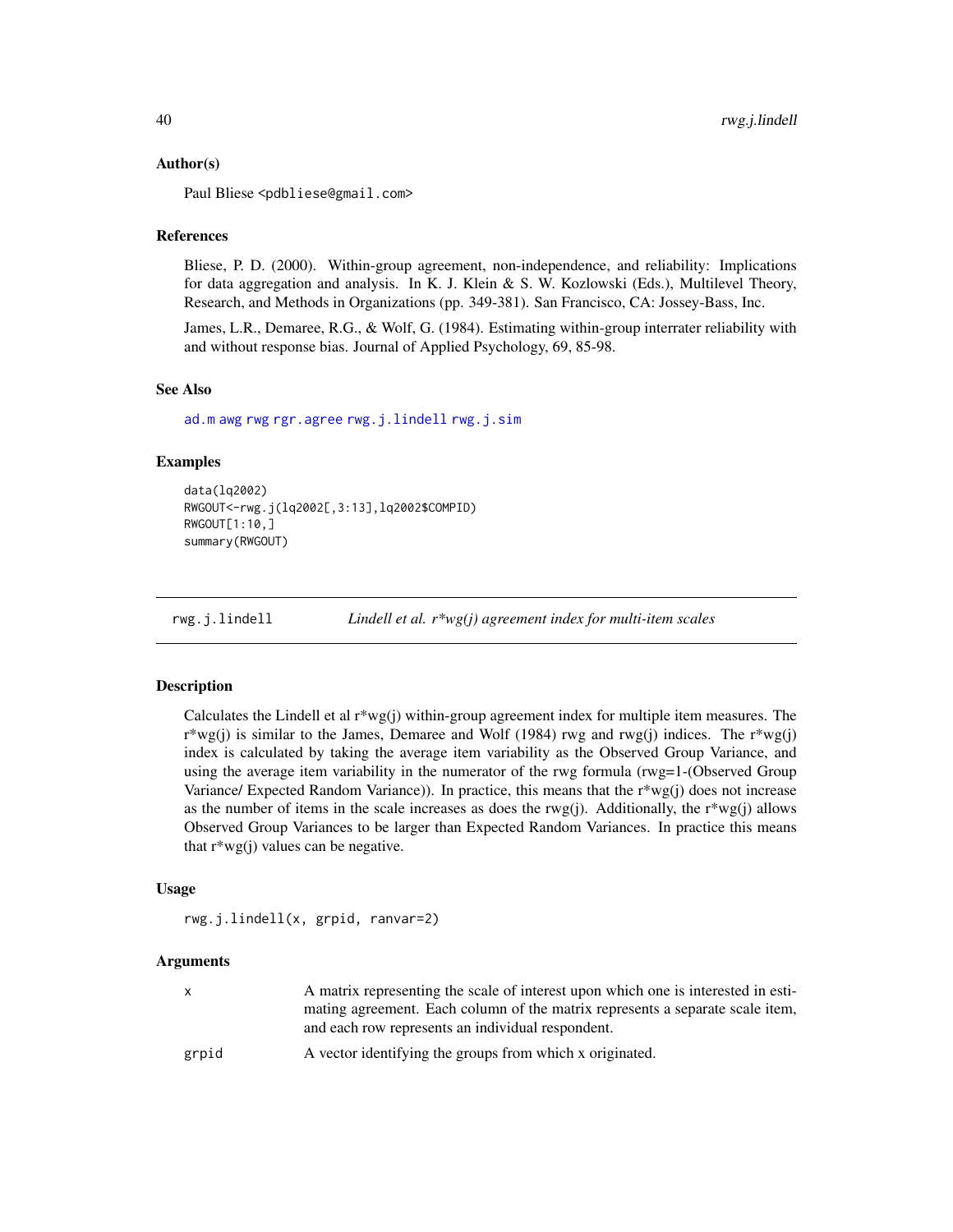## Author(s)

Paul Bliese <pdbliese@gmail.com>

## References

Bliese, P. D. (2000). Within-group agreement, non-independence, and reliability: Implications for data aggregation and analysis. In K. J. Klein & S. W. Kozlowski (Eds.), Multilevel Theory, Research, and Methods in Organizations (pp. 349-381). San Francisco, CA: Jossey-Bass, Inc.

James, L.R., Demaree, R.G., & Wolf, G. (1984). Estimating within-group interrater reliability with and without response bias. Journal of Applied Psychology, 69, 85-98.

## See Also

ad.m awg rwg rgr.agree rwg.j.lindell rwg.j.sim

## Examples

```
data(lq2002)
RWGOUT<-rwg.j(lq2002[,3:13],lq2002$COMPID)
RWGOUT[1:10,]
summary(RWGOUT)
```

---

# rwg.j.lindell — *Lindell et al. r*wg(j) agreement index for multi-item scales*

## Description

Calculates the Lindell et al r*wg(j) within-group agreement index for multiple item measures. The r*wg(j) is similar to the James, Demaree and Wolf (1984) rwg and rwg(j) indices. The r*wg(j) index is calculated by taking the average item variability as the Observed Group Variance, and using the average item variability in the numerator of the rwg formula (rwg=1-(Observed Group Variance/ Expected Random Variance)). In practice, this means that the r*wg(j) does not increase as the number of items in the scale increases as does the rwg(j). Additionally, the r*wg(j) allows Observed Group Variances to be larger than Expected Random Variances. In practice this means that r*wg(j) values can be negative.

## Usage

```
rwg.j.lindell(x, grpid, ranvar=2)
```

## Arguments

| | |
|---|---|
| x | A matrix representing the scale of interest upon which one is interested in estimating agreement. Each column of the matrix represents a separate scale item, and each row represents an individual respondent. |
| grpid | A vector identifying the groups from which x originated. |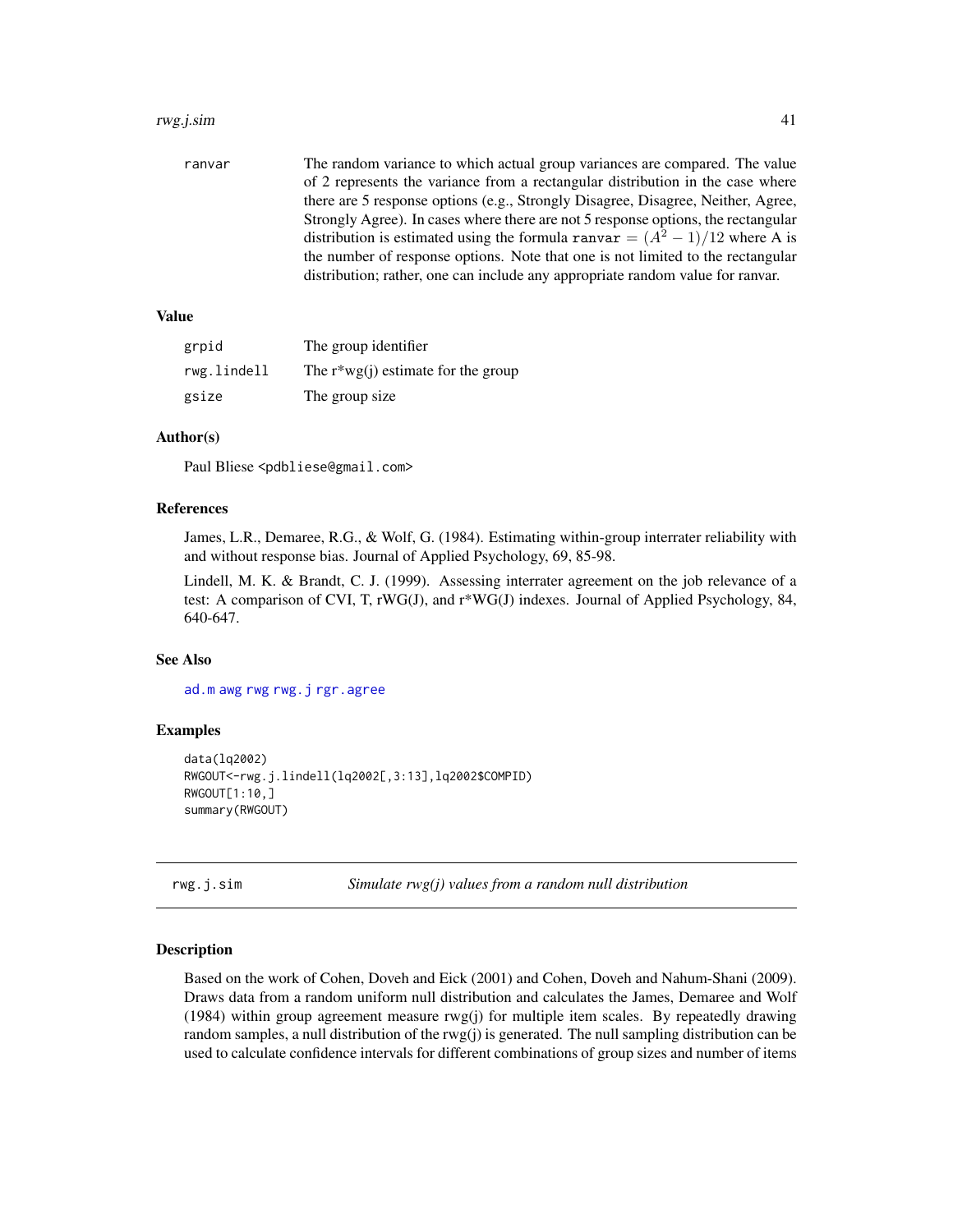| | |
|---|---|
| ranvar | The random variance to which actual group variances are compared. The value of 2 represents the variance from a rectangular distribution in the case where there are 5 response options (e.g., Strongly Disagree, Disagree, Neither, Agree, Strongly Agree). In cases where there are not 5 response options, the rectangular distribution is estimated using the formula $\texttt{ranvar} = (A^2 - 1)/12$ where A is the number of response options. Note that one is not limited to the rectangular distribution; rather, one can include any appropriate random value for ranvar. |

### Value

| | |
|---|---|
| grpid | The group identifier |
| rwg.lindell | The r*wg(j) estimate for the group |
| gsize | The group size |

### Author(s)

Paul Bliese <pdbliese@gmail.com>

### References

James, L.R., Demaree, R.G., & Wolf, G. (1984). Estimating within-group interrater reliability with and without response bias. Journal of Applied Psychology, 69, 85-98.

Lindell, M. K. & Brandt, C. J. (1999). Assessing interrater agreement on the job relevance of a test: A comparison of CVI, T, rWG(J), and r*WG(J) indexes. Journal of Applied Psychology, 84, 640-647.

### See Also

ad.m awg rwg rwg.j rgr.agree

### Examples

```
data(lq2002)
RWGOUT<-rwg.j.lindell(lq2002[,3:13],lq2002$COMPID)
RWGOUT[1:10,]
summary(RWGOUT)
```

---

## rwg.j.sim *Simulate rwg(j) values from a random null distribution*

### Description

Based on the work of Cohen, Doveh and Eick (2001) and Cohen, Doveh and Nahum-Shani (2009). Draws data from a random uniform null distribution and calculates the James, Demaree and Wolf (1984) within group agreement measure rwg(j) for multiple item scales. By repeatedly drawing random samples, a null distribution of the rwg(j) is generated. The null sampling distribution can be used to calculate confidence intervals for different combinations of group sizes and number of items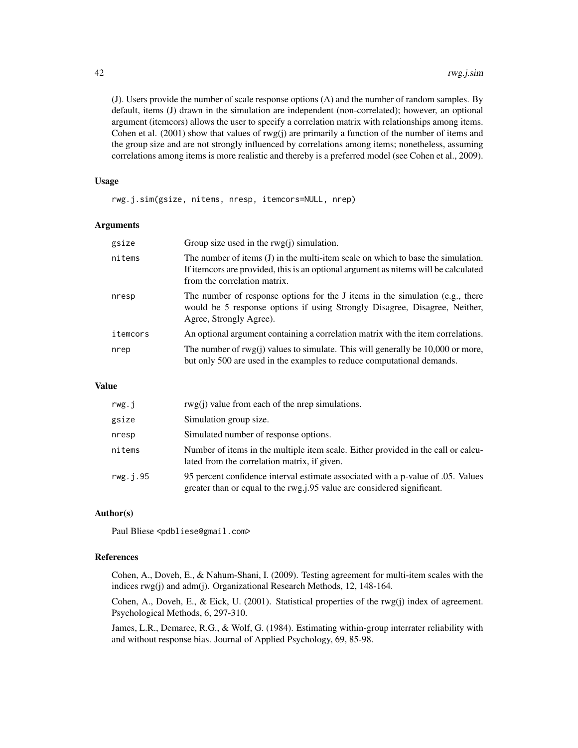(J). Users provide the number of scale response options (A) and the number of random samples. By default, items (J) drawn in the simulation are independent (non-correlated); however, an optional argument (itemcors) allows the user to specify a correlation matrix with relationships among items. Cohen et al. (2001) show that values of rwg(j) are primarily a function of the number of items and the group size and are not strongly influenced by correlations among items; nonetheless, assuming correlations among items is more realistic and thereby is a preferred model (see Cohen et al., 2009).

### Usage

```
rwg.j.sim(gsize, nitems, nresp, itemcors=NULL, nrep)
```

### Arguments

| | |
|---|---|
| gsize | Group size used in the rwg(j) simulation. |
| nitems | The number of items (J) in the multi-item scale on which to base the simulation. If itemcors are provided, this is an optional argument as nitems will be calculated from the correlation matrix. |
| nresp | The number of response options for the J items in the simulation (e.g., there would be 5 response options if using Strongly Disagree, Disagree, Neither, Agree, Strongly Agree). |
| itemcors | An optional argument containing a correlation matrix with the item correlations. |
| nrep | The number of rwg(j) values to simulate. This will generally be 10,000 or more, but only 500 are used in the examples to reduce computational demands. |

### Value

| | |
|---|---|
| rwg.j | rwg(j) value from each of the nrep simulations. |
| gsize | Simulation group size. |
| nresp | Simulated number of response options. |
| nitems | Number of items in the multiple item scale. Either provided in the call or calculated from the correlation matrix, if given. |
| rwg.j.95 | 95 percent confidence interval estimate associated with a p-value of .05. Values greater than or equal to the rwg.j.95 value are considered significant. |

### Author(s)

Paul Bliese <pdbliese@gmail.com>

### References

Cohen, A., Doveh, E., & Nahum-Shani, I. (2009). Testing agreement for multi-item scales with the indices rwg(j) and adm(j). Organizational Research Methods, 12, 148-164.

Cohen, A., Doveh, E., & Eick, U. (2001). Statistical properties of the rwg(j) index of agreement. Psychological Methods, 6, 297-310.

James, L.R., Demaree, R.G., & Wolf, G. (1984). Estimating within-group interrater reliability with and without response bias. Journal of Applied Psychology, 69, 85-98.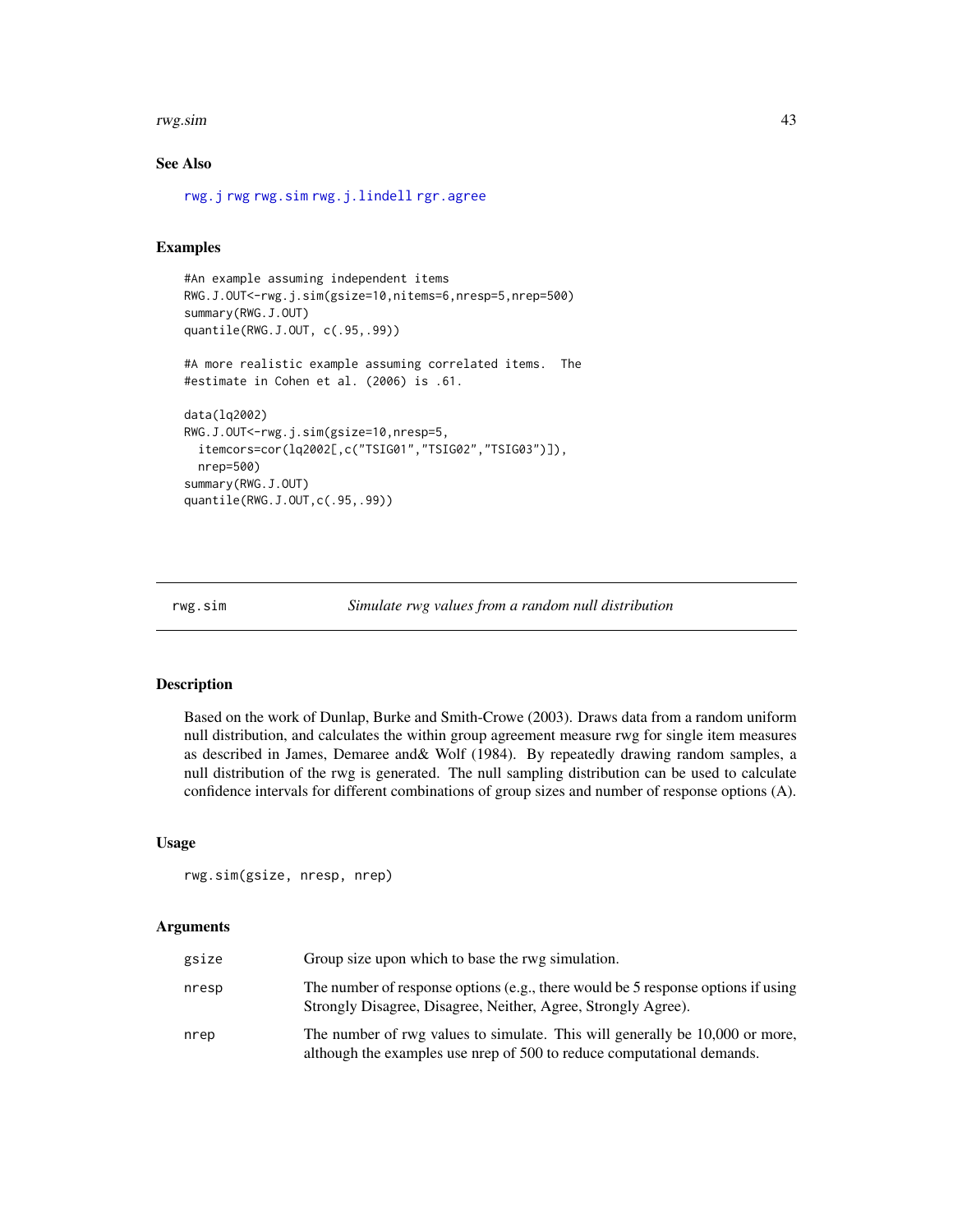## See Also

rwg.j rwg rwg.sim rwg.j.lindell rgr.agree

## Examples

```
#An example assuming independent items
RWG.J.OUT<-rwg.j.sim(gsize=10,nitems=6,nresp=5,nrep=500)
summary(RWG.J.OUT)
quantile(RWG.J.OUT, c(.95,.99))

#A more realistic example assuming correlated items.  The
#estimate in Cohen et al. (2006) is .61.

data(lq2002)
RWG.J.OUT<-rwg.j.sim(gsize=10,nresp=5,
  itemcors=cor(lq2002[,c("TSIG01","TSIG02","TSIG03")]),
  nrep=500)
summary(RWG.J.OUT)
quantile(RWG.J.OUT,c(.95,.99))
```

---

# rwg.sim — *Simulate rwg values from a random null distribution*

## Description

Based on the work of Dunlap, Burke and Smith-Crowe (2003). Draws data from a random uniform null distribution, and calculates the within group agreement measure rwg for single item measures as described in James, Demaree and& Wolf (1984). By repeatedly drawing random samples, a null distribution of the rwg is generated. The null sampling distribution can be used to calculate confidence intervals for different combinations of group sizes and number of response options (A).

## Usage

```
rwg.sim(gsize, nresp, nrep)
```

## Arguments

| | |
|---|---|
| gsize | Group size upon which to base the rwg simulation. |
| nresp | The number of response options (e.g., there would be 5 response options if using Strongly Disagree, Disagree, Neither, Agree, Strongly Agree). |
| nrep | The number of rwg values to simulate. This will generally be 10,000 or more, although the examples use nrep of 500 to reduce computational demands. |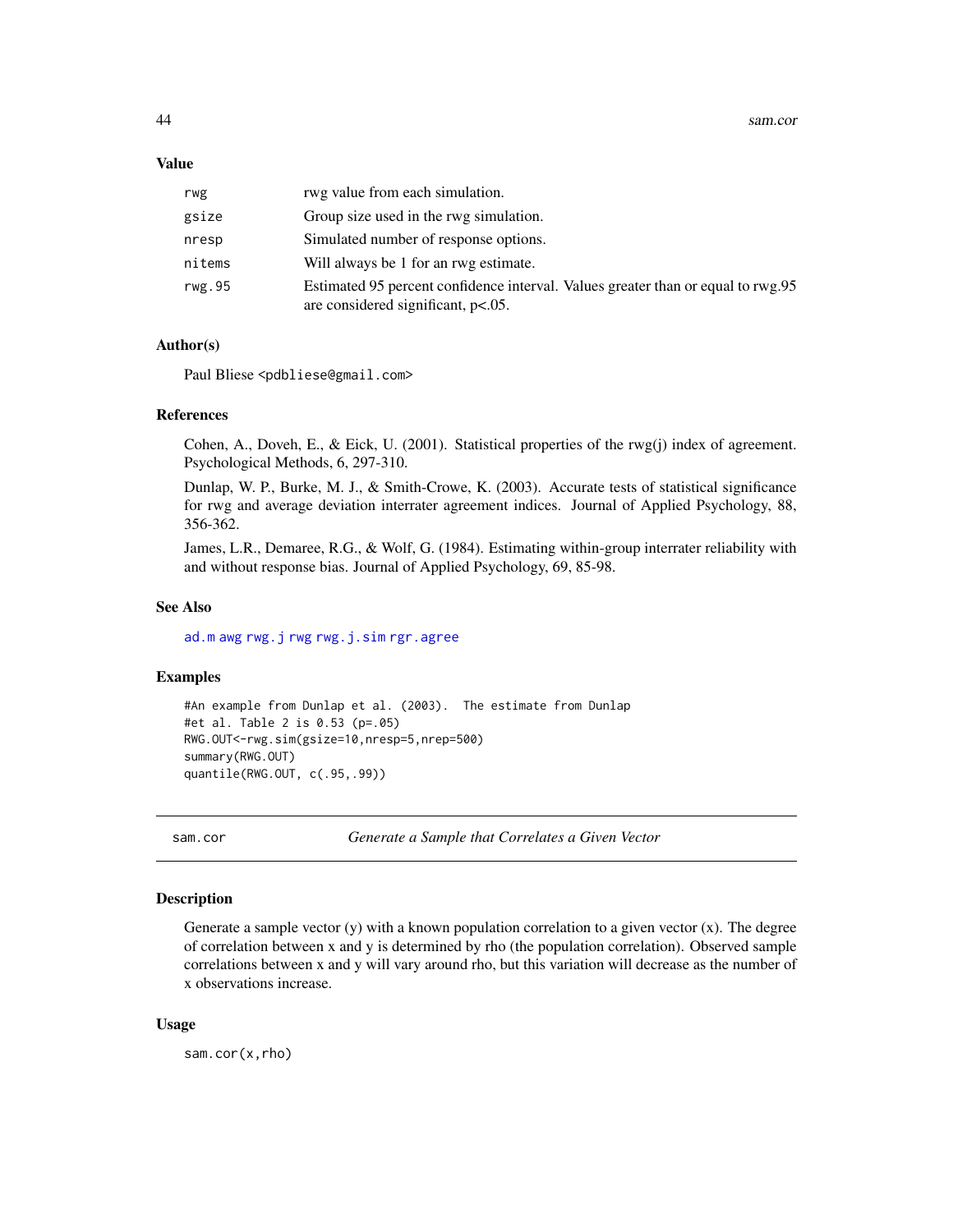### Value

| | |
|---|---|
| rwg | rwg value from each simulation. |
| gsize | Group size used in the rwg simulation. |
| nresp | Simulated number of response options. |
| nitems | Will always be 1 for an rwg estimate. |
| rwg.95 | Estimated 95 percent confidence interval. Values greater than or equal to rwg.95 are considered significant, p<.05. |

### Author(s)

Paul Bliese <pdbliese@gmail.com>

### References

Cohen, A., Doveh, E., & Eick, U. (2001). Statistical properties of the rwg(j) index of agreement. Psychological Methods, 6, 297-310.

Dunlap, W. P., Burke, M. J., & Smith-Crowe, K. (2003). Accurate tests of statistical significance for rwg and average deviation interrater agreement indices. Journal of Applied Psychology, 88, 356-362.

James, L.R., Demaree, R.G., & Wolf, G. (1984). Estimating within-group interrater reliability with and without response bias. Journal of Applied Psychology, 69, 85-98.

### See Also

ad.m awg rwg.j rwg rwg.j.sim rgr.agree

### Examples

```
#An example from Dunlap et al. (2003).  The estimate from Dunlap
#et al. Table 2 is 0.53 (p=.05)
RWG.OUT<-rwg.sim(gsize=10,nresp=5,nrep=500)
summary(RWG.OUT)
quantile(RWG.OUT, c(.95,.99))
```

---

## sam.cor — *Generate a Sample that Correlates a Given Vector*

### Description

Generate a sample vector (y) with a known population correlation to a given vector (x). The degree of correlation between x and y is determined by rho (the population correlation). Observed sample correlations between x and y will vary around rho, but this variation will decrease as the number of x observations increase.

### Usage

```
sam.cor(x,rho)
```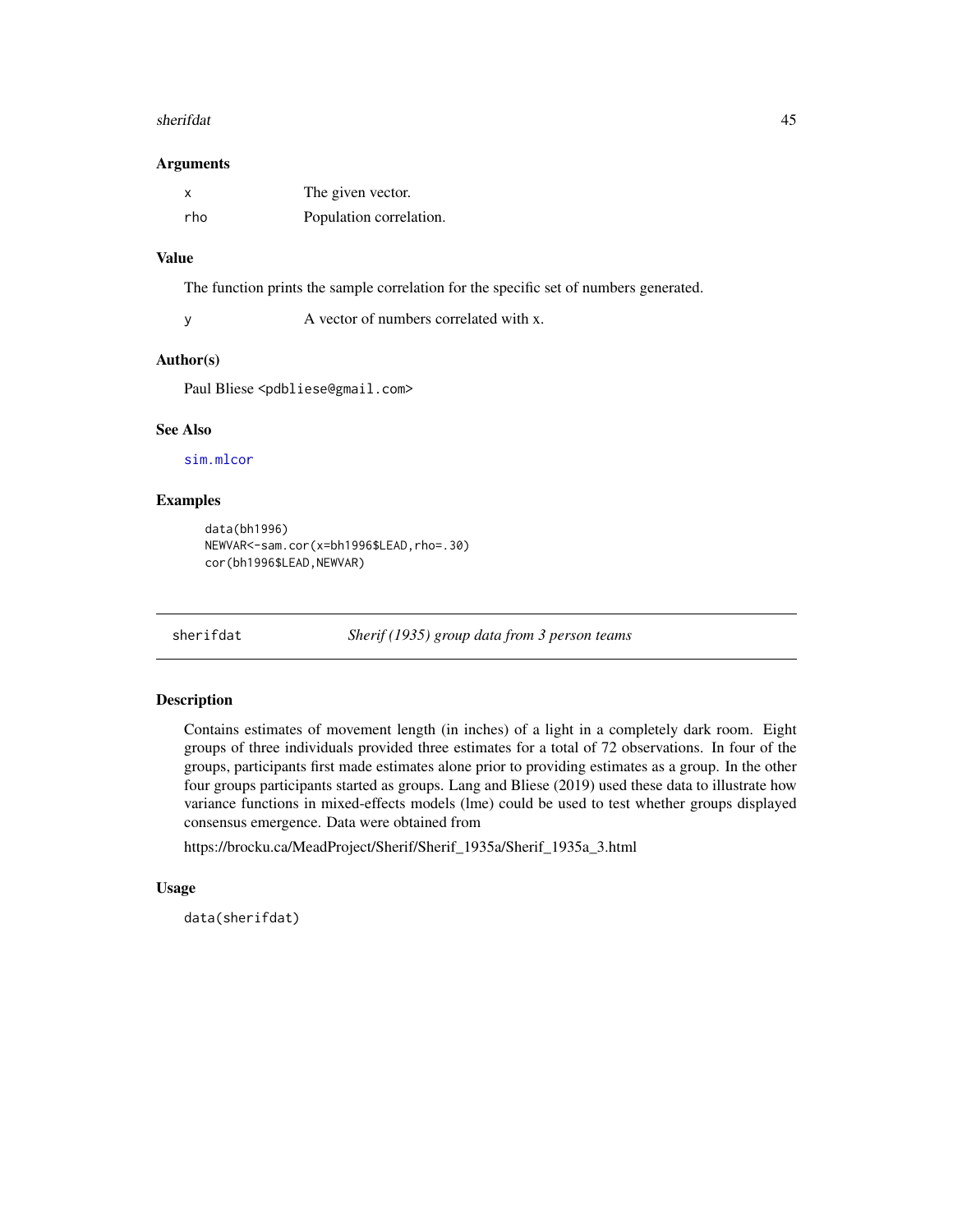## Arguments

| | |
|---|---|
| `x` | The given vector. |
| `rho` | Population correlation. |

## Value

The function prints the sample correlation for the specific set of numbers generated.

| | |
|---|---|
| `y` | A vector of numbers correlated with x. |

## Author(s)

Paul Bliese <pdbliese@gmail.com>

## See Also

`sim.mlcor`

## Examples

```
data(bh1996)
NEWVAR<-sam.cor(x=bh1996$LEAD,rho=.30)
cor(bh1996$LEAD,NEWVAR)
```

---

# sherifdat — *Sherif (1935) group data from 3 person teams*

---

## Description

Contains estimates of movement length (in inches) of a light in a completely dark room. Eight groups of three individuals provided three estimates for a total of 72 observations. In four of the groups, participants first made estimates alone prior to providing estimates as a group. In the other four groups participants started as groups. Lang and Bliese (2019) used these data to illustrate how variance functions in mixed-effects models (lme) could be used to test whether groups displayed consensus emergence. Data were obtained from

https://brocku.ca/MeadProject/Sherif/Sherif_1935a/Sherif_1935a_3.html

## Usage

```
data(sherifdat)
```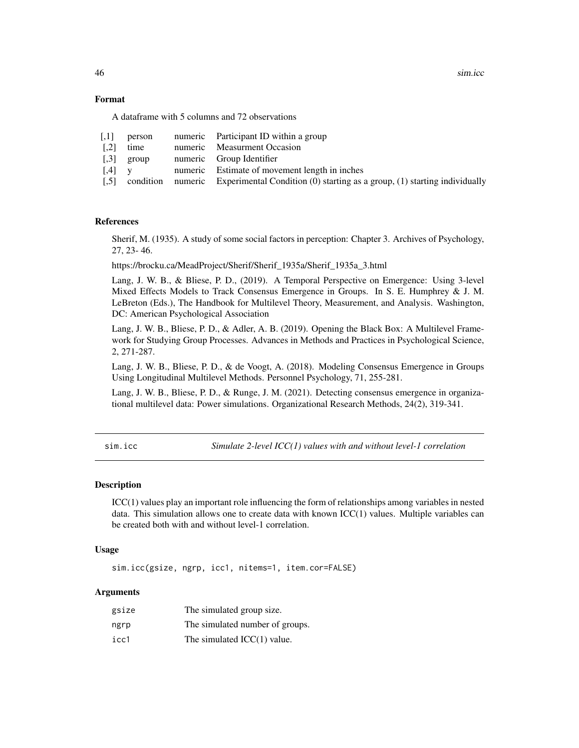### Format

A dataframe with 5 columns and 72 observations

| | | | |
|---|---|---|---|
| [,1] | person | numeric | Participant ID within a group |
| [,2] | time | numeric | Measurment Occasion |
| [,3] | group | numeric | Group Identifier |
| [,4] | y | numeric | Estimate of movement length in inches |
| [,5] | condition | numeric | Experimental Condition (0) starting as a group, (1) starting individually |

### References

Sherif, M. (1935). A study of some social factors in perception: Chapter 3. Archives of Psychology, 27, 23- 46.

https://brocku.ca/MeadProject/Sherif/Sherif_1935a/Sherif_1935a_3.html

Lang, J. W. B., & Bliese, P. D., (2019). A Temporal Perspective on Emergence: Using 3-level Mixed Effects Models to Track Consensus Emergence in Groups. In S. E. Humphrey & J. M. LeBreton (Eds.), The Handbook for Multilevel Theory, Measurement, and Analysis. Washington, DC: American Psychological Association

Lang, J. W. B., Bliese, P. D., & Adler, A. B. (2019). Opening the Black Box: A Multilevel Framework for Studying Group Processes. Advances in Methods and Practices in Psychological Science, 2, 271-287.

Lang, J. W. B., Bliese, P. D., & de Voogt, A. (2018). Modeling Consensus Emergence in Groups Using Longitudinal Multilevel Methods. Personnel Psychology, 71, 255-281.

Lang, J. W. B., Bliese, P. D., & Runge, J. M. (2021). Detecting consensus emergence in organizational multilevel data: Power simulations. Organizational Research Methods, 24(2), 319-341.

---

## sim.icc — *Simulate 2-level ICC(1) values with and without level-1 correlation*

### Description

ICC(1) values play an important role influencing the form of relationships among variables in nested data. This simulation allows one to create data with known ICC(1) values. Multiple variables can be created both with and without level-1 correlation.

### Usage

```
sim.icc(gsize, ngrp, icc1, nitems=1, item.cor=FALSE)
```

### Arguments

| | |
|---|---|
| gsize | The simulated group size. |
| ngrp | The simulated number of groups. |
| icc1 | The simulated ICC(1) value. |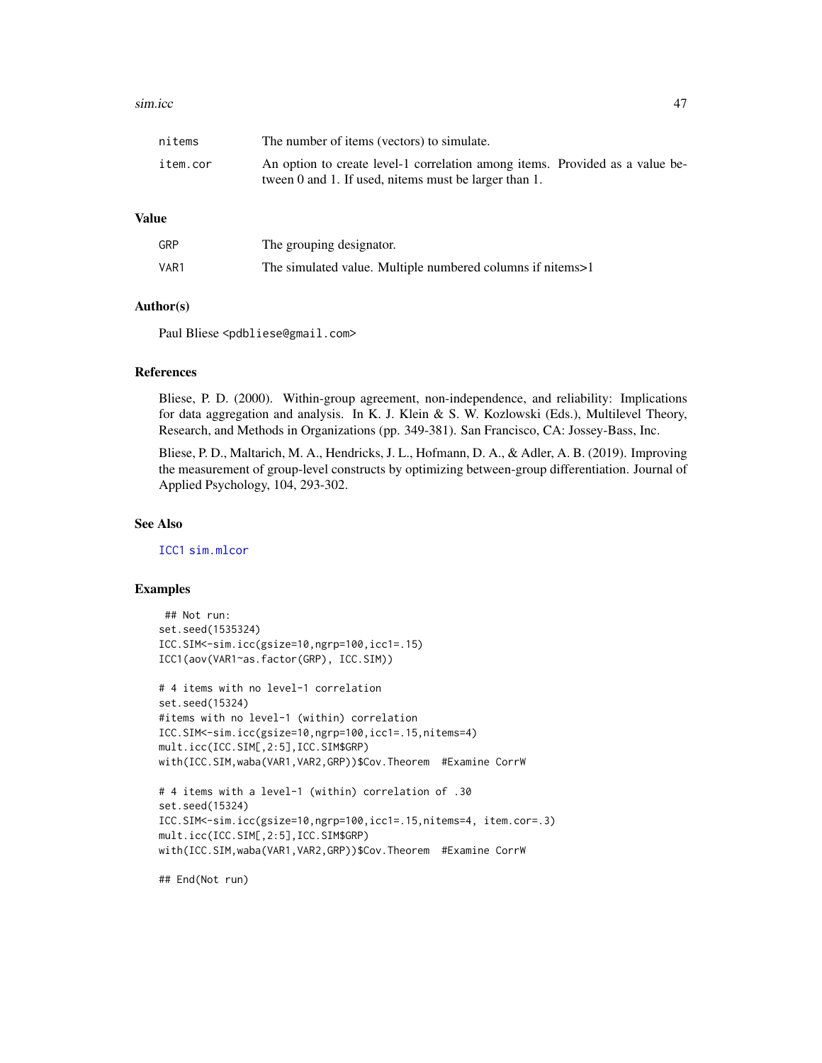| | |
|---|---|
| nitems | The number of items (vectors) to simulate. |
| item.cor | An option to create level-1 correlation among items. Provided as a value between 0 and 1. If used, nitems must be larger than 1. |

### Value

| | |
|---|---|
| GRP | The grouping designator. |
| VAR1 | The simulated value. Multiple numbered columns if nitems>1 |

### Author(s)

Paul Bliese <pdbliese@gmail.com>

### References

Bliese, P. D. (2000). Within-group agreement, non-independence, and reliability: Implications for data aggregation and analysis. In K. J. Klein & S. W. Kozlowski (Eds.), Multilevel Theory, Research, and Methods in Organizations (pp. 349-381). San Francisco, CA: Jossey-Bass, Inc.

Bliese, P. D., Maltarich, M. A., Hendricks, J. L., Hofmann, D. A., & Adler, A. B. (2019). Improving the measurement of group-level constructs by optimizing between-group differentiation. Journal of Applied Psychology, 104, 293-302.

### See Also

ICC1 sim.mlcor

### Examples

```
 ## Not run:
set.seed(1535324)
ICC.SIM<-sim.icc(gsize=10,ngrp=100,icc1=.15)
ICC1(aov(VAR1~as.factor(GRP), ICC.SIM))

# 4 items with no level-1 correlation
set.seed(15324)
#items with no level-1 (within) correlation
ICC.SIM<-sim.icc(gsize=10,ngrp=100,icc1=.15,nitems=4)
mult.icc(ICC.SIM[,2:5],ICC.SIM$GRP)
with(ICC.SIM,waba(VAR1,VAR2,GRP))$Cov.Theorem  #Examine CorrW

# 4 items with a level-1 (within) correlation of .30
set.seed(15324)
ICC.SIM<-sim.icc(gsize=10,ngrp=100,icc1=.15,nitems=4, item.cor=.3)
mult.icc(ICC.SIM[,2:5],ICC.SIM$GRP)
with(ICC.SIM,waba(VAR1,VAR2,GRP))$Cov.Theorem  #Examine CorrW

## End(Not run)
```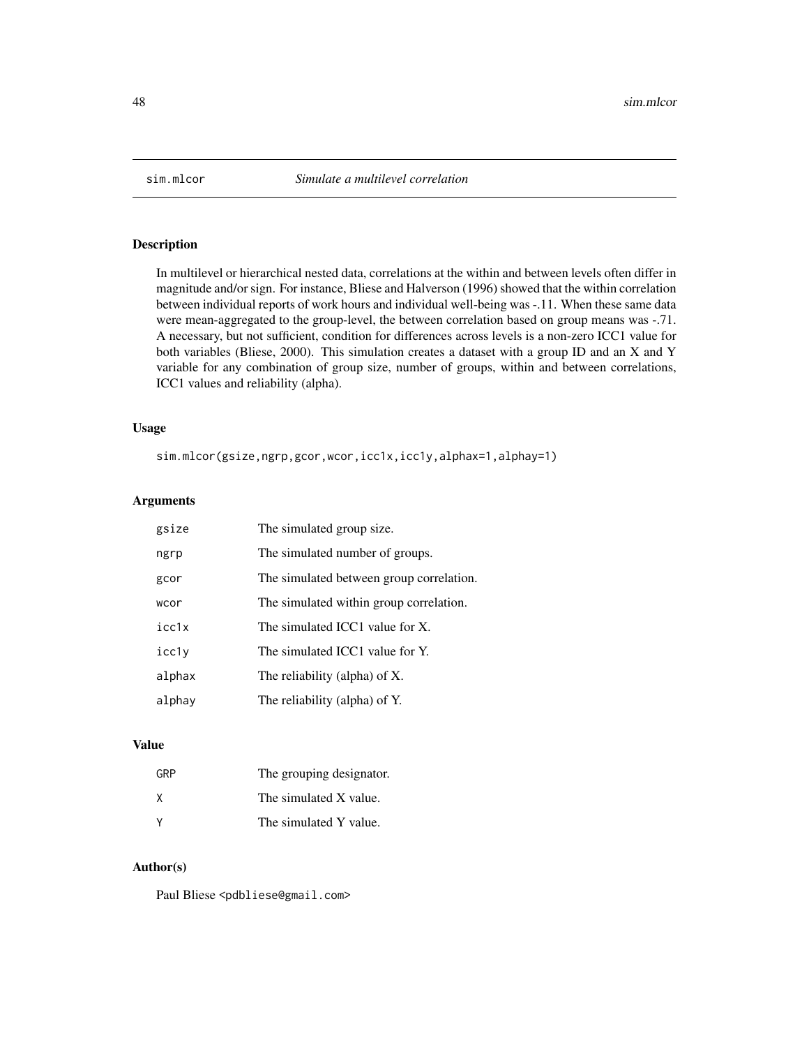sim.mlcor    *Simulate a multilevel correlation*

## Description

In multilevel or hierarchical nested data, correlations at the within and between levels often differ in magnitude and/or sign. For instance, Bliese and Halverson (1996) showed that the within correlation between individual reports of work hours and individual well-being was -.11. When these same data were mean-aggregated to the group-level, the between correlation based on group means was -.71. A necessary, but not sufficient, condition for differences across levels is a non-zero ICC1 value for both variables (Bliese, 2000). This simulation creates a dataset with a group ID and an X and Y variable for any combination of group size, number of groups, within and between correlations, ICC1 values and reliability (alpha).

## Usage

```
sim.mlcor(gsize,ngrp,gcor,wcor,icc1x,icc1y,alphax=1,alphay=1)
```

## Arguments

| | |
|---|---|
| gsize | The simulated group size. |
| ngrp | The simulated number of groups. |
| gcor | The simulated between group correlation. |
| wcor | The simulated within group correlation. |
| icc1x | The simulated ICC1 value for X. |
| icc1y | The simulated ICC1 value for Y. |
| alphax | The reliability (alpha) of X. |
| alphay | The reliability (alpha) of Y. |

## Value

| | |
|---|---|
| GRP | The grouping designator. |
| X | The simulated X value. |
| Y | The simulated Y value. |

## Author(s)

Paul Bliese <pdbliese@gmail.com>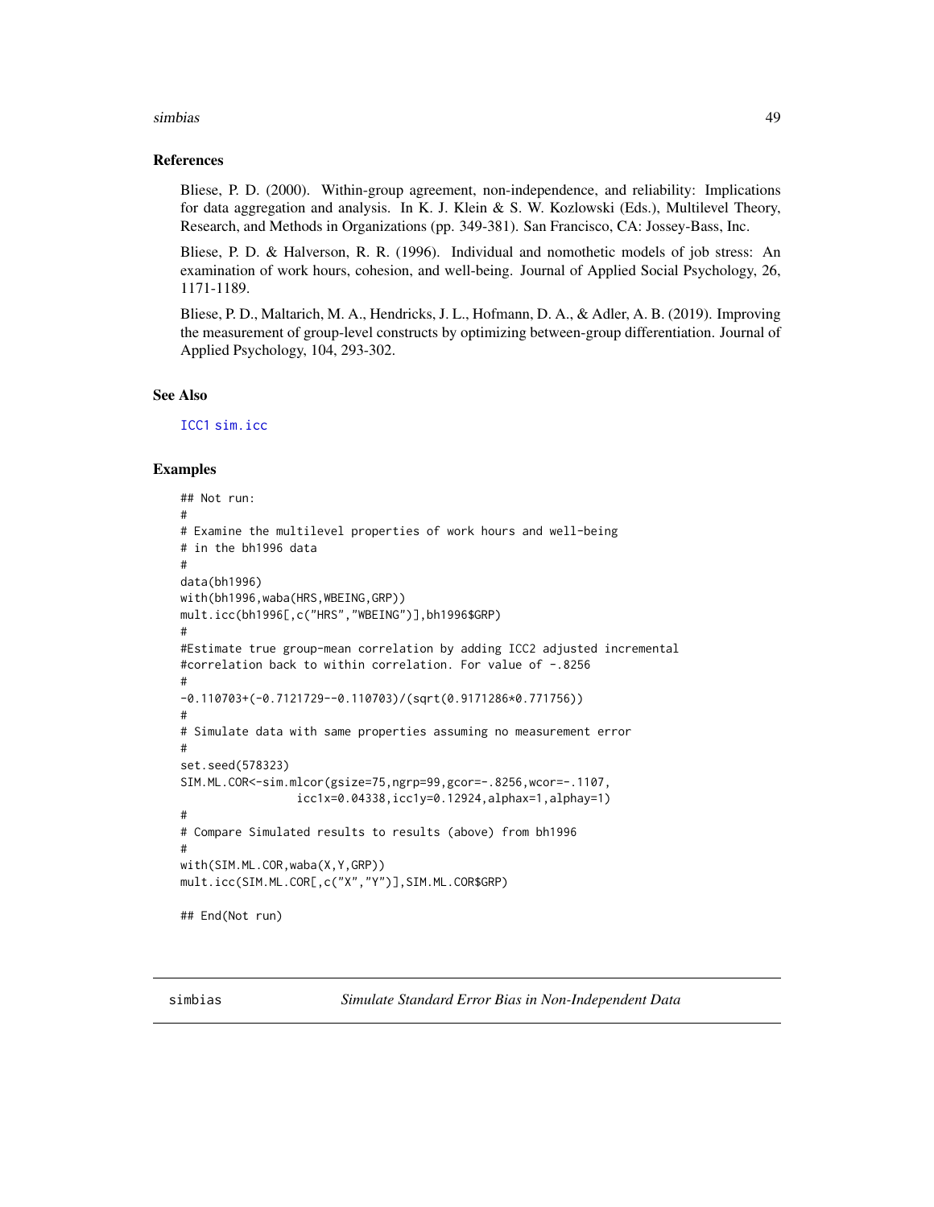### References

Bliese, P. D. (2000). Within-group agreement, non-independence, and reliability: Implications for data aggregation and analysis. In K. J. Klein & S. W. Kozlowski (Eds.), Multilevel Theory, Research, and Methods in Organizations (pp. 349-381). San Francisco, CA: Jossey-Bass, Inc.

Bliese, P. D. & Halverson, R. R. (1996). Individual and nomothetic models of job stress: An examination of work hours, cohesion, and well-being. Journal of Applied Social Psychology, 26, 1171-1189.

Bliese, P. D., Maltarich, M. A., Hendricks, J. L., Hofmann, D. A., & Adler, A. B. (2019). Improving the measurement of group-level constructs by optimizing between-group differentiation. Journal of Applied Psychology, 104, 293-302.

### See Also

ICC1 sim.icc

### Examples

```
## Not run:
#
# Examine the multilevel properties of work hours and well-being
# in the bh1996 data
#
data(bh1996)
with(bh1996,waba(HRS,WBEING,GRP))
mult.icc(bh1996[,c("HRS","WBEING")],bh1996$GRP)
#
#Estimate true group-mean correlation by adding ICC2 adjusted incremental
#correlation back to within correlation. For value of -.8256
#
-0.110703+(-0.7121729--0.110703)/(sqrt(0.9171286*0.771756))
#
# Simulate data with same properties assuming no measurement error
#
set.seed(578323)
SIM.ML.COR<-sim.mlcor(gsize=75,ngrp=99,gcor=-.8256,wcor=-.1107,
                  icc1x=0.04338,icc1y=0.12924,alphax=1,alphay=1)
#
# Compare Simulated results to results (above) from bh1996
#
with(SIM.ML.COR,waba(X,Y,GRP))
mult.icc(SIM.ML.COR[,c("X","Y")],SIM.ML.COR$GRP)

## End(Not run)
```

---

## simbias — *Simulate Standard Error Bias in Non-Independent Data*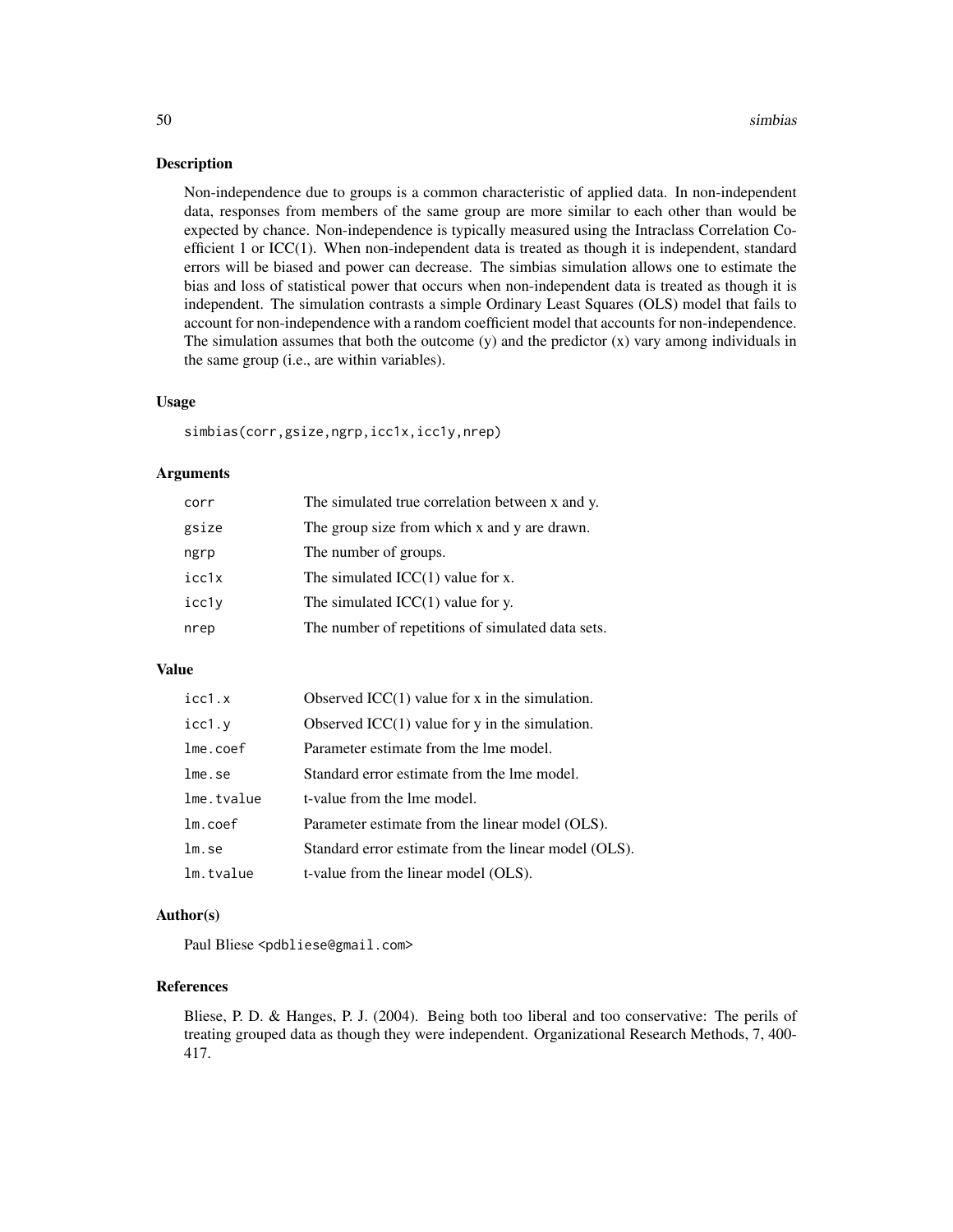## Description

Non-independence due to groups is a common characteristic of applied data. In non-independent data, responses from members of the same group are more similar to each other than would be expected by chance. Non-independence is typically measured using the Intraclass Correlation Coefficient 1 or ICC(1). When non-independent data is treated as though it is independent, standard errors will be biased and power can decrease. The simbias simulation allows one to estimate the bias and loss of statistical power that occurs when non-independent data is treated as though it is independent. The simulation contrasts a simple Ordinary Least Squares (OLS) model that fails to account for non-independence with a random coefficient model that accounts for non-independence. The simulation assumes that both the outcome (y) and the predictor (x) vary among individuals in the same group (i.e., are within variables).

## Usage

```
simbias(corr,gsize,ngrp,icc1x,icc1y,nrep)
```

## Arguments

| | |
|---|---|
| `corr` | The simulated true correlation between x and y. |
| `gsize` | The group size from which x and y are drawn. |
| `ngrp` | The number of groups. |
| `icc1x` | The simulated ICC(1) value for x. |
| `icc1y` | The simulated ICC(1) value for y. |
| `nrep` | The number of repetitions of simulated data sets. |

## Value

| | |
|---|---|
| `icc1.x` | Observed ICC(1) value for x in the simulation. |
| `icc1.y` | Observed ICC(1) value for y in the simulation. |
| `lme.coef` | Parameter estimate from the lme model. |
| `lme.se` | Standard error estimate from the lme model. |
| `lme.tvalue` | t-value from the lme model. |
| `lm.coef` | Parameter estimate from the linear model (OLS). |
| `lm.se` | Standard error estimate from the linear model (OLS). |
| `lm.tvalue` | t-value from the linear model (OLS). |

## Author(s)

Paul Bliese <pdbliese@gmail.com>

## References

Bliese, P. D. & Hanges, P. J. (2004). Being both too liberal and too conservative: The perils of treating grouped data as though they were independent. Organizational Research Methods, 7, 400-417.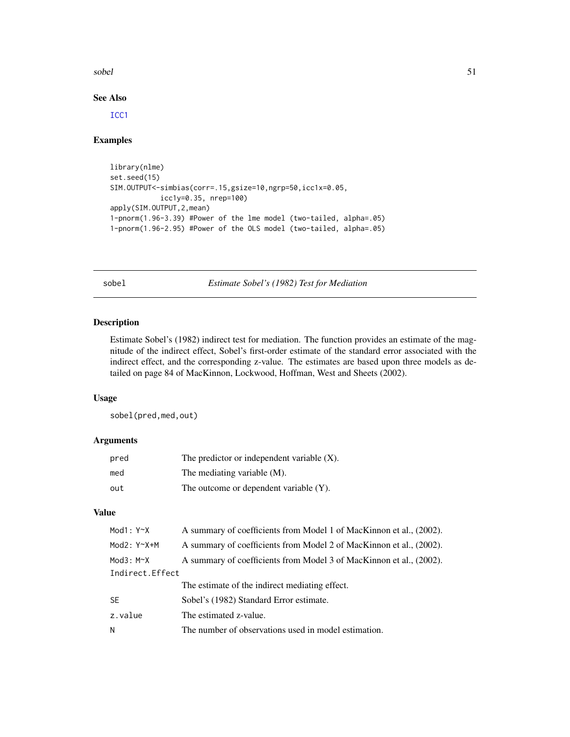### See Also

ICC1

### Examples

```
library(nlme)
set.seed(15)
SIM.OUTPUT<-simbias(corr=.15,gsize=10,ngrp=50,icc1x=0.05,
           icc1y=0.35, nrep=100)
apply(SIM.OUTPUT,2,mean)
1-pnorm(1.96-3.39) #Power of the lme model (two-tailed, alpha=.05)
1-pnorm(1.96-2.95) #Power of the OLS model (two-tailed, alpha=.05)
```

---

## sobel — *Estimate Sobel's (1982) Test for Mediation*

---

### Description

Estimate Sobel's (1982) indirect test for mediation. The function provides an estimate of the magnitude of the indirect effect, Sobel's first-order estimate of the standard error associated with the indirect effect, and the corresponding z-value. The estimates are based upon three models as detailed on page 84 of MacKinnon, Lockwood, Hoffman, West and Sheets (2002).

### Usage

```
sobel(pred,med,out)
```

### Arguments

| | |
|---|---|
| `pred` | The predictor or independent variable (X). |
| `med` | The mediating variable (M). |
| `out` | The outcome or dependent variable (Y). |

### Value

| | |
|---|---|
| `Mod1: Y~X` | A summary of coefficients from Model 1 of MacKinnon et al., (2002). |
| `Mod2: Y~X+M` | A summary of coefficients from Model 2 of MacKinnon et al., (2002). |
| `Mod3: M~X` | A summary of coefficients from Model 3 of MacKinnon et al., (2002). |
| `Indirect.Effect` | The estimate of the indirect mediating effect. |
| `SE` | Sobel's (1982) Standard Error estimate. |
| `z.value` | The estimated z-value. |
| `N` | The number of observations used in model estimation. |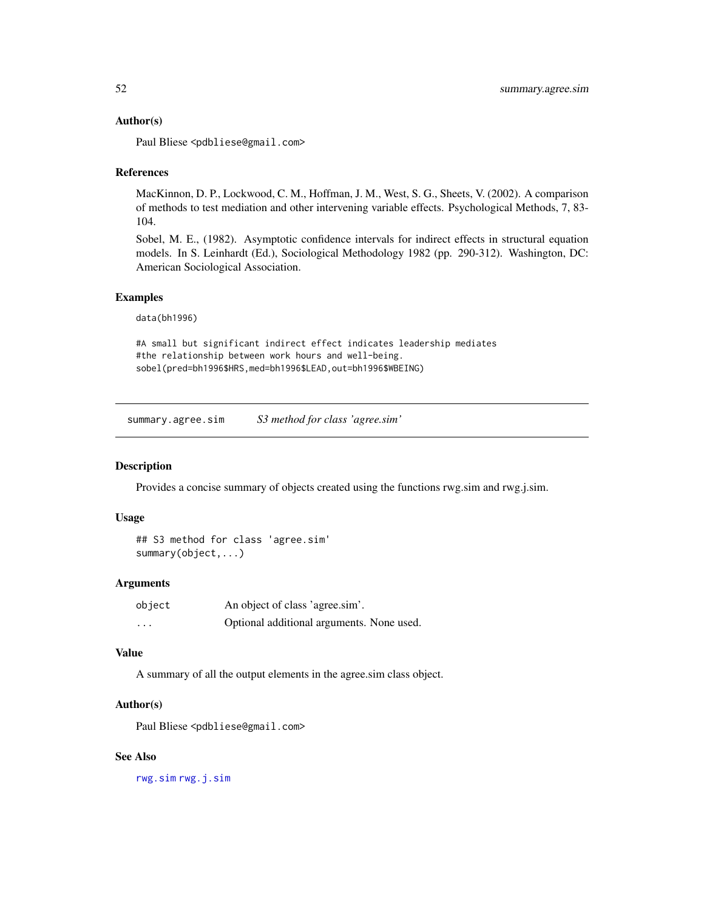### Author(s)

Paul Bliese <pdbliese@gmail.com>

### References

MacKinnon, D. P., Lockwood, C. M., Hoffman, J. M., West, S. G., Sheets, V. (2002). A comparison of methods to test mediation and other intervening variable effects. Psychological Methods, 7, 83-104.

Sobel, M. E., (1982). Asymptotic confidence intervals for indirect effects in structural equation models. In S. Leinhardt (Ed.), Sociological Methodology 1982 (pp. 290-312). Washington, DC: American Sociological Association.

### Examples

```
data(bh1996)

#A small but significant indirect effect indicates leadership mediates
#the relationship between work hours and well-being.
sobel(pred=bh1996$HRS,med=bh1996$LEAD,out=bh1996$WBEING)
```

---

## summary.agree.sim    *S3 method for class 'agree.sim'*

### Description

Provides a concise summary of objects created using the functions rwg.sim and rwg.j.sim.

### Usage

```
## S3 method for class 'agree.sim'
summary(object,...)
```

### Arguments

| | |
|---|---|
| object | An object of class 'agree.sim'. |
| ... | Optional additional arguments. None used. |

### Value

A summary of all the output elements in the agree.sim class object.

### Author(s)

Paul Bliese <pdbliese@gmail.com>

### See Also

rwg.sim rwg.j.sim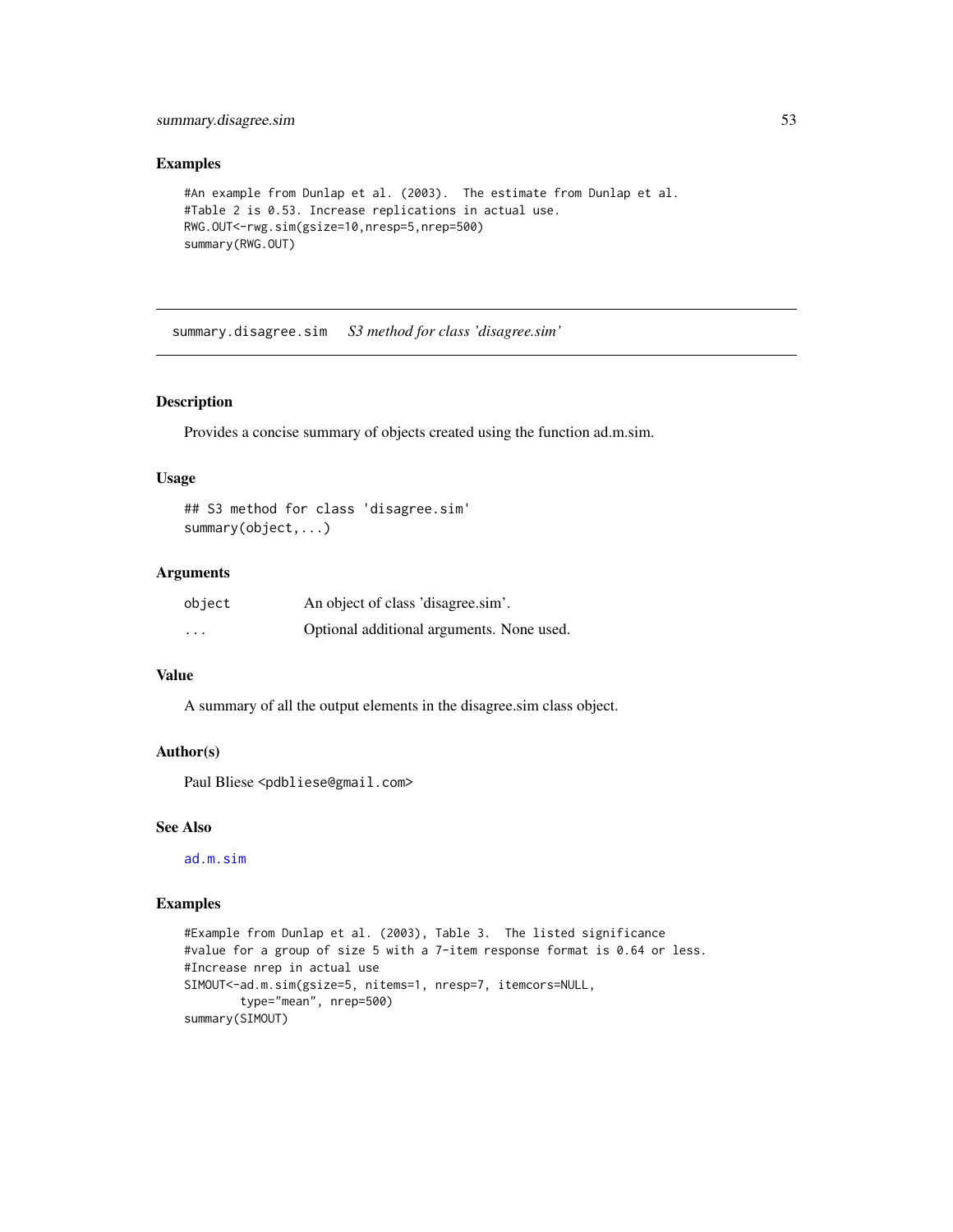### Examples

```
#An example from Dunlap et al. (2003).  The estimate from Dunlap et al.
#Table 2 is 0.53. Increase replications in actual use.
RWG.OUT<-rwg.sim(gsize=10,nresp=5,nrep=500)
summary(RWG.OUT)
```

## summary.disagree.sim    *S3 method for class 'disagree.sim'*

### Description

Provides a concise summary of objects created using the function ad.m.sim.

### Usage

```
## S3 method for class 'disagree.sim'
summary(object,...)
```

### Arguments

| | |
|---|---|
| object | An object of class 'disagree.sim'. |
| ... | Optional additional arguments. None used. |

### Value

A summary of all the output elements in the disagree.sim class object.

### Author(s)

Paul Bliese <pdbliese@gmail.com>

### See Also

ad.m.sim

### Examples

```
#Example from Dunlap et al. (2003), Table 3.  The listed significance
#value for a group of size 5 with a 7-item response format is 0.64 or less.
#Increase nrep in actual use
SIMOUT<-ad.m.sim(gsize=5, nitems=1, nresp=7, itemcors=NULL,
        type="mean", nrep=500)
summary(SIMOUT)
```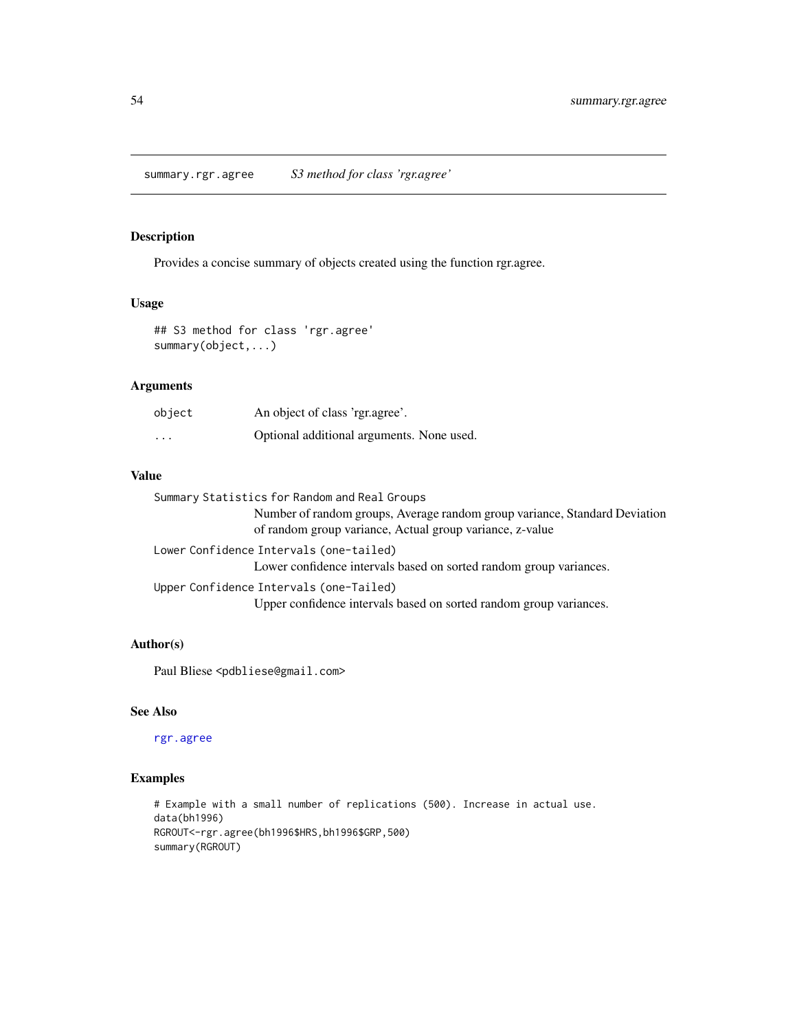## summary.rgr.agree    *S3 method for class 'rgr.agree'*

### Description

Provides a concise summary of objects created using the function rgr.agree.

### Usage

```
## S3 method for class 'rgr.agree'
summary(object,...)
```

### Arguments

| | |
|---|---|
| `object` | An object of class 'rgr.agree'. |
| `...` | Optional additional arguments. None used. |

### Value

`Summary Statistics for Random and Real Groups`
: Number of random groups, Average random group variance, Standard Deviation of random group variance, Actual group variance, z-value

`Lower Confidence Intervals (one-tailed)`
: Lower confidence intervals based on sorted random group variances.

`Upper Confidence Intervals (one-Tailed)`
: Upper confidence intervals based on sorted random group variances.

### Author(s)

Paul Bliese <pdbliese@gmail.com>

### See Also

rgr.agree

### Examples

```
# Example with a small number of replications (500). Increase in actual use.
data(bh1996)
RGROUT<-rgr.agree(bh1996$HRS,bh1996$GRP,500)
summary(RGROUT)
```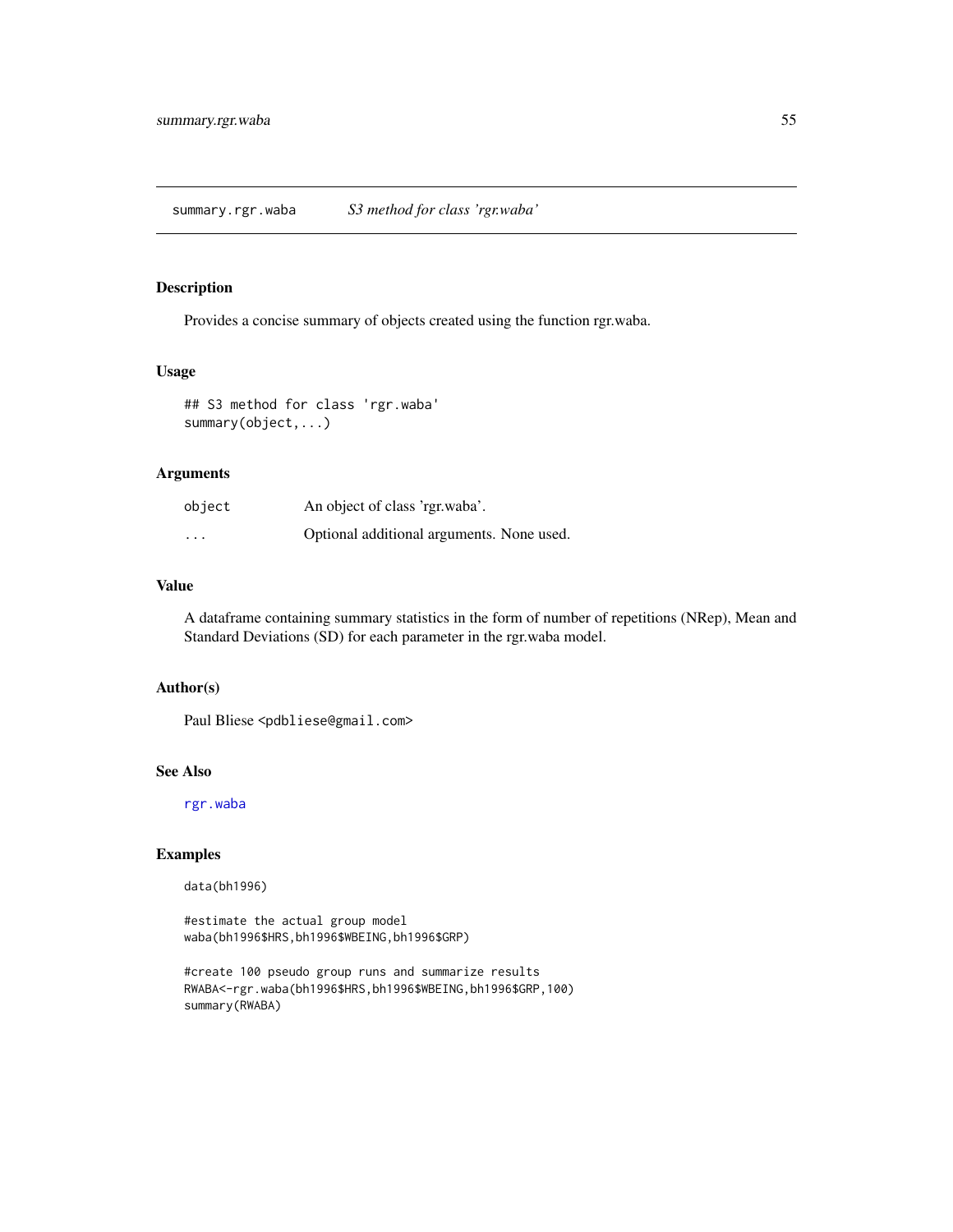# summary.rgr.waba *S3 method for class 'rgr.waba'*

## Description

Provides a concise summary of objects created using the function rgr.waba.

## Usage

```
## S3 method for class 'rgr.waba'
summary(object,...)
```

## Arguments

| | |
|---|---|
| `object` | An object of class 'rgr.waba'. |
| `...` | Optional additional arguments. None used. |

## Value

A dataframe containing summary statistics in the form of number of repetitions (NRep), Mean and Standard Deviations (SD) for each parameter in the rgr.waba model.

## Author(s)

Paul Bliese <pdbliese@gmail.com>

## See Also

`rgr.waba`

## Examples

```
data(bh1996)

#estimate the actual group model
waba(bh1996$HRS,bh1996$WBEING,bh1996$GRP)

#create 100 pseudo group runs and summarize results
RWABA<-rgr.waba(bh1996$HRS,bh1996$WBEING,bh1996$GRP,100)
summary(RWABA)
```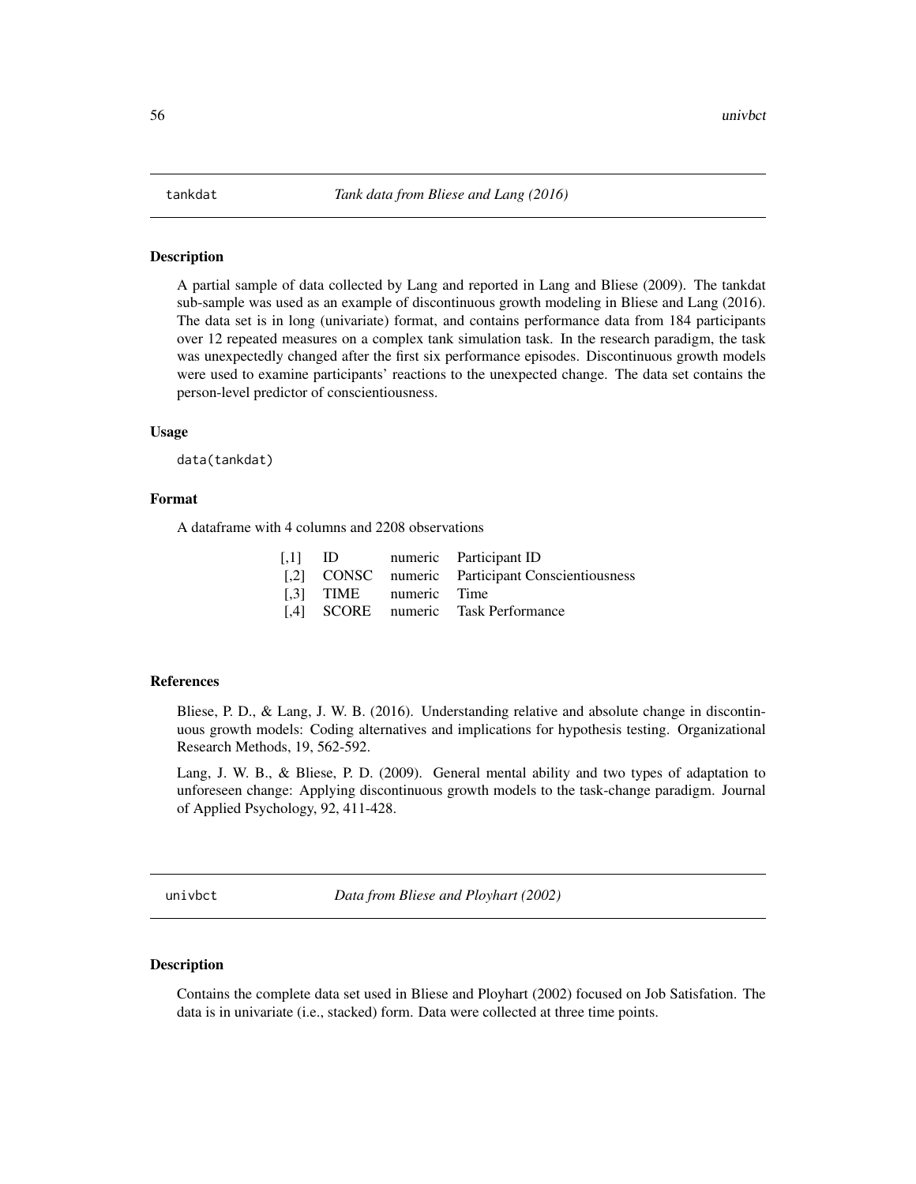## tankdat *Tank data from Bliese and Lang (2016)*

### Description

A partial sample of data collected by Lang and reported in Lang and Bliese (2009). The tankdat sub-sample was used as an example of discontinuous growth modeling in Bliese and Lang (2016). The data set is in long (univariate) format, and contains performance data from 184 participants over 12 repeated measures on a complex tank simulation task. In the research paradigm, the task was unexpectedly changed after the first six performance episodes. Discontinuous growth models were used to examine participants' reactions to the unexpected change. The data set contains the person-level predictor of conscientiousness.

### Usage

```
data(tankdat)
```

### Format

A dataframe with 4 columns and 2208 observations

| | | | |
|---|---|---|---|
| [,1] | ID | numeric | Participant ID |
| [,2] | CONSC | numeric | Participant Conscientiousness |
| [,3] | TIME | numeric | Time |
| [,4] | SCORE | numeric | Task Performance |

### References

Bliese, P. D., & Lang, J. W. B. (2016). Understanding relative and absolute change in discontinuous growth models: Coding alternatives and implications for hypothesis testing. Organizational Research Methods, 19, 562-592.

Lang, J. W. B., & Bliese, P. D. (2009). General mental ability and two types of adaptation to unforeseen change: Applying discontinuous growth models to the task-change paradigm. Journal of Applied Psychology, 92, 411-428.

## univbct *Data from Bliese and Ployhart (2002)*

### Description

Contains the complete data set used in Bliese and Ployhart (2002) focused on Job Satisfation. The data is in univariate (i.e., stacked) form. Data were collected at three time points.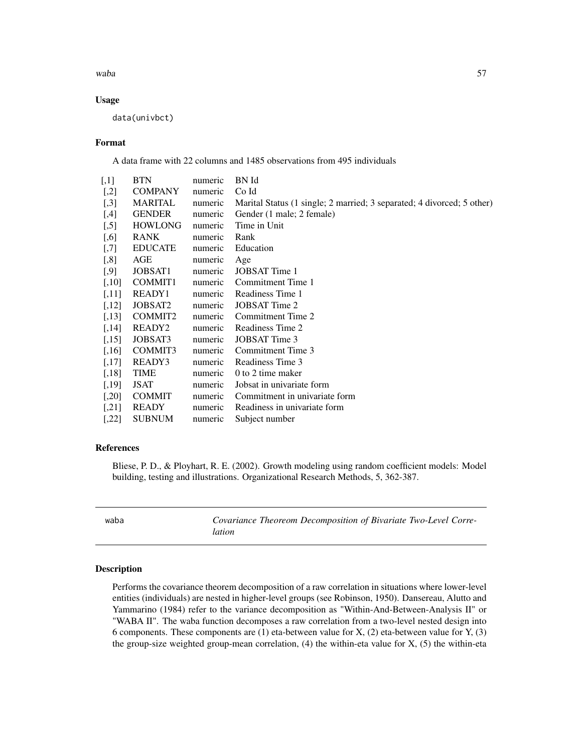### Usage

```
data(univbct)
```

### Format

A data frame with 22 columns and 1485 observations from 495 individuals

| | | | |
|---|---|---|---|
| [,1] | BTN | numeric | BN Id |
| [,2] | COMPANY | numeric | Co Id |
| [,3] | MARITAL | numeric | Marital Status (1 single; 2 married; 3 separated; 4 divorced; 5 other) |
| [,4] | GENDER | numeric | Gender (1 male; 2 female) |
| [,5] | HOWLONG | numeric | Time in Unit |
| [,6] | RANK | numeric | Rank |
| [,7] | EDUCATE | numeric | Education |
| [,8] | AGE | numeric | Age |
| [,9] | JOBSAT1 | numeric | JOBSAT Time 1 |
| [,10] | COMMIT1 | numeric | Commitment Time 1 |
| [,11] | READY1 | numeric | Readiness Time 1 |
| [,12] | JOBSAT2 | numeric | JOBSAT Time 2 |
| [,13] | COMMIT2 | numeric | Commitment Time 2 |
| [,14] | READY2 | numeric | Readiness Time 2 |
| [,15] | JOBSAT3 | numeric | JOBSAT Time 3 |
| [,16] | COMMIT3 | numeric | Commitment Time 3 |
| [,17] | READY3 | numeric | Readiness Time 3 |
| [,18] | TIME | numeric | 0 to 2 time maker |
| [,19] | JSAT | numeric | Jobsat in univariate form |
| [,20] | COMMIT | numeric | Commitment in univariate form |
| [,21] | READY | numeric | Readiness in univariate form |
| [,22] | SUBNUM | numeric | Subject number |

### References

Bliese, P. D., & Ployhart, R. E. (2002). Growth modeling using random coefficient models: Model building, testing and illustrations. Organizational Research Methods, 5, 362-387.

---

## waba — *Covariance Theoreom Decomposition of Bivariate Two-Level Correlation*

### Description

Performs the covariance theorem decomposition of a raw correlation in situations where lower-level entities (individuals) are nested in higher-level groups (see Robinson, 1950). Dansereau, Alutto and Yammarino (1984) refer to the variance decomposition as "Within-And-Between-Analysis II" or "WABA II". The waba function decomposes a raw correlation from a two-level nested design into 6 components. These components are (1) eta-between value for X, (2) eta-between value for Y, (3) the group-size weighted group-mean correlation, (4) the within-eta value for X, (5) the within-eta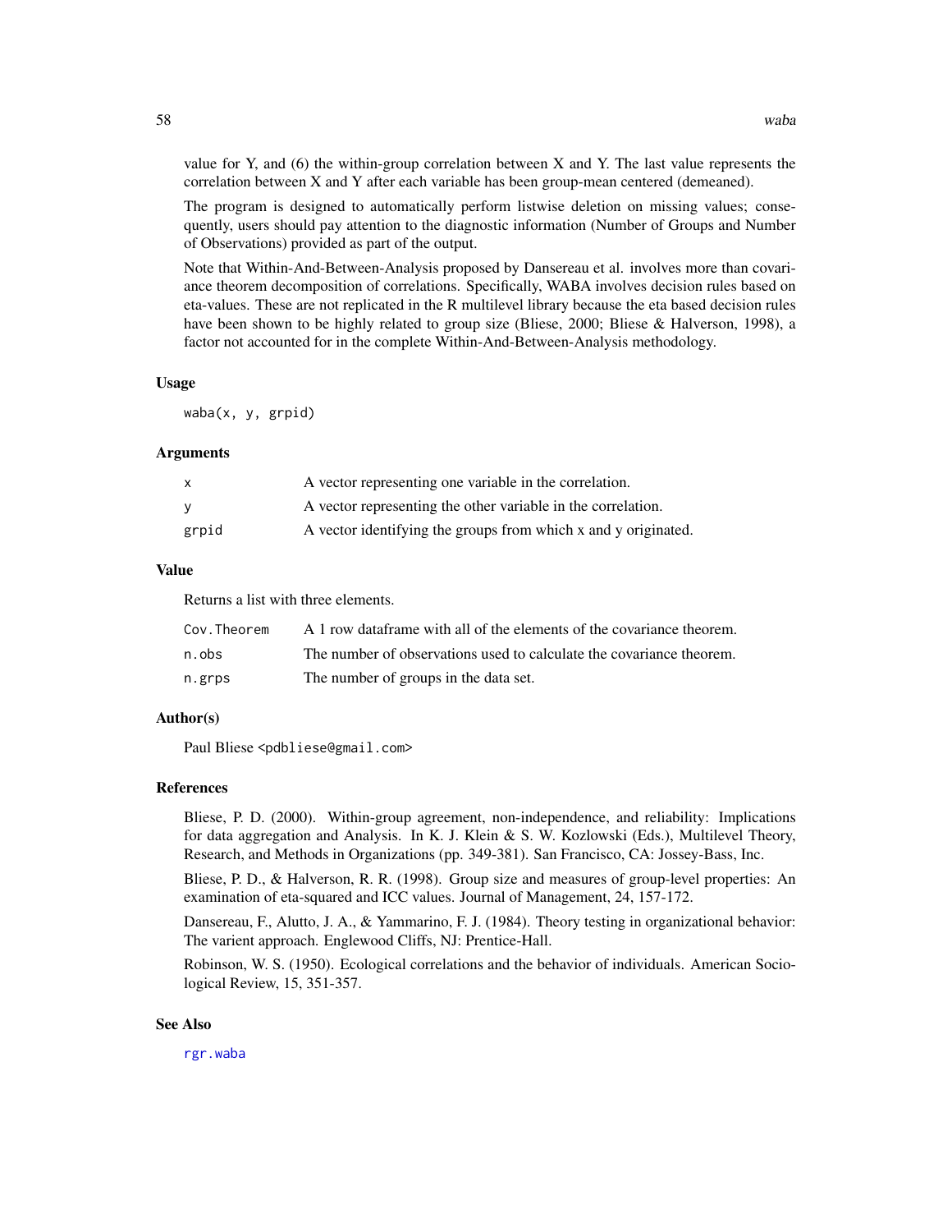value for Y, and (6) the within-group correlation between X and Y. The last value represents the correlation between X and Y after each variable has been group-mean centered (demeaned).

The program is designed to automatically perform listwise deletion on missing values; consequently, users should pay attention to the diagnostic information (Number of Groups and Number of Observations) provided as part of the output.

Note that Within-And-Between-Analysis proposed by Dansereau et al. involves more than covariance theorem decomposition of correlations. Specifically, WABA involves decision rules based on eta-values. These are not replicated in the R multilevel library because the eta based decision rules have been shown to be highly related to group size (Bliese, 2000; Bliese & Halverson, 1998), a factor not accounted for in the complete Within-And-Between-Analysis methodology.

## Usage

```
waba(x, y, grpid)
```

## Arguments

| | |
|---|---|
| `x` | A vector representing one variable in the correlation. |
| `y` | A vector representing the other variable in the correlation. |
| `grpid` | A vector identifying the groups from which x and y originated. |

## Value

Returns a list with three elements.

| | |
|---|---|
| `Cov.Theorem` | A 1 row dataframe with all of the elements of the covariance theorem. |
| `n.obs` | The number of observations used to calculate the covariance theorem. |
| `n.grps` | The number of groups in the data set. |

## Author(s)

Paul Bliese <pdbliese@gmail.com>

## References

Bliese, P. D. (2000). Within-group agreement, non-independence, and reliability: Implications for data aggregation and Analysis. In K. J. Klein & S. W. Kozlowski (Eds.), Multilevel Theory, Research, and Methods in Organizations (pp. 349-381). San Francisco, CA: Jossey-Bass, Inc.

Bliese, P. D., & Halverson, R. R. (1998). Group size and measures of group-level properties: An examination of eta-squared and ICC values. Journal of Management, 24, 157-172.

Dansereau, F., Alutto, J. A., & Yammarino, F. J. (1984). Theory testing in organizational behavior: The varient approach. Englewood Cliffs, NJ: Prentice-Hall.

Robinson, W. S. (1950). Ecological correlations and the behavior of individuals. American Sociological Review, 15, 351-357.

## See Also

`rgr.waba`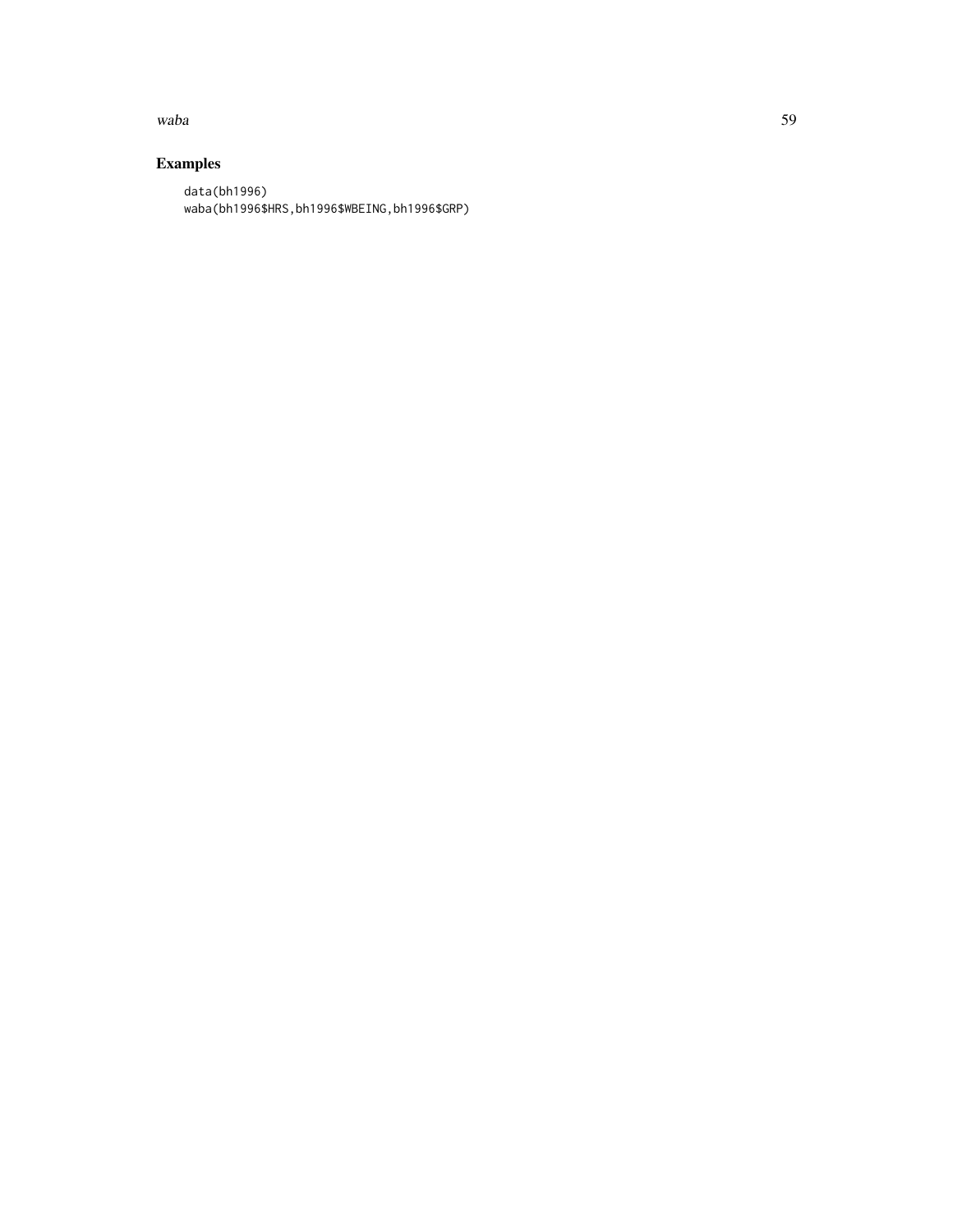## Examples

```
data(bh1996)
waba(bh1996$HRS,bh1996$WBEING,bh1996$GRP)
```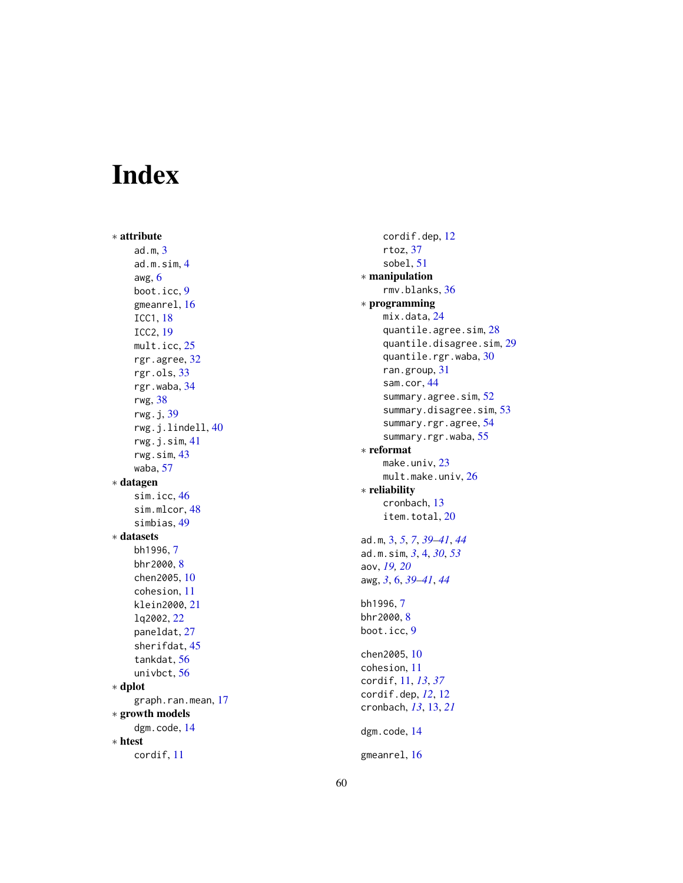# Index

∗ **attribute**
- ad.m, 3
- ad.m.sim, 4
- awg, 6
- boot.icc, 9
- gmeanrel, 16
- ICC1, 18
- ICC2, 19
- mult.icc, 25
- rgr.agree, 32
- rgr.ols, 33
- rgr.waba, 34
- rwg, 38
- rwg.j, 39
- rwg.j.lindell, 40
- rwg.j.sim, 41
- rwg.sim, 43
- waba, 57

∗ **datagen**
- sim.icc, 46
- sim.mlcor, 48
- simbias, 49

∗ **datasets**
- bh1996, 7
- bhr2000, 8
- chen2005, 10
- cohesion, 11
- klein2000, 21
- lq2002, 22
- paneldat, 27
- sherifdat, 45
- tankdat, 56
- univbct, 56

∗ **dplot**
- graph.ran.mean, 17

∗ **growth models**
- dgm.code, 14

∗ **htest**
- cordif, 11
- cordif.dep, 12
- rtoz, 37
- sobel, 51

∗ **manipulation**
- rmv.blanks, 36

∗ **programming**
- mix.data, 24
- quantile.agree.sim, 28
- quantile.disagree.sim, 29
- quantile.rgr.waba, 30
- ran.group, 31
- sam.cor, 44
- summary.agree.sim, 52
- summary.disagree.sim, 53
- summary.rgr.agree, 54
- summary.rgr.waba, 55

∗ **reformat**
- make.univ, 23
- mult.make.univ, 26

∗ **reliability**
- cronbach, 13
- item.total, 20

ad.m, 3, *5*, *7*, *39–41*, *44*
ad.m.sim, *3*, 4, *30*, *53*
aov, *19, 20*
awg, *3*, 6, *39–41*, *44*

bh1996, 7
bhr2000, 8
boot.icc, 9

chen2005, 10
cohesion, 11
cordif, 11, *13*, *37*
cordif.dep, *12*, 12
cronbach, *13*, 13, *21*

dgm.code, 14

gmeanrel, 16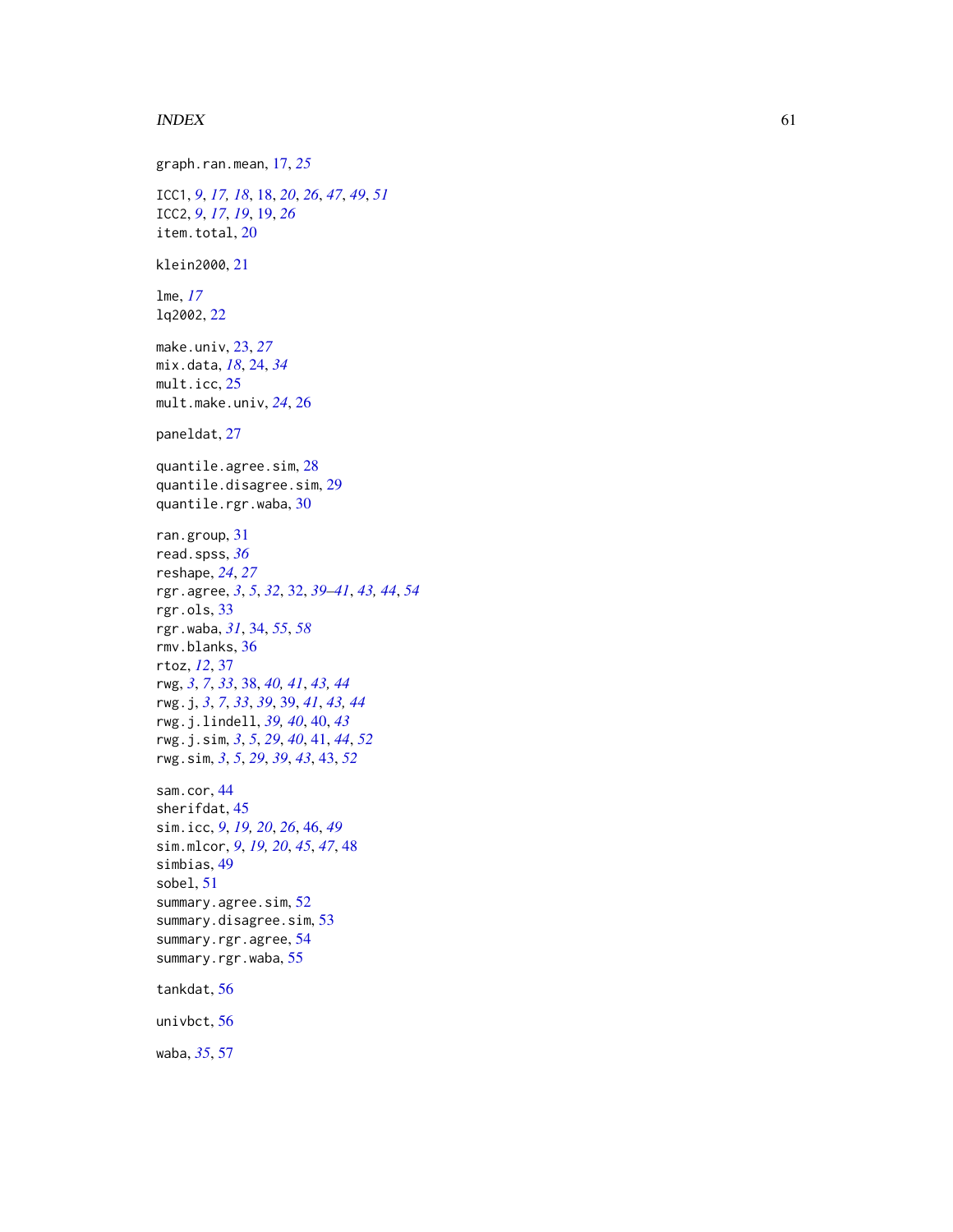graph.ran.mean, 17, *25*

ICC1, *9*, *17, 18*, 18, *20*, *26*, *47*, *49*, *51*
ICC2, *9*, *17*, *19*, 19, *26*
item.total, 20

klein2000, 21

lme, *17*
lq2002, 22

make.univ, 23, *27*
mix.data, *18*, 24, *34*
mult.icc, 25
mult.make.univ, *24*, 26

paneldat, 27

quantile.agree.sim, 28
quantile.disagree.sim, 29
quantile.rgr.waba, 30

ran.group, 31
read.spss, *36*
reshape, *24*, *27*
rgr.agree, *3*, *5*, *32*, 32, *39–41*, *43, 44*, *54*
rgr.ols, 33
rgr.waba, *31*, 34, *55*, *58*
rmv.blanks, 36
rtoz, *12*, 37
rwg, *3*, *7*, *33*, 38, *40, 41*, *43, 44*
rwg.j, *3*, *7*, *33*, *39*, 39, *41*, *43, 44*
rwg.j.lindell, *39, 40*, 40, *43*
rwg.j.sim, *3*, *5*, *29*, *40*, 41, *44*, *52*
rwg.sim, *3*, *5*, *29*, *39*, *43*, 43, *52*

sam.cor, 44
sherifdat, 45
sim.icc, *9*, *19, 20*, *26*, 46, *49*
sim.mlcor, *9*, *19, 20*, *45*, *47*, 48
simbias, 49
sobel, 51
summary.agree.sim, 52
summary.disagree.sim, 53
summary.rgr.agree, 54
summary.rgr.waba, 55

tankdat, 56

univbct, 56

waba, *35*, 57